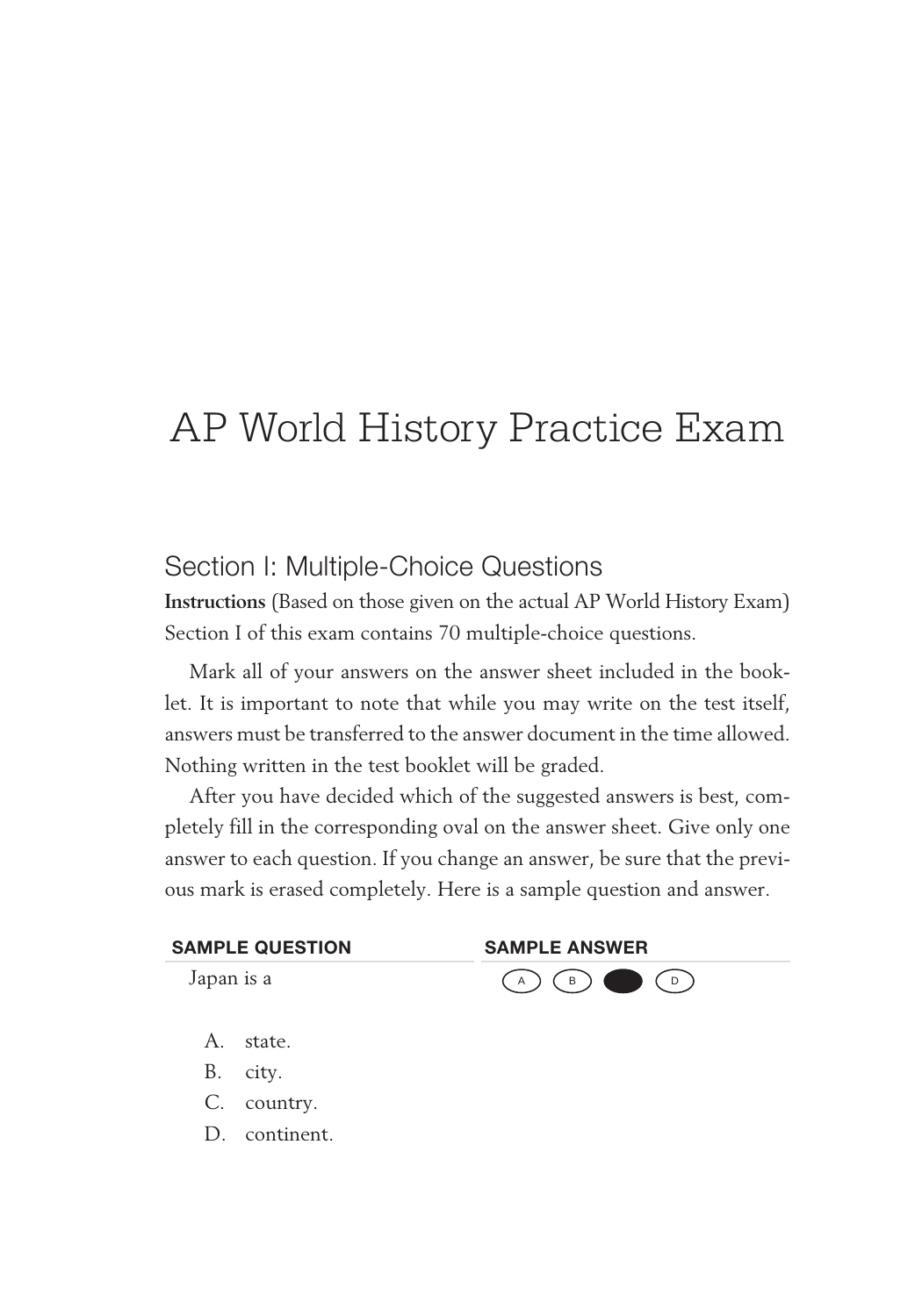# AP World History Practice Exam

## Section I: Multiple-Choice Questions

**Instructions** (Based on those given on the actual AP World History Exam)
Section I of this exam contains 70 multiple-choice questions.

Mark all of your answers on the answer sheet included in the booklet. It is important to note that while you may write on the test itself, answers must be transferred to the answer document in the time allowed. Nothing written in the test booklet will be graded.

After you have decided which of the suggested answers is best, completely fill in the corresponding oval on the answer sheet. Give only one answer to each question. If you change an answer, be sure that the previous mark is erased completely. Here is a sample question and answer.

| SAMPLE QUESTION | SAMPLE ANSWER |
| --- | --- |
| Japan is a | (A) (B) ● (D) |

A. state.
B. city.
C. country.
D. continent.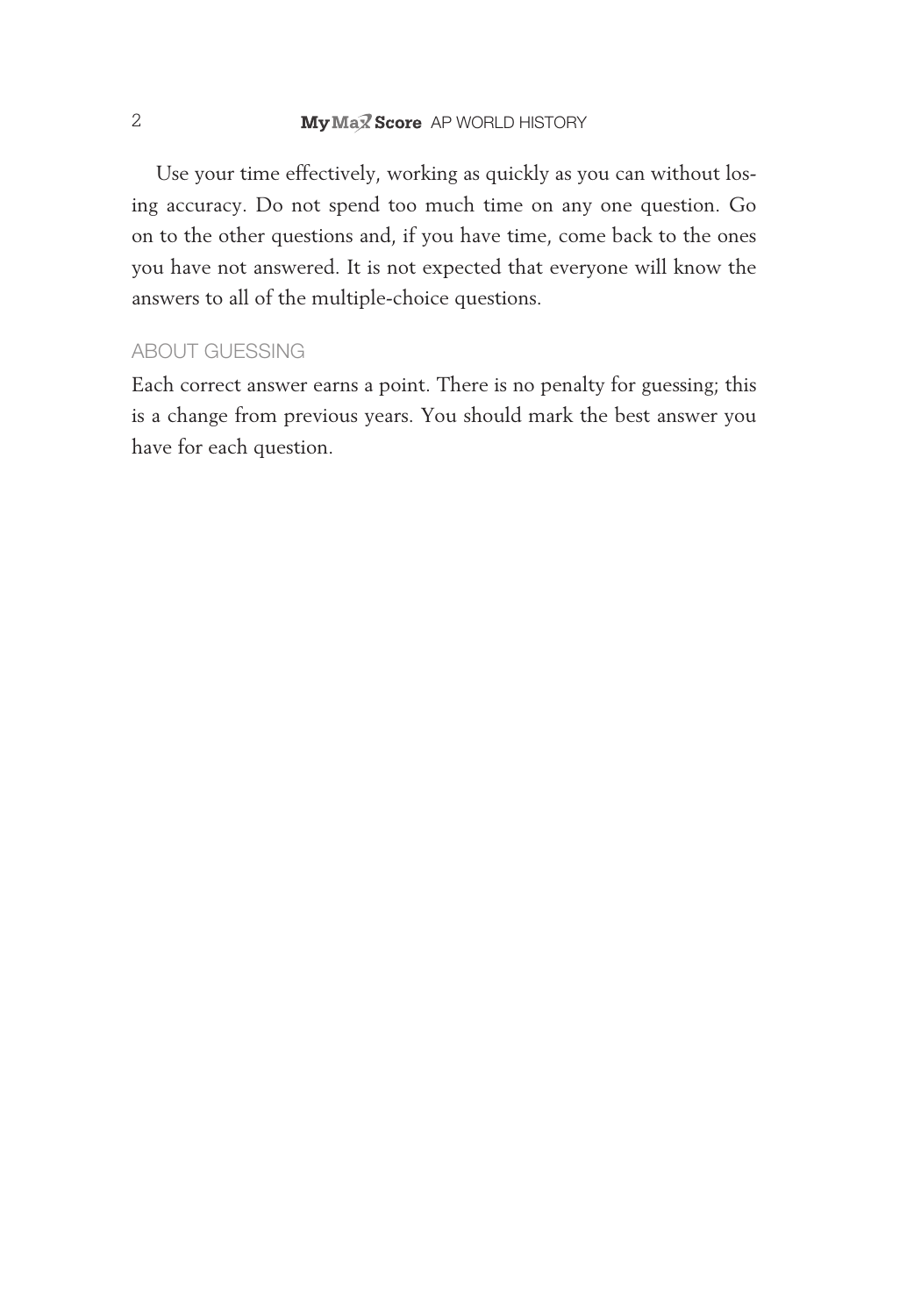Use your time effectively, working as quickly as you can without losing accuracy. Do not spend too much time on any one question. Go on to the other questions and, if you have time, come back to the ones you have not answered. It is not expected that everyone will know the answers to all of the multiple-choice questions.

## ABOUT GUESSING

Each correct answer earns a point. There is no penalty for guessing; this is a change from previous years. You should mark the best answer you have for each question.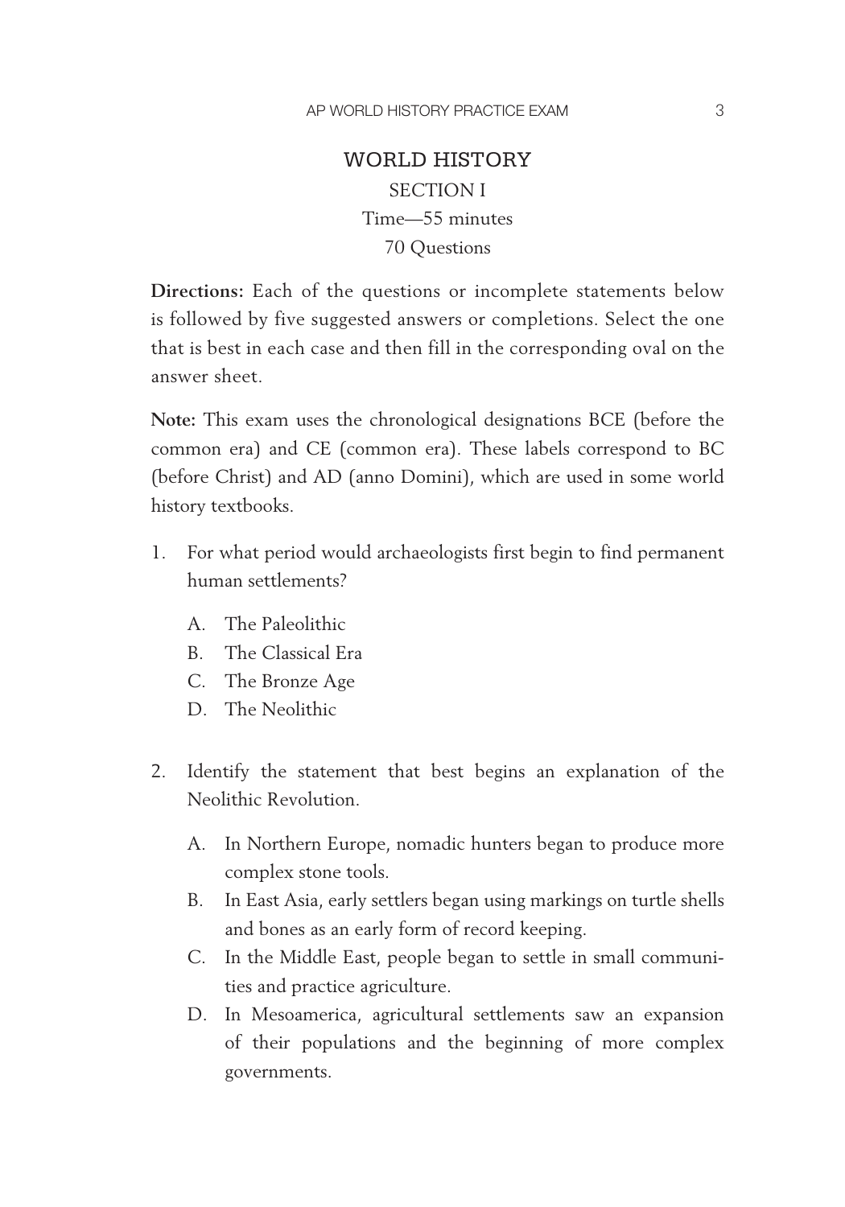# WORLD HISTORY

## SECTION I

Time—55 minutes

70 Questions

**Directions:** Each of the questions or incomplete statements below is followed by five suggested answers or completions. Select the one that is best in each case and then fill in the corresponding oval on the answer sheet.

**Note:** This exam uses the chronological designations BCE (before the common era) and CE (common era). These labels correspond to BC (before Christ) and AD (anno Domini), which are used in some world history textbooks.

1. For what period would archaeologists first begin to find permanent human settlements?

   A. The Paleolithic
   B. The Classical Era
   C. The Bronze Age
   D. The Neolithic

2. Identify the statement that best begins an explanation of the Neolithic Revolution.

   A. In Northern Europe, nomadic hunters began to produce more complex stone tools.
   B. In East Asia, early settlers began using markings on turtle shells and bones as an early form of record keeping.
   C. In the Middle East, people began to settle in small communities and practice agriculture.
   D. In Mesoamerica, agricultural settlements saw an expansion of their populations and the beginning of more complex governments.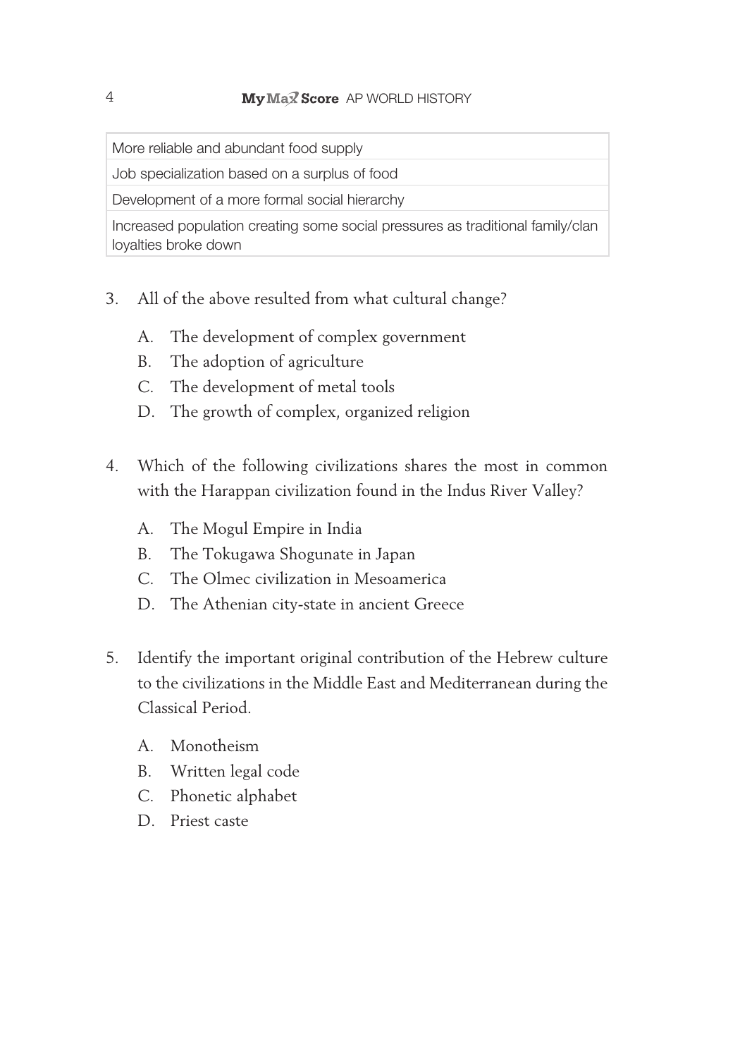| More reliable and abundant food supply |
| --- |
| Job specialization based on a surplus of food |
| Development of a more formal social hierarchy |
| Increased population creating some social pressures as traditional family/clan loyalties broke down |

3. All of the above resulted from what cultural change?

    A. The development of complex government
    B. The adoption of agriculture
    C. The development of metal tools
    D. The growth of complex, organized religion

4. Which of the following civilizations shares the most in common with the Harappan civilization found in the Indus River Valley?

    A. The Mogul Empire in India
    B. The Tokugawa Shogunate in Japan
    C. The Olmec civilization in Mesoamerica
    D. The Athenian city-state in ancient Greece

5. Identify the important original contribution of the Hebrew culture to the civilizations in the Middle East and Mediterranean during the Classical Period.

    A. Monotheism
    B. Written legal code
    C. Phonetic alphabet
    D. Priest caste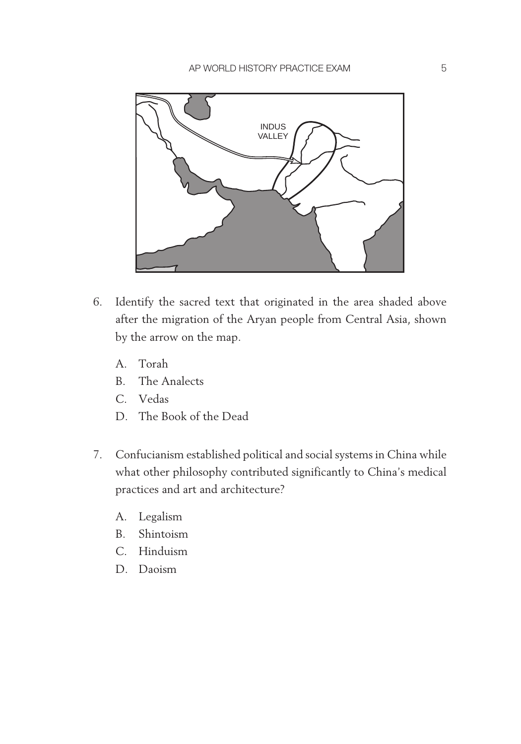6. Identify the sacred text that originated in the area shaded above after the migration of the Aryan people from Central Asia, shown by the arrow on the map.

   A. Torah
   B. The Analects
   C. Vedas
   D. The Book of the Dead

7. Confucianism established political and social systems in China while what other philosophy contributed significantly to China's medical practices and art and architecture?

   A. Legalism
   B. Shintoism
   C. Hinduism
   D. Daoism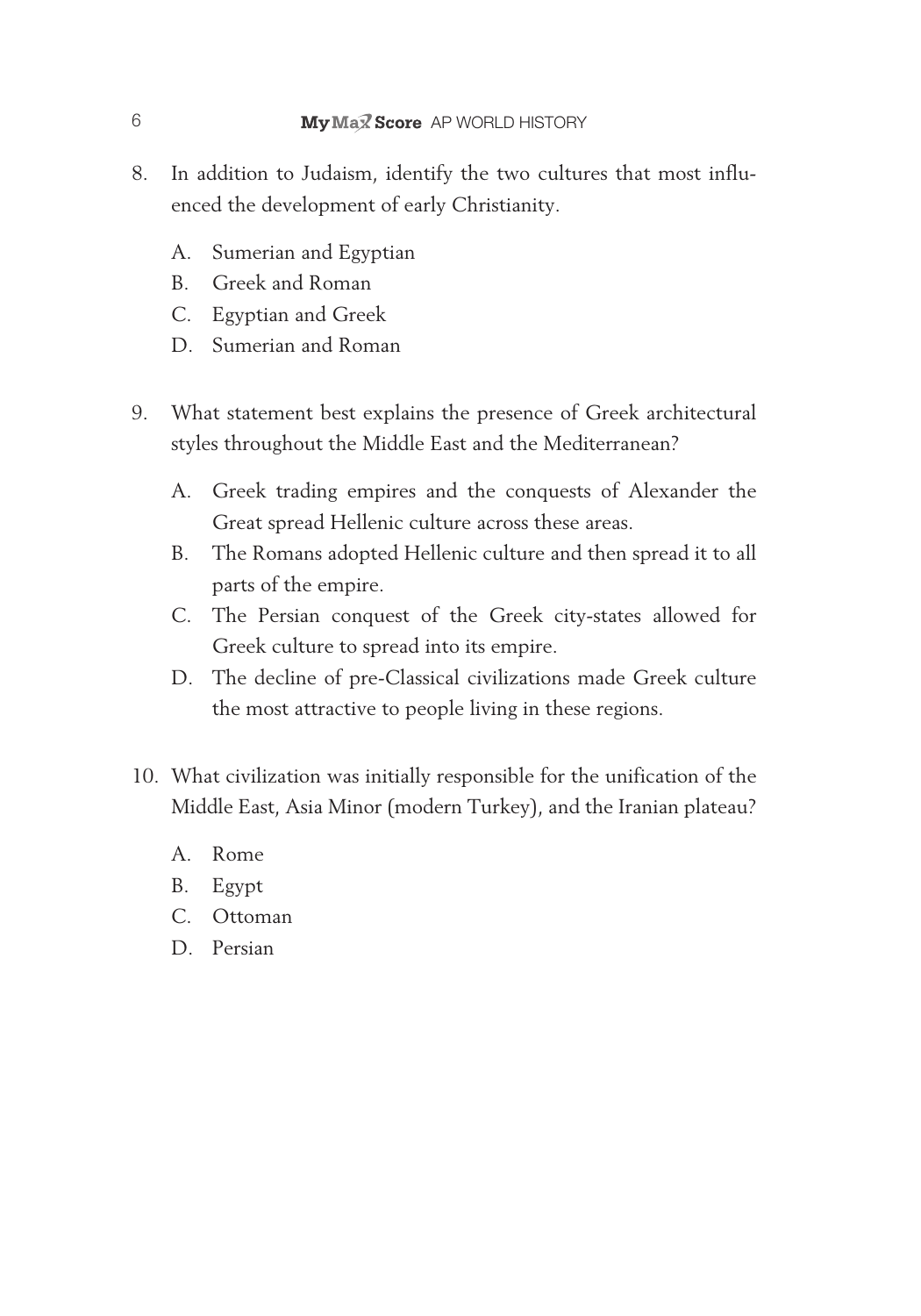8. In addition to Judaism, identify the two cultures that most influenced the development of early Christianity.

   A. Sumerian and Egyptian
   B. Greek and Roman
   C. Egyptian and Greek
   D. Sumerian and Roman

9. What statement best explains the presence of Greek architectural styles throughout the Middle East and the Mediterranean?

   A. Greek trading empires and the conquests of Alexander the Great spread Hellenic culture across these areas.
   B. The Romans adopted Hellenic culture and then spread it to all parts of the empire.
   C. The Persian conquest of the Greek city-states allowed for Greek culture to spread into its empire.
   D. The decline of pre-Classical civilizations made Greek culture the most attractive to people living in these regions.

10. What civilization was initially responsible for the unification of the Middle East, Asia Minor (modern Turkey), and the Iranian plateau?

    A. Rome
    B. Egypt
    C. Ottoman
    D. Persian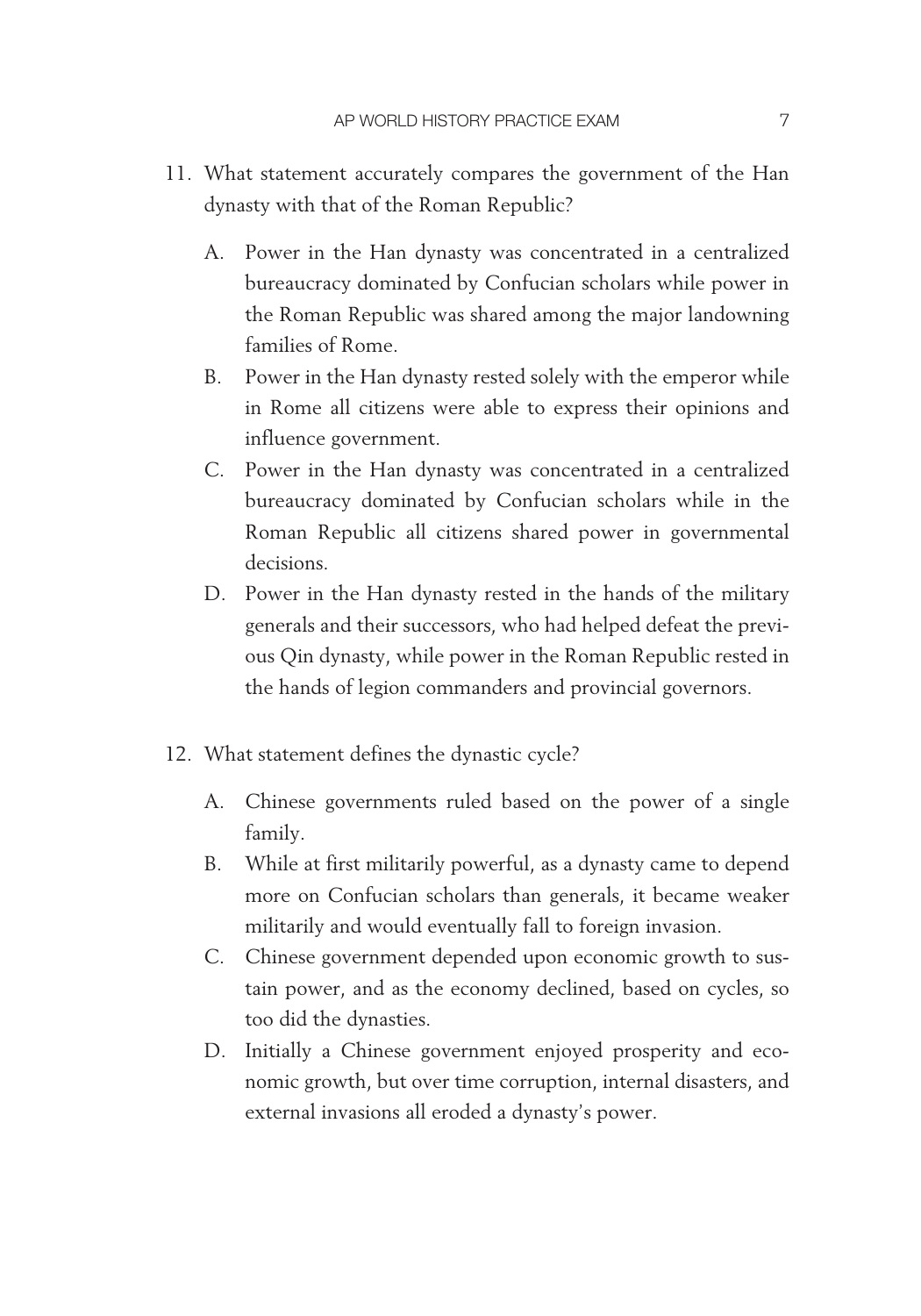11. What statement accurately compares the government of the Han dynasty with that of the Roman Republic?

    A. Power in the Han dynasty was concentrated in a centralized bureaucracy dominated by Confucian scholars while power in the Roman Republic was shared among the major landowning families of Rome.
    B. Power in the Han dynasty rested solely with the emperor while in Rome all citizens were able to express their opinions and influence government.
    C. Power in the Han dynasty was concentrated in a centralized bureaucracy dominated by Confucian scholars while in the Roman Republic all citizens shared power in governmental decisions.
    D. Power in the Han dynasty rested in the hands of the military generals and their successors, who had helped defeat the previous Qin dynasty, while power in the Roman Republic rested in the hands of legion commanders and provincial governors.

12. What statement defines the dynastic cycle?

    A. Chinese governments ruled based on the power of a single family.
    B. While at first militarily powerful, as a dynasty came to depend more on Confucian scholars than generals, it became weaker militarily and would eventually fall to foreign invasion.
    C. Chinese government depended upon economic growth to sustain power, and as the economy declined, based on cycles, so too did the dynasties.
    D. Initially a Chinese government enjoyed prosperity and economic growth, but over time corruption, internal disasters, and external invasions all eroded a dynasty's power.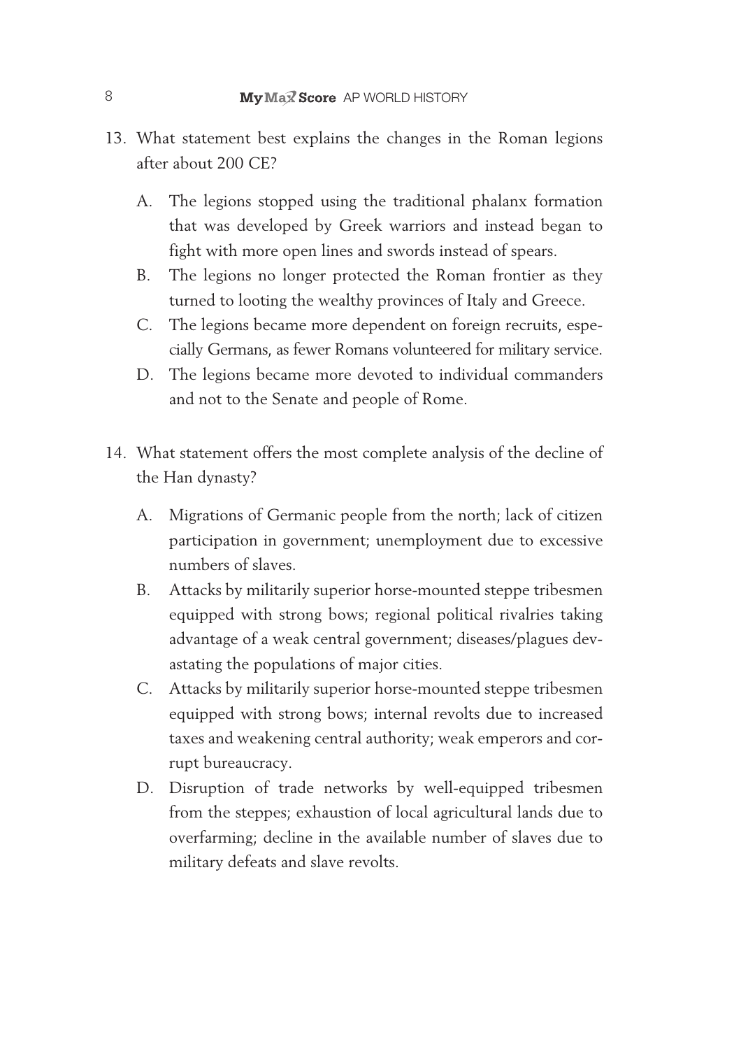13. What statement best explains the changes in the Roman legions after about 200 CE?

    A. The legions stopped using the traditional phalanx formation that was developed by Greek warriors and instead began to fight with more open lines and swords instead of spears.
    B. The legions no longer protected the Roman frontier as they turned to looting the wealthy provinces of Italy and Greece.
    C. The legions became more dependent on foreign recruits, especially Germans, as fewer Romans volunteered for military service.
    D. The legions became more devoted to individual commanders and not to the Senate and people of Rome.

14. What statement offers the most complete analysis of the decline of the Han dynasty?

    A. Migrations of Germanic people from the north; lack of citizen participation in government; unemployment due to excessive numbers of slaves.
    B. Attacks by militarily superior horse-mounted steppe tribesmen equipped with strong bows; regional political rivalries taking advantage of a weak central government; diseases/plagues devastating the populations of major cities.
    C. Attacks by militarily superior horse-mounted steppe tribesmen equipped with strong bows; internal revolts due to increased taxes and weakening central authority; weak emperors and corrupt bureaucracy.
    D. Disruption of trade networks by well-equipped tribesmen from the steppes; exhaustion of local agricultural lands due to overfarming; decline in the available number of slaves due to military defeats and slave revolts.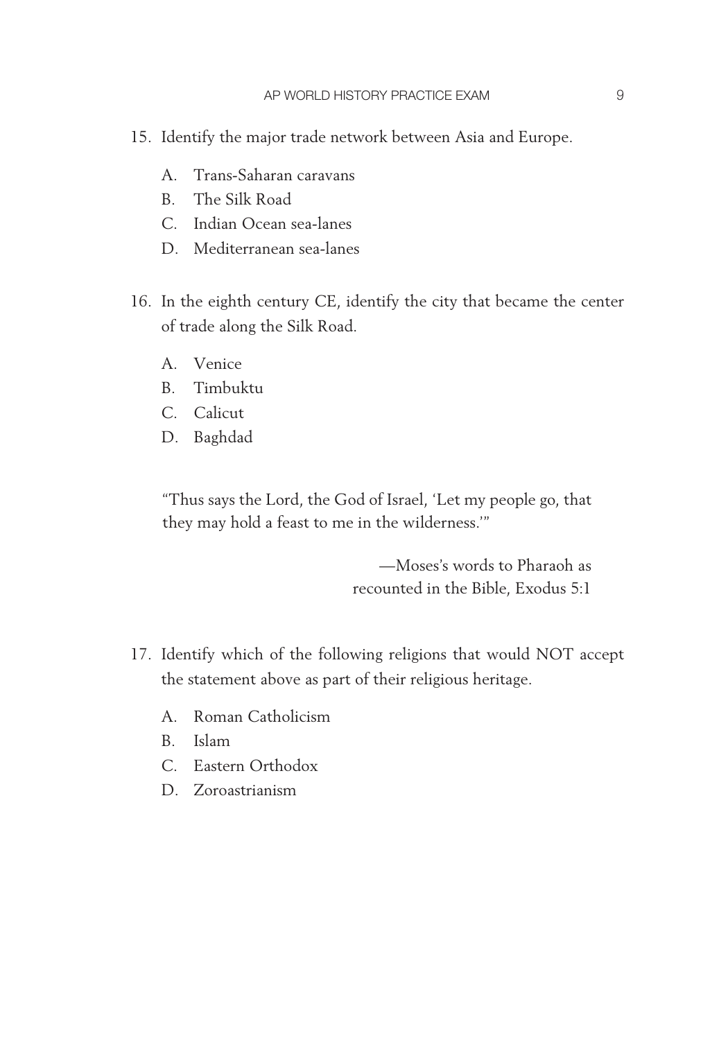15. Identify the major trade network between Asia and Europe.

    A. Trans-Saharan caravans
    B. The Silk Road
    C. Indian Ocean sea-lanes
    D. Mediterranean sea-lanes

16. In the eighth century CE, identify the city that became the center of trade along the Silk Road.

    A. Venice
    B. Timbuktu
    C. Calicut
    D. Baghdad

> "Thus says the Lord, the God of Israel, 'Let my people go, that they may hold a feast to me in the wilderness.'"
>
> —Moses's words to Pharaoh as recounted in the Bible, Exodus 5:1

17. Identify which of the following religions that would NOT accept the statement above as part of their religious heritage.

    A. Roman Catholicism
    B. Islam
    C. Eastern Orthodox
    D. Zoroastrianism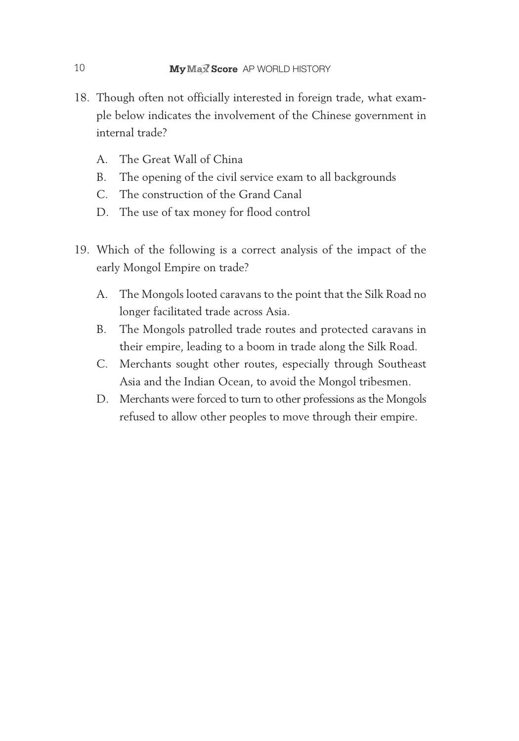18. Though often not officially interested in foreign trade, what example below indicates the involvement of the Chinese government in internal trade?

    A. The Great Wall of China
    B. The opening of the civil service exam to all backgrounds
    C. The construction of the Grand Canal
    D. The use of tax money for flood control

19. Which of the following is a correct analysis of the impact of the early Mongol Empire on trade?

    A. The Mongols looted caravans to the point that the Silk Road no longer facilitated trade across Asia.
    B. The Mongols patrolled trade routes and protected caravans in their empire, leading to a boom in trade along the Silk Road.
    C. Merchants sought other routes, especially through Southeast Asia and the Indian Ocean, to avoid the Mongol tribesmen.
    D. Merchants were forced to turn to other professions as the Mongols refused to allow other peoples to move through their empire.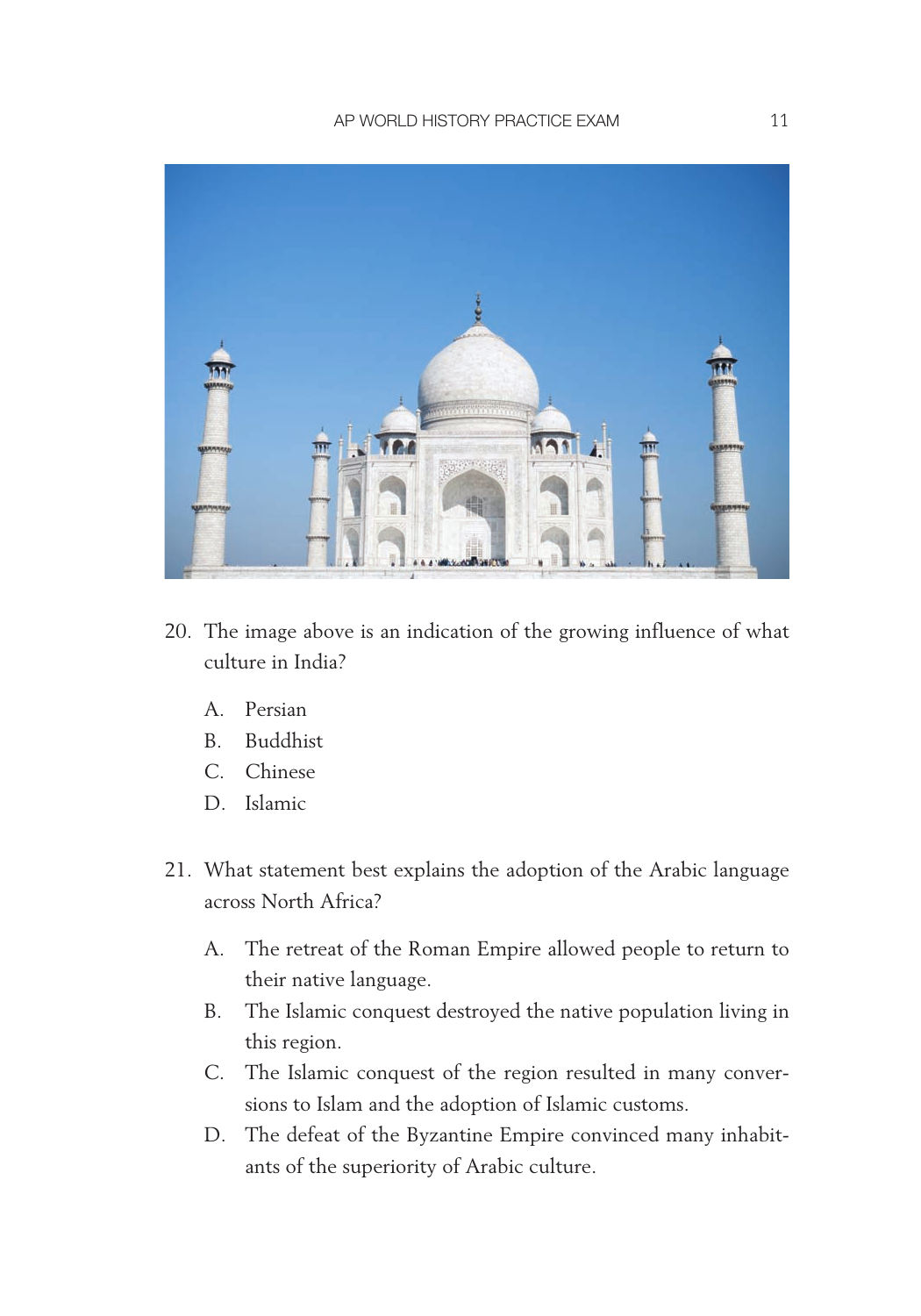20. The image above is an indication of the growing influence of what culture in India?

    A. Persian
    B. Buddhist
    C. Chinese
    D. Islamic

21. What statement best explains the adoption of the Arabic language across North Africa?

    A. The retreat of the Roman Empire allowed people to return to their native language.
    B. The Islamic conquest destroyed the native population living in this region.
    C. The Islamic conquest of the region resulted in many conversions to Islam and the adoption of Islamic customs.
    D. The defeat of the Byzantine Empire convinced many inhabitants of the superiority of Arabic culture.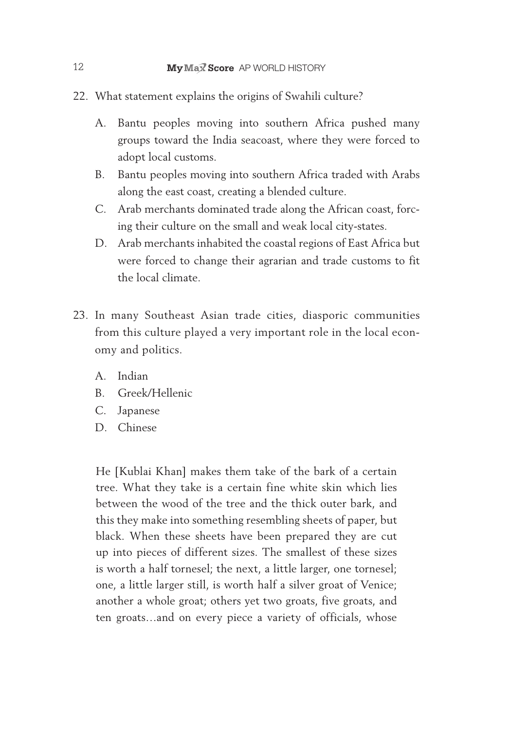22. What statement explains the origins of Swahili culture?

    A. Bantu peoples moving into southern Africa pushed many groups toward the India seacoast, where they were forced to adopt local customs.
    B. Bantu peoples moving into southern Africa traded with Arabs along the east coast, creating a blended culture.
    C. Arab merchants dominated trade along the African coast, forcing their culture on the small and weak local city-states.
    D. Arab merchants inhabited the coastal regions of East Africa but were forced to change their agrarian and trade customs to fit the local climate.

23. In many Southeast Asian trade cities, diasporic communities from this culture played a very important role in the local economy and politics.

    A. Indian
    B. Greek/Hellenic
    C. Japanese
    D. Chinese

> He [Kublai Khan] makes them take of the bark of a certain tree. What they take is a certain fine white skin which lies between the wood of the tree and the thick outer bark, and this they make into something resembling sheets of paper, but black. When these sheets have been prepared they are cut up into pieces of different sizes. The smallest of these sizes is worth a half tornesel; the next, a little larger, one tornesel; one, a little larger still, is worth half a silver groat of Venice; another a whole groat; others yet two groats, five groats, and ten groats...and on every piece a variety of officials, whose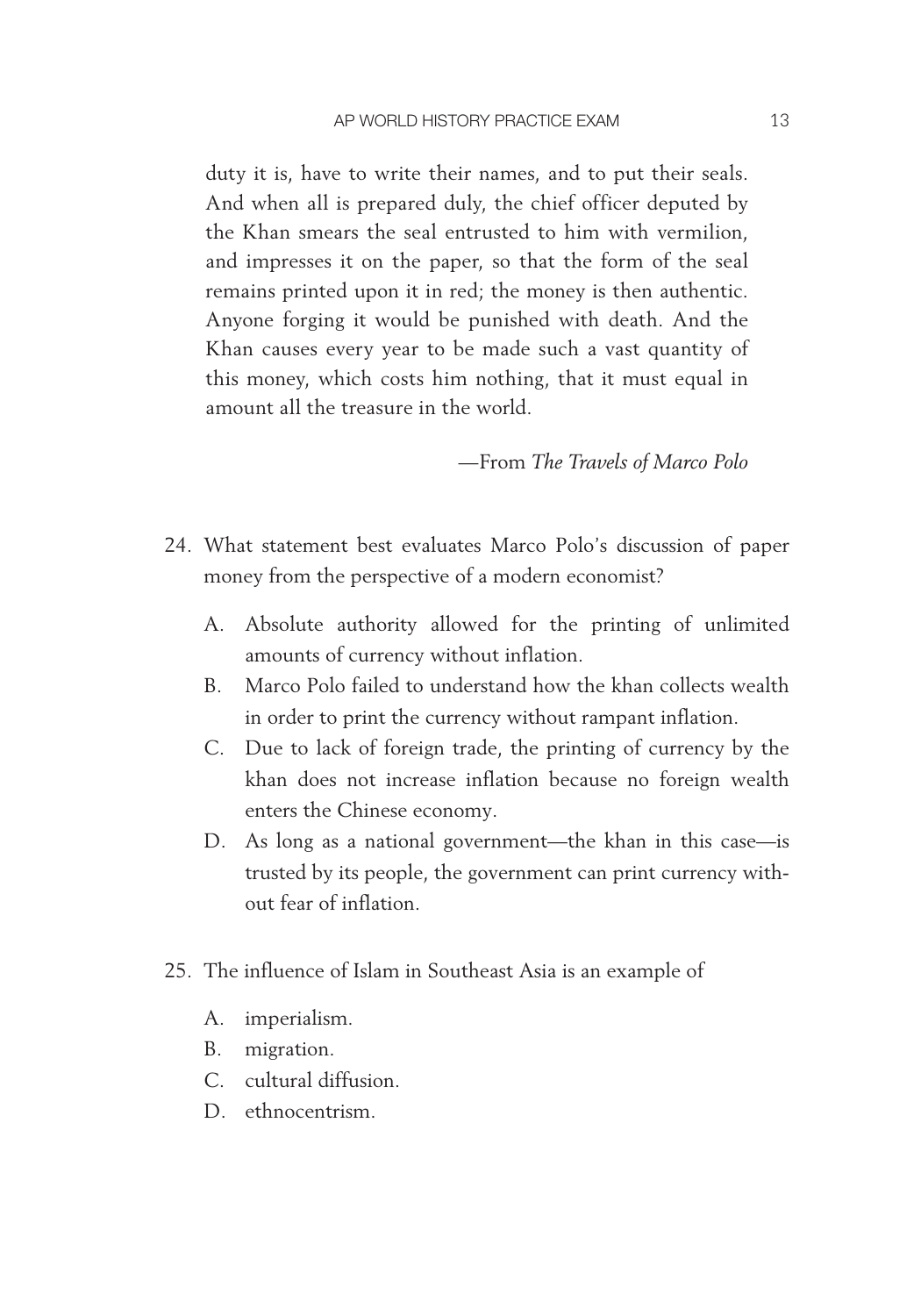duty it is, have to write their names, and to put their seals. And when all is prepared duly, the chief officer deputed by the Khan smears the seal entrusted to him with vermilion, and impresses it on the paper, so that the form of the seal remains printed upon it in red; the money is then authentic. Anyone forging it would be punished with death. And the Khan causes every year to be made such a vast quantity of this money, which costs him nothing, that it must equal in amount all the treasure in the world.

—From *The Travels of Marco Polo*

24. What statement best evaluates Marco Polo's discussion of paper money from the perspective of a modern economist?

    A. Absolute authority allowed for the printing of unlimited amounts of currency without inflation.
    B. Marco Polo failed to understand how the khan collects wealth in order to print the currency without rampant inflation.
    C. Due to lack of foreign trade, the printing of currency by the khan does not increase inflation because no foreign wealth enters the Chinese economy.
    D. As long as a national government—the khan in this case—is trusted by its people, the government can print currency without fear of inflation.

25. The influence of Islam in Southeast Asia is an example of

    A. imperialism.
    B. migration.
    C. cultural diffusion.
    D. ethnocentrism.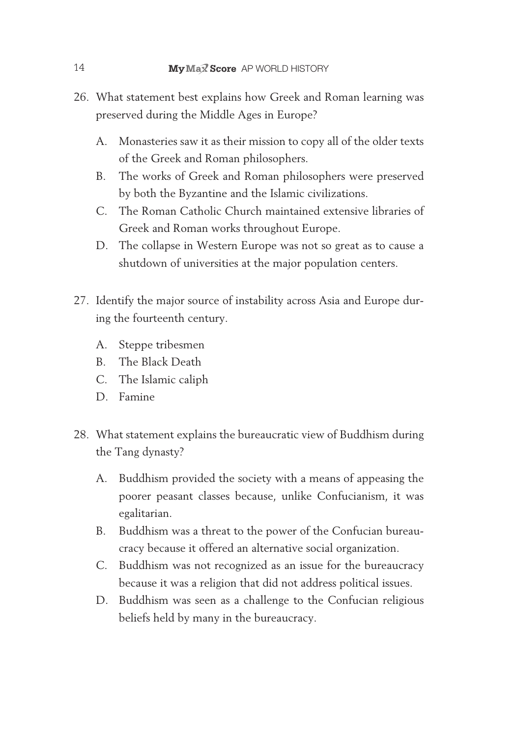26. What statement best explains how Greek and Roman learning was preserved during the Middle Ages in Europe?

    A. Monasteries saw it as their mission to copy all of the older texts of the Greek and Roman philosophers.
    B. The works of Greek and Roman philosophers were preserved by both the Byzantine and the Islamic civilizations.
    C. The Roman Catholic Church maintained extensive libraries of Greek and Roman works throughout Europe.
    D. The collapse in Western Europe was not so great as to cause a shutdown of universities at the major population centers.

27. Identify the major source of instability across Asia and Europe during the fourteenth century.

    A. Steppe tribesmen
    B. The Black Death
    C. The Islamic caliph
    D. Famine

28. What statement explains the bureaucratic view of Buddhism during the Tang dynasty?

    A. Buddhism provided the society with a means of appeasing the poorer peasant classes because, unlike Confucianism, it was egalitarian.
    B. Buddhism was a threat to the power of the Confucian bureaucracy because it offered an alternative social organization.
    C. Buddhism was not recognized as an issue for the bureaucracy because it was a religion that did not address political issues.
    D. Buddhism was seen as a challenge to the Confucian religious beliefs held by many in the bureaucracy.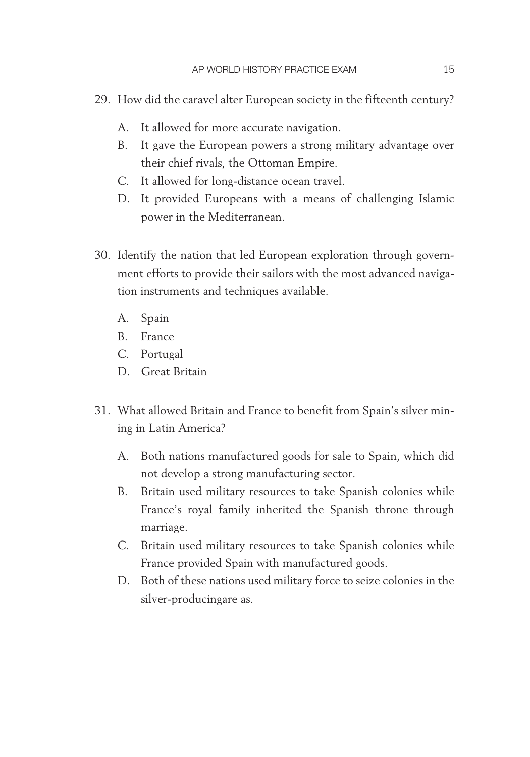29. How did the caravel alter European society in the fifteenth century?

    A. It allowed for more accurate navigation.
    B. It gave the European powers a strong military advantage over their chief rivals, the Ottoman Empire.
    C. It allowed for long-distance ocean travel.
    D. It provided Europeans with a means of challenging Islamic power in the Mediterranean.

30. Identify the nation that led European exploration through government efforts to provide their sailors with the most advanced navigation instruments and techniques available.

    A. Spain
    B. France
    C. Portugal
    D. Great Britain

31. What allowed Britain and France to benefit from Spain's silver mining in Latin America?

    A. Both nations manufactured goods for sale to Spain, which did not develop a strong manufacturing sector.
    B. Britain used military resources to take Spanish colonies while France's royal family inherited the Spanish throne through marriage.
    C. Britain used military resources to take Spanish colonies while France provided Spain with manufactured goods.
    D. Both of these nations used military force to seize colonies in the silver-producingare as.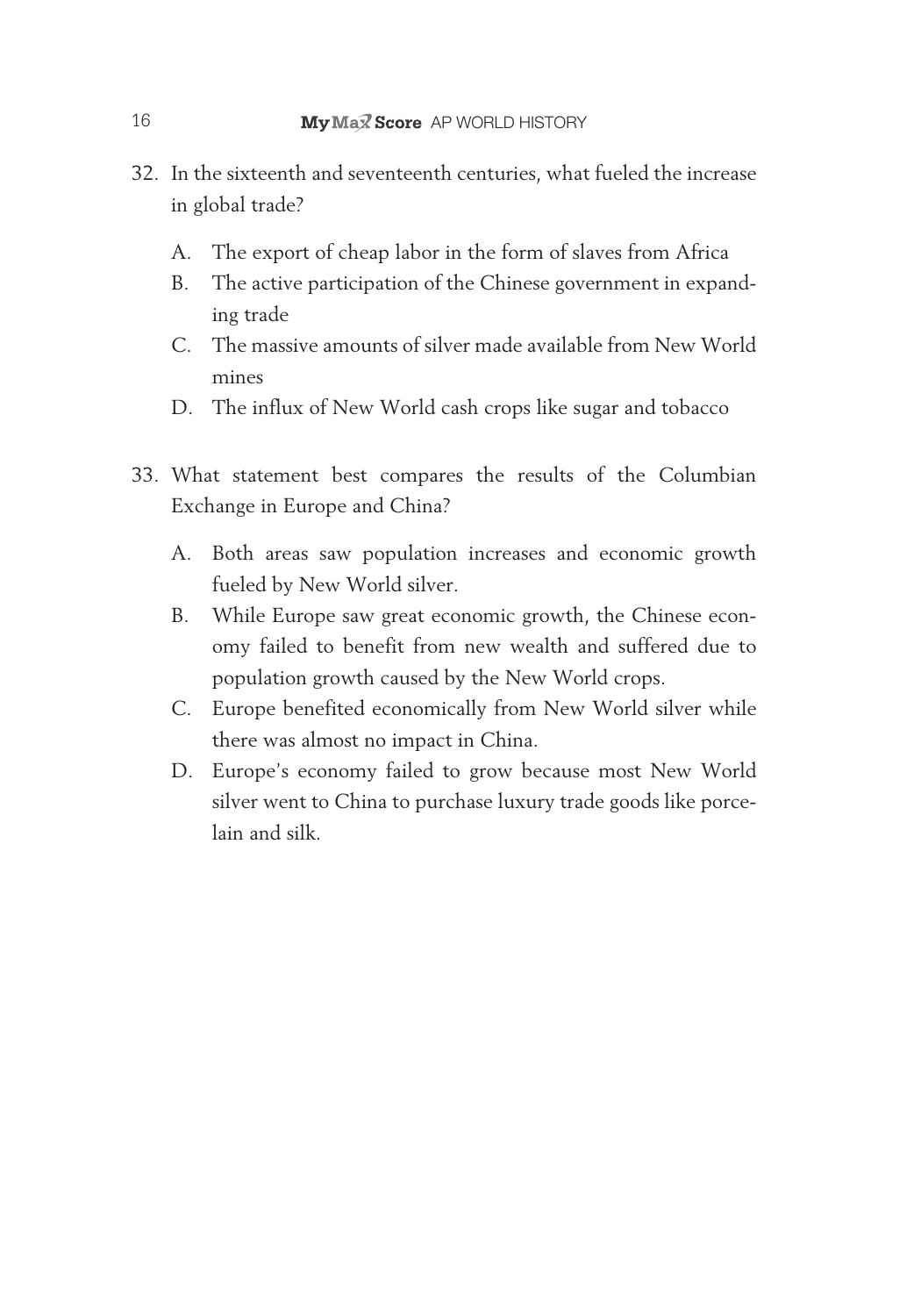32. In the sixteenth and seventeenth centuries, what fueled the increase in global trade?

    A. The export of cheap labor in the form of slaves from Africa
    B. The active participation of the Chinese government in expanding trade
    C. The massive amounts of silver made available from New World mines
    D. The influx of New World cash crops like sugar and tobacco

33. What statement best compares the results of the Columbian Exchange in Europe and China?

    A. Both areas saw population increases and economic growth fueled by New World silver.
    B. While Europe saw great economic growth, the Chinese economy failed to benefit from new wealth and suffered due to population growth caused by the New World crops.
    C. Europe benefited economically from New World silver while there was almost no impact in China.
    D. Europe's economy failed to grow because most New World silver went to China to purchase luxury trade goods like porcelain and silk.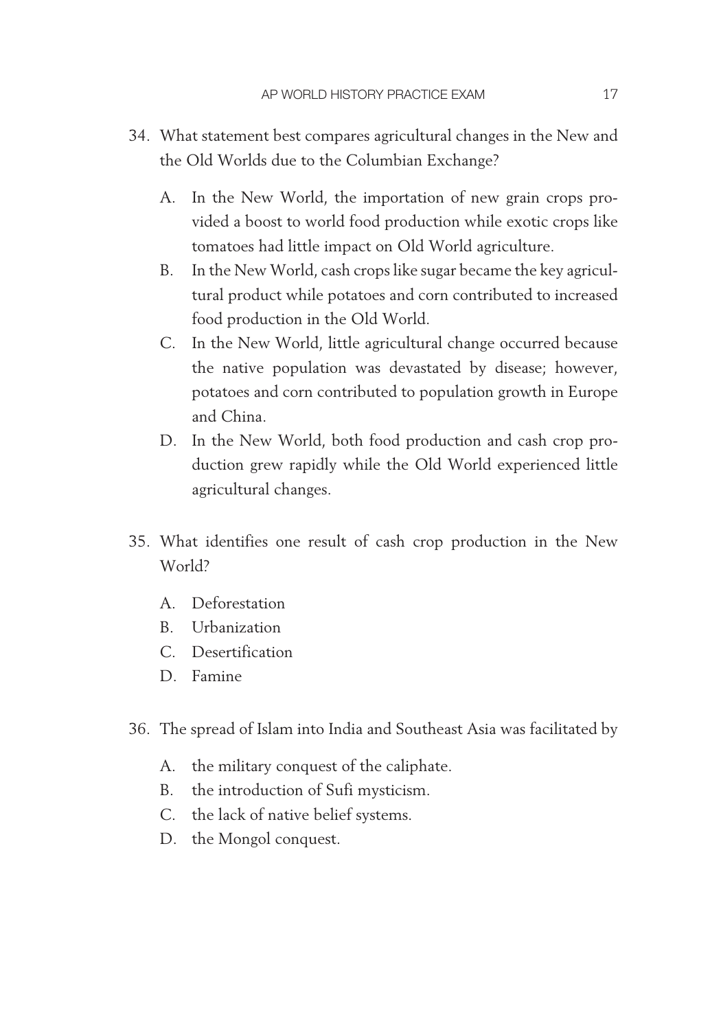34. What statement best compares agricultural changes in the New and the Old Worlds due to the Columbian Exchange?

    A. In the New World, the importation of new grain crops provided a boost to world food production while exotic crops like tomatoes had little impact on Old World agriculture.
    B. In the New World, cash crops like sugar became the key agricultural product while potatoes and corn contributed to increased food production in the Old World.
    C. In the New World, little agricultural change occurred because the native population was devastated by disease; however, potatoes and corn contributed to population growth in Europe and China.
    D. In the New World, both food production and cash crop production grew rapidly while the Old World experienced little agricultural changes.

35. What identifies one result of cash crop production in the New World?

    A. Deforestation
    B. Urbanization
    C. Desertification
    D. Famine

36. The spread of Islam into India and Southeast Asia was facilitated by

    A. the military conquest of the caliphate.
    B. the introduction of Sufi mysticism.
    C. the lack of native belief systems.
    D. the Mongol conquest.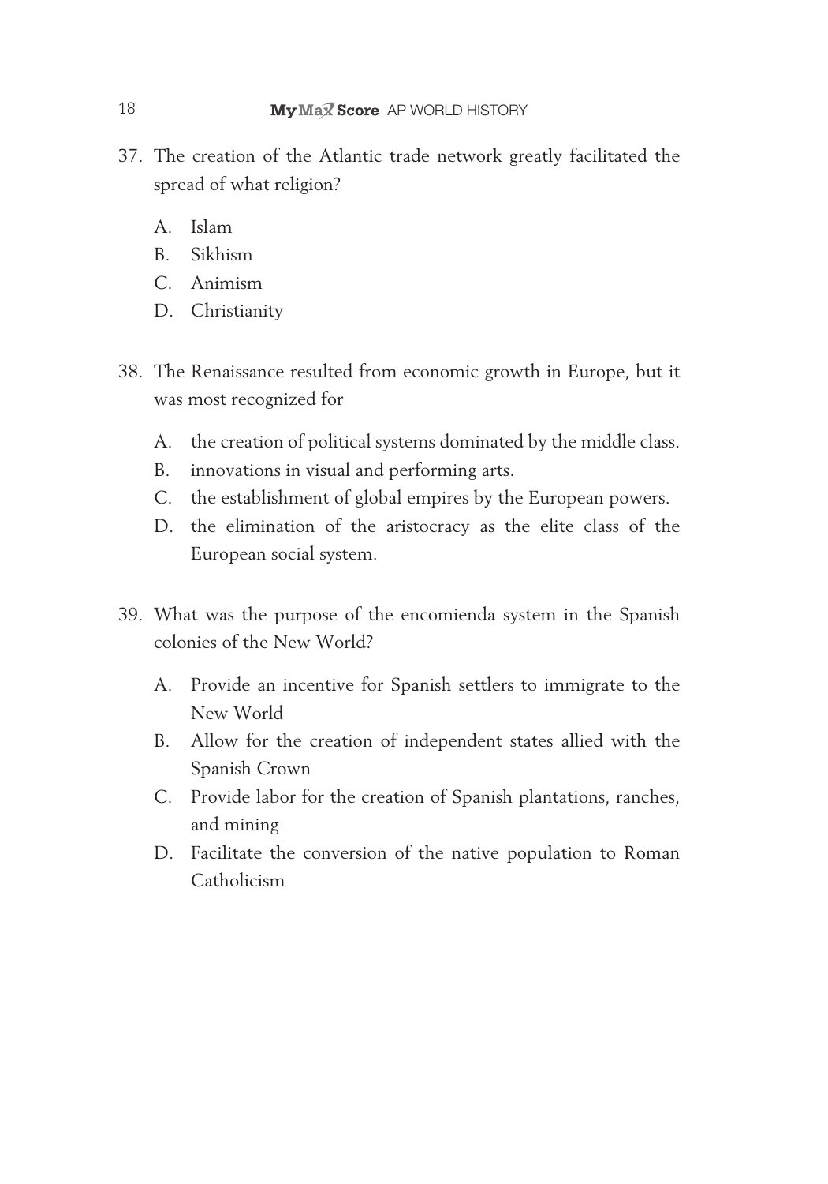37. The creation of the Atlantic trade network greatly facilitated the spread of what religion?

    A. Islam
    B. Sikhism
    C. Animism
    D. Christianity

38. The Renaissance resulted from economic growth in Europe, but it was most recognized for

    A. the creation of political systems dominated by the middle class.
    B. innovations in visual and performing arts.
    C. the establishment of global empires by the European powers.
    D. the elimination of the aristocracy as the elite class of the European social system.

39. What was the purpose of the encomienda system in the Spanish colonies of the New World?

    A. Provide an incentive for Spanish settlers to immigrate to the New World
    B. Allow for the creation of independent states allied with the Spanish Crown
    C. Provide labor for the creation of Spanish plantations, ranches, and mining
    D. Facilitate the conversion of the native population to Roman Catholicism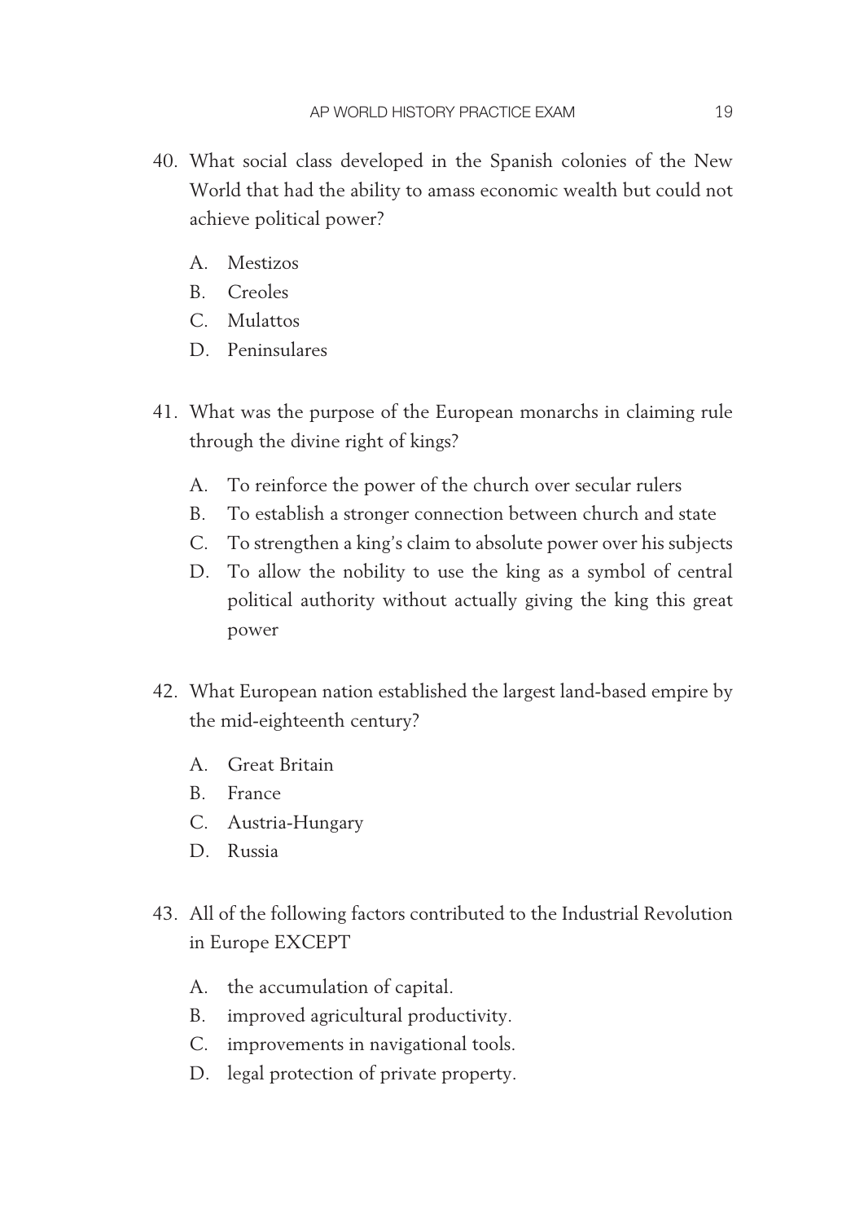40. What social class developed in the Spanish colonies of the New World that had the ability to amass economic wealth but could not achieve political power?

    A. Mestizos
    B. Creoles
    C. Mulattos
    D. Peninsulares

41. What was the purpose of the European monarchs in claiming rule through the divine right of kings?

    A. To reinforce the power of the church over secular rulers
    B. To establish a stronger connection between church and state
    C. To strengthen a king's claim to absolute power over his subjects
    D. To allow the nobility to use the king as a symbol of central political authority without actually giving the king this great power

42. What European nation established the largest land-based empire by the mid-eighteenth century?

    A. Great Britain
    B. France
    C. Austria-Hungary
    D. Russia

43. All of the following factors contributed to the Industrial Revolution in Europe EXCEPT

    A. the accumulation of capital.
    B. improved agricultural productivity.
    C. improvements in navigational tools.
    D. legal protection of private property.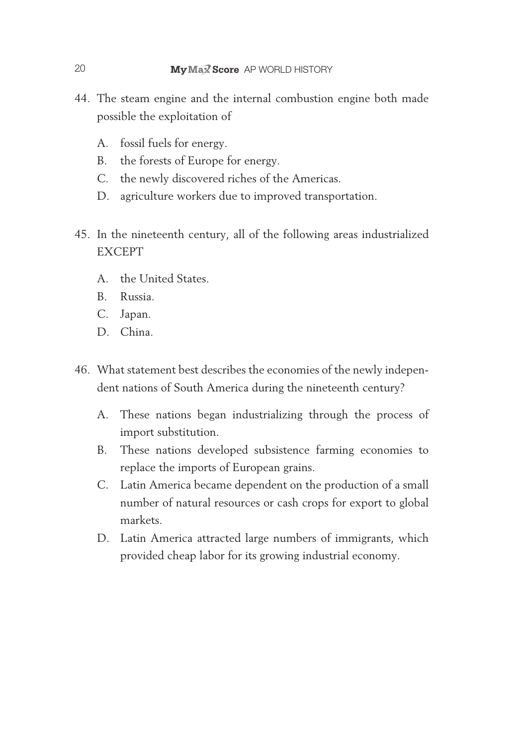44. The steam engine and the internal combustion engine both made possible the exploitation of

    A. fossil fuels for energy.
    B. the forests of Europe for energy.
    C. the newly discovered riches of the Americas.
    D. agriculture workers due to improved transportation.

45. In the nineteenth century, all of the following areas industrialized EXCEPT

    A. the United States.
    B. Russia.
    C. Japan.
    D. China.

46. What statement best describes the economies of the newly independent nations of South America during the nineteenth century?

    A. These nations began industrializing through the process of import substitution.
    B. These nations developed subsistence farming economies to replace the imports of European grains.
    C. Latin America became dependent on the production of a small number of natural resources or cash crops for export to global markets.
    D. Latin America attracted large numbers of immigrants, which provided cheap labor for its growing industrial economy.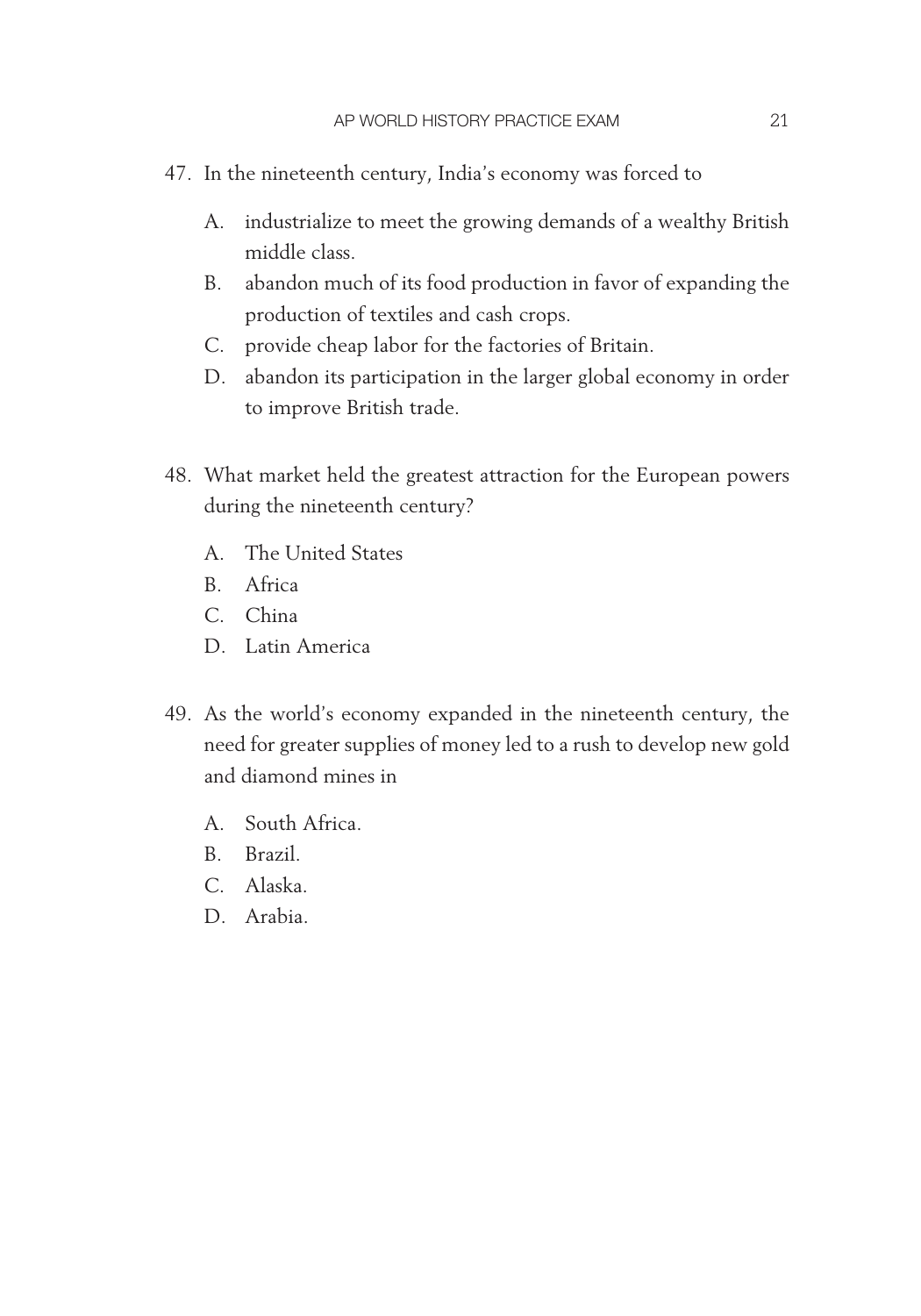47. In the nineteenth century, India's economy was forced to

    A. industrialize to meet the growing demands of a wealthy British middle class.
    B. abandon much of its food production in favor of expanding the production of textiles and cash crops.
    C. provide cheap labor for the factories of Britain.
    D. abandon its participation in the larger global economy in order to improve British trade.

48. What market held the greatest attraction for the European powers during the nineteenth century?

    A. The United States
    B. Africa
    C. China
    D. Latin America

49. As the world's economy expanded in the nineteenth century, the need for greater supplies of money led to a rush to develop new gold and diamond mines in

    A. South Africa.
    B. Brazil.
    C. Alaska.
    D. Arabia.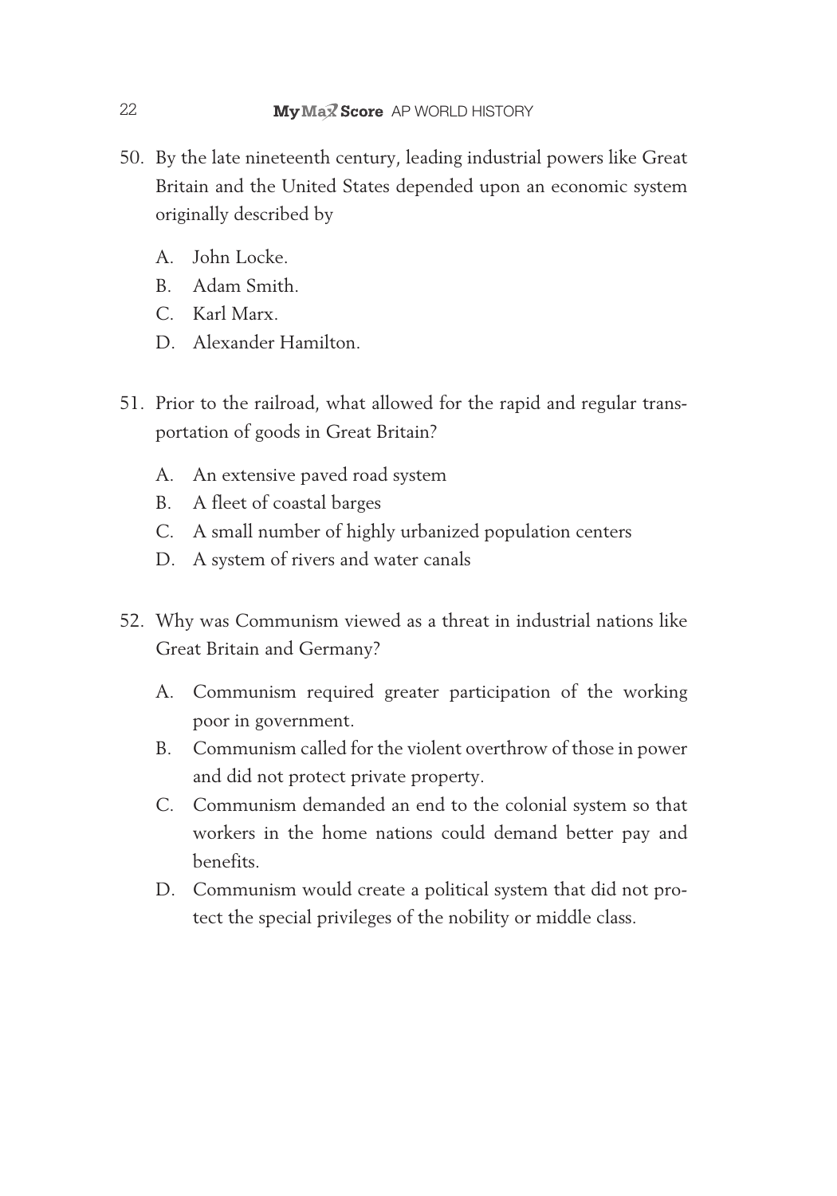50. By the late nineteenth century, leading industrial powers like Great Britain and the United States depended upon an economic system originally described by

    A. John Locke.
    B. Adam Smith.
    C. Karl Marx.
    D. Alexander Hamilton.

51. Prior to the railroad, what allowed for the rapid and regular transportation of goods in Great Britain?

    A. An extensive paved road system
    B. A fleet of coastal barges
    C. A small number of highly urbanized population centers
    D. A system of rivers and water canals

52. Why was Communism viewed as a threat in industrial nations like Great Britain and Germany?

    A. Communism required greater participation of the working poor in government.
    B. Communism called for the violent overthrow of those in power and did not protect private property.
    C. Communism demanded an end to the colonial system so that workers in the home nations could demand better pay and benefits.
    D. Communism would create a political system that did not protect the special privileges of the nobility or middle class.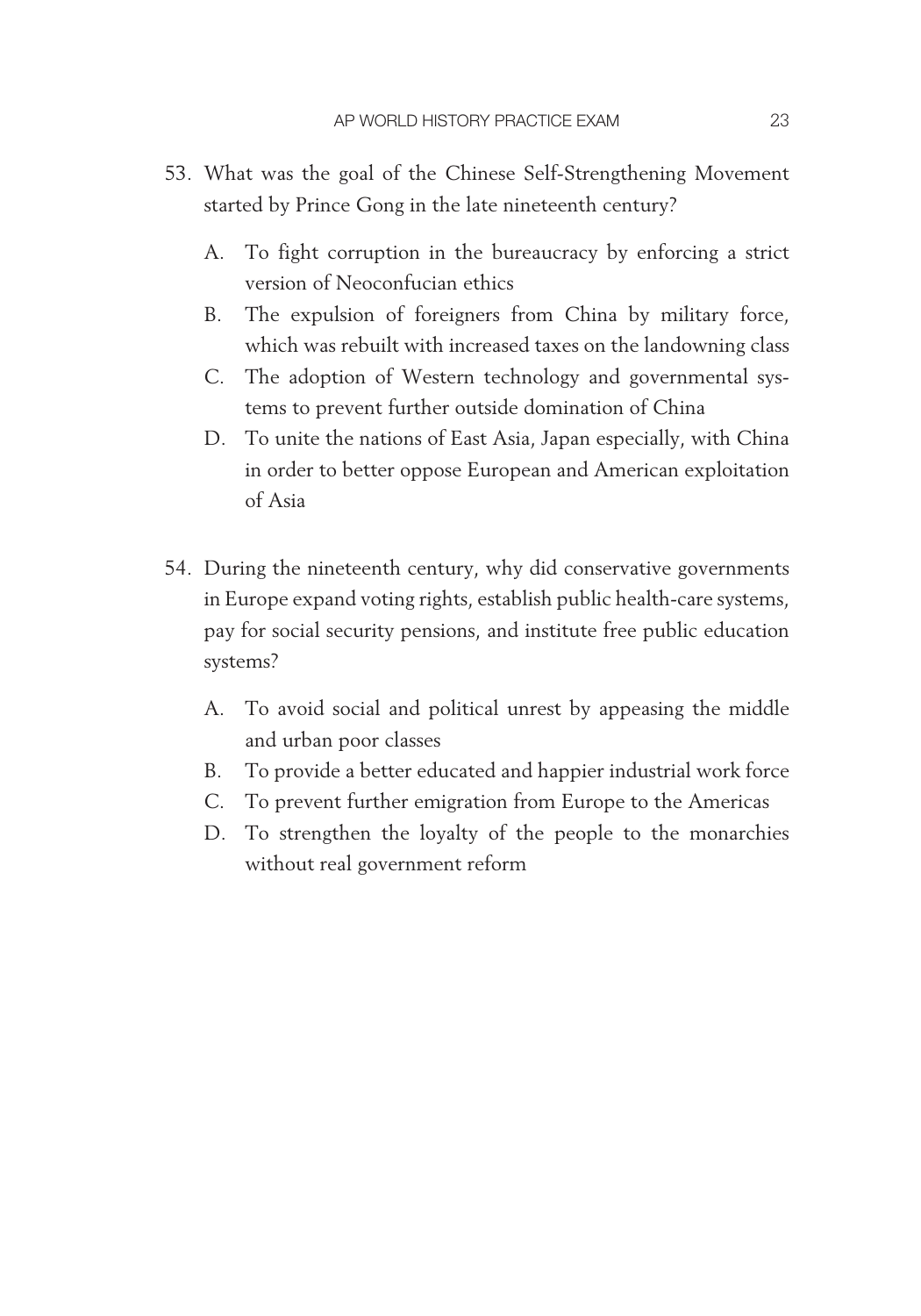53. What was the goal of the Chinese Self-Strengthening Movement started by Prince Gong in the late nineteenth century?

    A. To fight corruption in the bureaucracy by enforcing a strict version of Neoconfucian ethics
    B. The expulsion of foreigners from China by military force, which was rebuilt with increased taxes on the landowning class
    C. The adoption of Western technology and governmental systems to prevent further outside domination of China
    D. To unite the nations of East Asia, Japan especially, with China in order to better oppose European and American exploitation of Asia

54. During the nineteenth century, why did conservative governments in Europe expand voting rights, establish public health-care systems, pay for social security pensions, and institute free public education systems?

    A. To avoid social and political unrest by appeasing the middle and urban poor classes
    B. To provide a better educated and happier industrial work force
    C. To prevent further emigration from Europe to the Americas
    D. To strengthen the loyalty of the people to the monarchies without real government reform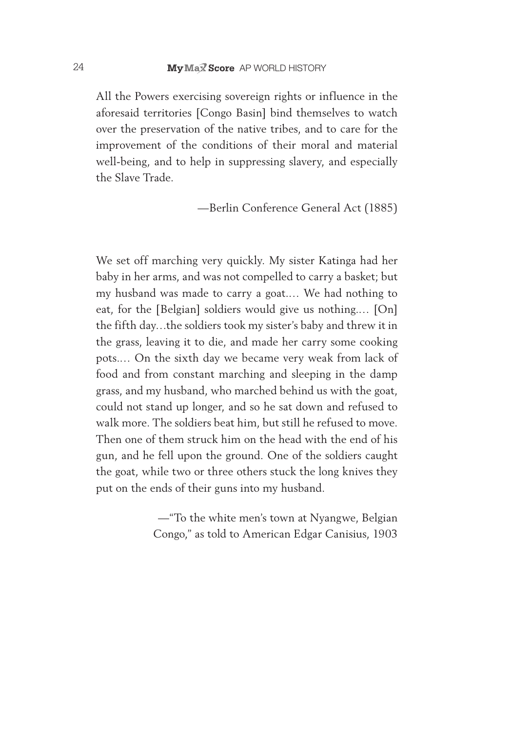All the Powers exercising sovereign rights or influence in the aforesaid territories [Congo Basin] bind themselves to watch over the preservation of the native tribes, and to care for the improvement of the conditions of their moral and material well-being, and to help in suppressing slavery, and especially the Slave Trade.

—Berlin Conference General Act (1885)

We set off marching very quickly. My sister Katinga had her baby in her arms, and was not compelled to carry a basket; but my husband was made to carry a goat.… We had nothing to eat, for the [Belgian] soldiers would give us nothing.… [On] the fifth day…the soldiers took my sister's baby and threw it in the grass, leaving it to die, and made her carry some cooking pots.… On the sixth day we became very weak from lack of food and from constant marching and sleeping in the damp grass, and my husband, who marched behind us with the goat, could not stand up longer, and so he sat down and refused to walk more. The soldiers beat him, but still he refused to move. Then one of them struck him on the head with the end of his gun, and he fell upon the ground. One of the soldiers caught the goat, while two or three others stuck the long knives they put on the ends of their guns into my husband.

—"To the white men's town at Nyangwe, Belgian Congo," as told to American Edgar Canisius, 1903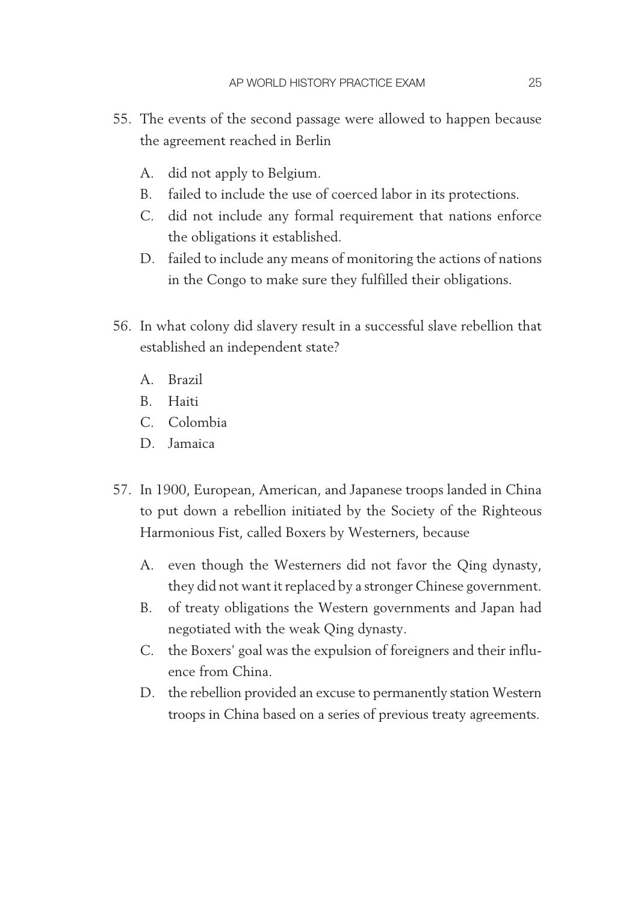55. The events of the second passage were allowed to happen because the agreement reached in Berlin

    A. did not apply to Belgium.
    B. failed to include the use of coerced labor in its protections.
    C. did not include any formal requirement that nations enforce the obligations it established.
    D. failed to include any means of monitoring the actions of nations in the Congo to make sure they fulfilled their obligations.

56. In what colony did slavery result in a successful slave rebellion that established an independent state?

    A. Brazil
    B. Haiti
    C. Colombia
    D. Jamaica

57. In 1900, European, American, and Japanese troops landed in China to put down a rebellion initiated by the Society of the Righteous Harmonious Fist, called Boxers by Westerners, because

    A. even though the Westerners did not favor the Qing dynasty, they did not want it replaced by a stronger Chinese government.
    B. of treaty obligations the Western governments and Japan had negotiated with the weak Qing dynasty.
    C. the Boxers' goal was the expulsion of foreigners and their influence from China.
    D. the rebellion provided an excuse to permanently station Western troops in China based on a series of previous treaty agreements.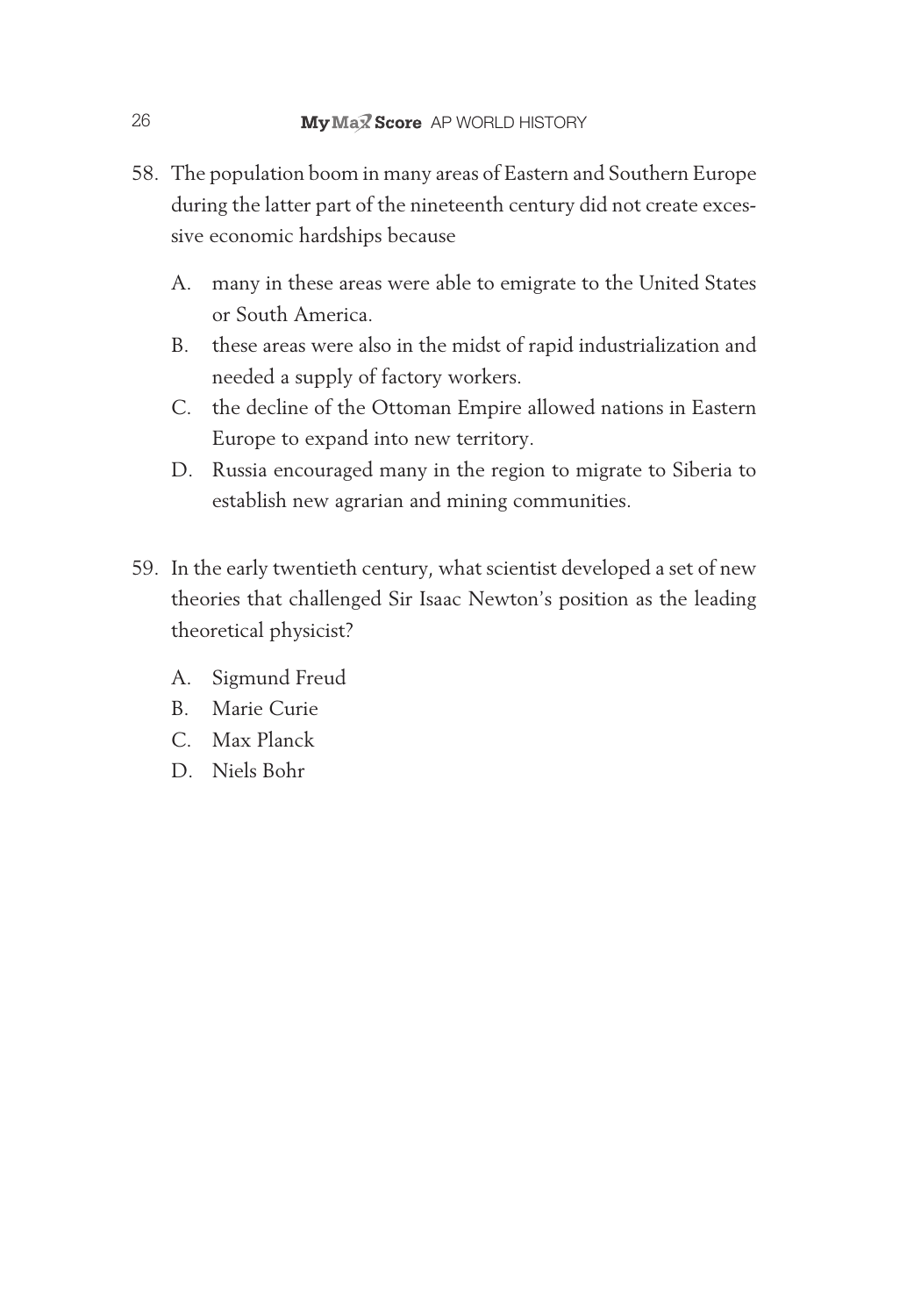58. The population boom in many areas of Eastern and Southern Europe during the latter part of the nineteenth century did not create excessive economic hardships because

    A. many in these areas were able to emigrate to the United States or South America.
    B. these areas were also in the midst of rapid industrialization and needed a supply of factory workers.
    C. the decline of the Ottoman Empire allowed nations in Eastern Europe to expand into new territory.
    D. Russia encouraged many in the region to migrate to Siberia to establish new agrarian and mining communities.

59. In the early twentieth century, what scientist developed a set of new theories that challenged Sir Isaac Newton's position as the leading theoretical physicist?

    A. Sigmund Freud
    B. Marie Curie
    C. Max Planck
    D. Niels Bohr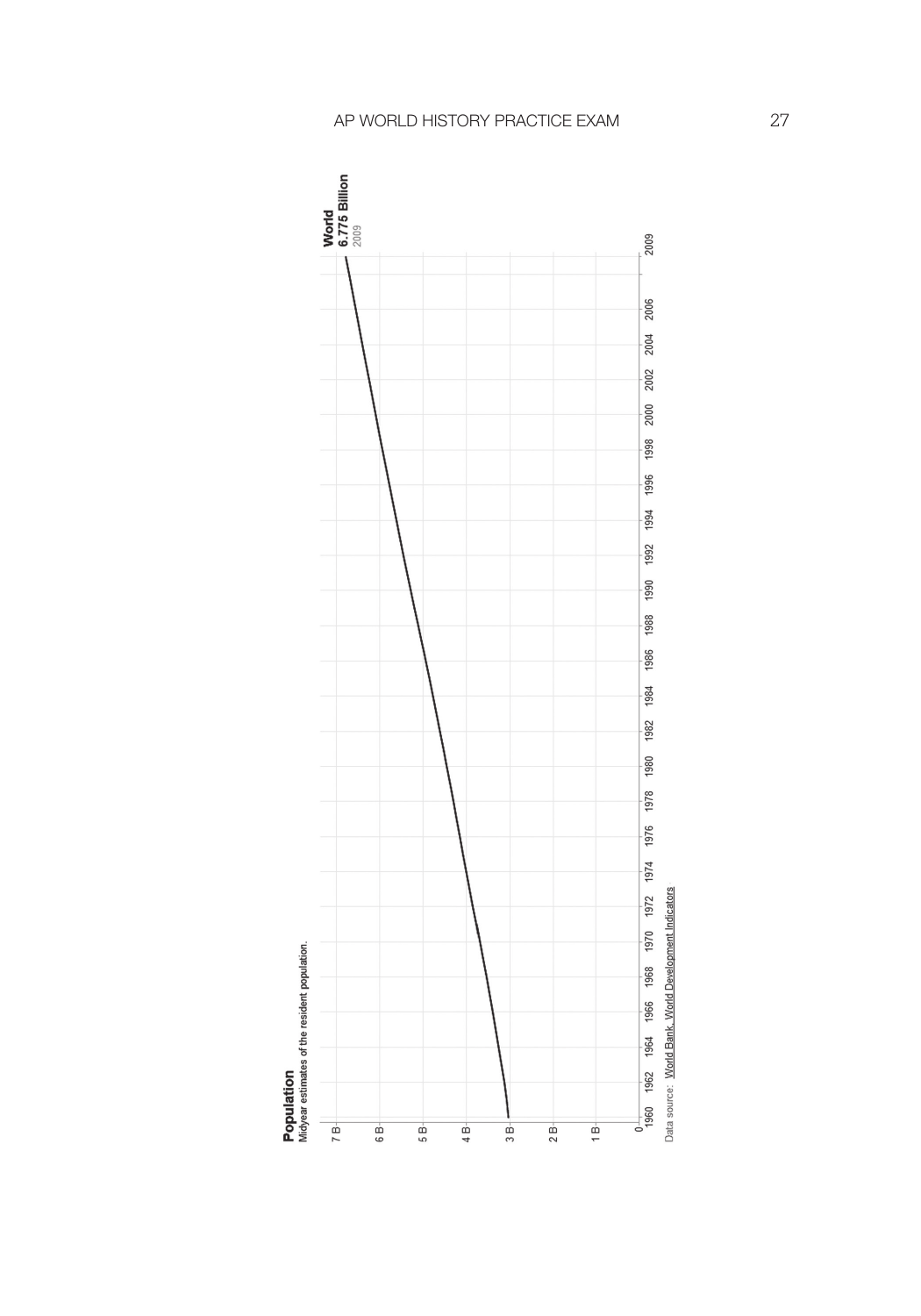**Population**

Midyear estimates of the resident population.

World
**6.775 Billion**
2009

7 B
6 B
5 B
4 B
3 B
2 B
1 B
0

1960 1962 1964 1966 1968 1970 1972 1974 1976 1978 1980 1982 1984 1986 1988 1990 1992 1994 1996 1998 2000 2002 2004 2006 2009

Data source: World Bank, World Development Indicators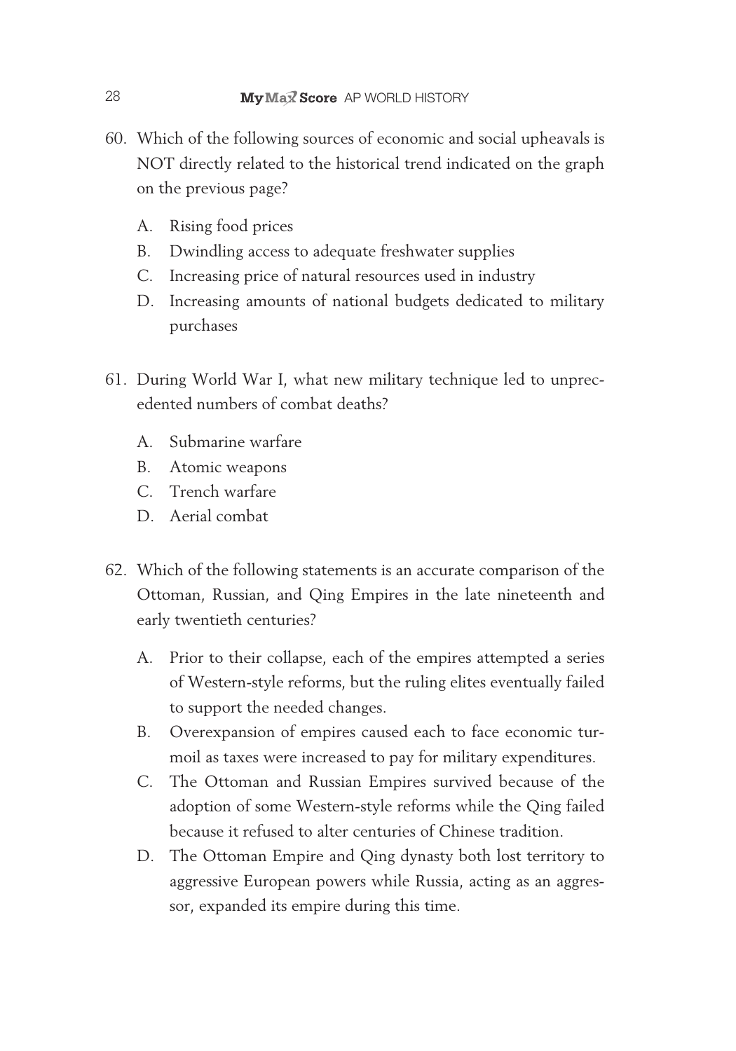60. Which of the following sources of economic and social upheavals is NOT directly related to the historical trend indicated on the graph on the previous page?

    A. Rising food prices
    B. Dwindling access to adequate freshwater supplies
    C. Increasing price of natural resources used in industry
    D. Increasing amounts of national budgets dedicated to military purchases

61. During World War I, what new military technique led to unprecedented numbers of combat deaths?

    A. Submarine warfare
    B. Atomic weapons
    C. Trench warfare
    D. Aerial combat

62. Which of the following statements is an accurate comparison of the Ottoman, Russian, and Qing Empires in the late nineteenth and early twentieth centuries?

    A. Prior to their collapse, each of the empires attempted a series of Western-style reforms, but the ruling elites eventually failed to support the needed changes.
    B. Overexpansion of empires caused each to face economic turmoil as taxes were increased to pay for military expenditures.
    C. The Ottoman and Russian Empires survived because of the adoption of some Western-style reforms while the Qing failed because it refused to alter centuries of Chinese tradition.
    D. The Ottoman Empire and Qing dynasty both lost territory to aggressive European powers while Russia, acting as an aggressor, expanded its empire during this time.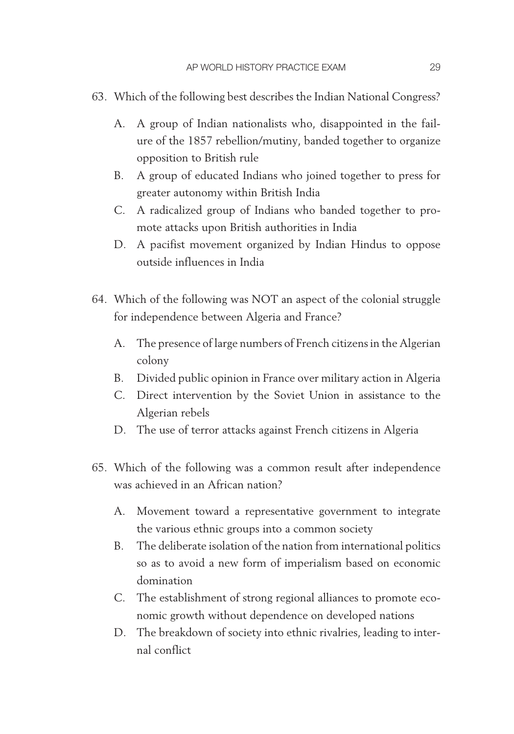63. Which of the following best describes the Indian National Congress?

    A. A group of Indian nationalists who, disappointed in the failure of the 1857 rebellion/mutiny, banded together to organize opposition to British rule
    B. A group of educated Indians who joined together to press for greater autonomy within British India
    C. A radicalized group of Indians who banded together to promote attacks upon British authorities in India
    D. A pacifist movement organized by Indian Hindus to oppose outside influences in India

64. Which of the following was NOT an aspect of the colonial struggle for independence between Algeria and France?

    A. The presence of large numbers of French citizens in the Algerian colony
    B. Divided public opinion in France over military action in Algeria
    C. Direct intervention by the Soviet Union in assistance to the Algerian rebels
    D. The use of terror attacks against French citizens in Algeria

65. Which of the following was a common result after independence was achieved in an African nation?

    A. Movement toward a representative government to integrate the various ethnic groups into a common society
    B. The deliberate isolation of the nation from international politics so as to avoid a new form of imperialism based on economic domination
    C. The establishment of strong regional alliances to promote economic growth without dependence on developed nations
    D. The breakdown of society into ethnic rivalries, leading to internal conflict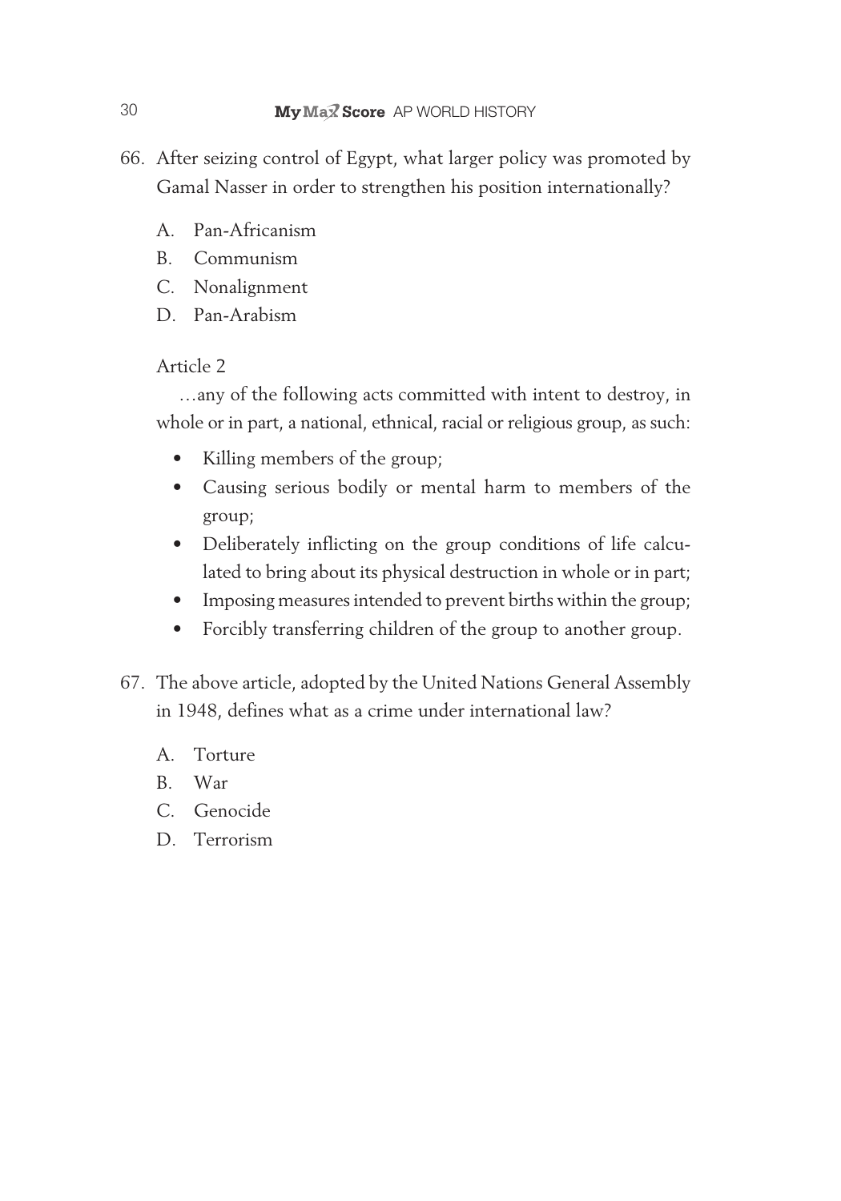66. After seizing control of Egypt, what larger policy was promoted by Gamal Nasser in order to strengthen his position internationally?

    A. Pan-Africanism
    B. Communism
    C. Nonalignment
    D. Pan-Arabism

Article 2

…any of the following acts committed with intent to destroy, in whole or in part, a national, ethnical, racial or religious group, as such:

- Killing members of the group;
- Causing serious bodily or mental harm to members of the group;
- Deliberately inflicting on the group conditions of life calculated to bring about its physical destruction in whole or in part;
- Imposing measures intended to prevent births within the group;
- Forcibly transferring children of the group to another group.

67. The above article, adopted by the United Nations General Assembly in 1948, defines what as a crime under international law?

    A. Torture
    B. War
    C. Genocide
    D. Terrorism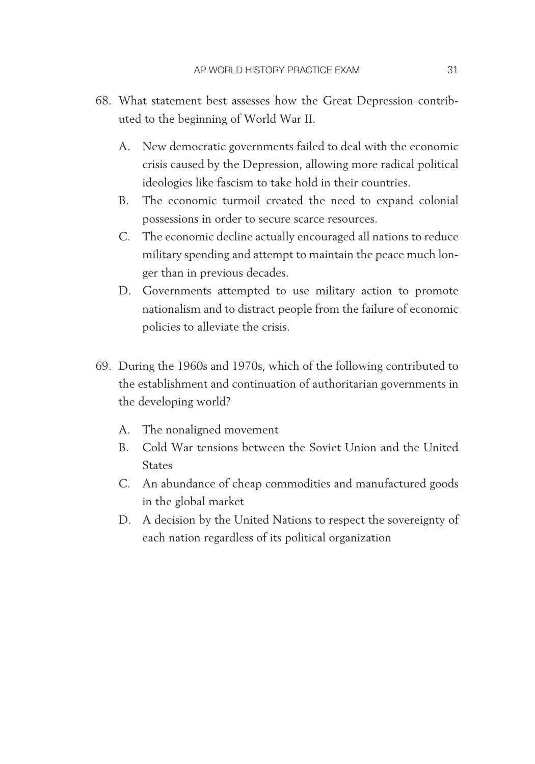68. What statement best assesses how the Great Depression contributed to the beginning of World War II.

    A. New democratic governments failed to deal with the economic crisis caused by the Depression, allowing more radical political ideologies like fascism to take hold in their countries.
    B. The economic turmoil created the need to expand colonial possessions in order to secure scarce resources.
    C. The economic decline actually encouraged all nations to reduce military spending and attempt to maintain the peace much longer than in previous decades.
    D. Governments attempted to use military action to promote nationalism and to distract people from the failure of economic policies to alleviate the crisis.

69. During the 1960s and 1970s, which of the following contributed to the establishment and continuation of authoritarian governments in the developing world?

    A. The nonaligned movement
    B. Cold War tensions between the Soviet Union and the United States
    C. An abundance of cheap commodities and manufactured goods in the global market
    D. A decision by the United Nations to respect the sovereignty of each nation regardless of its political organization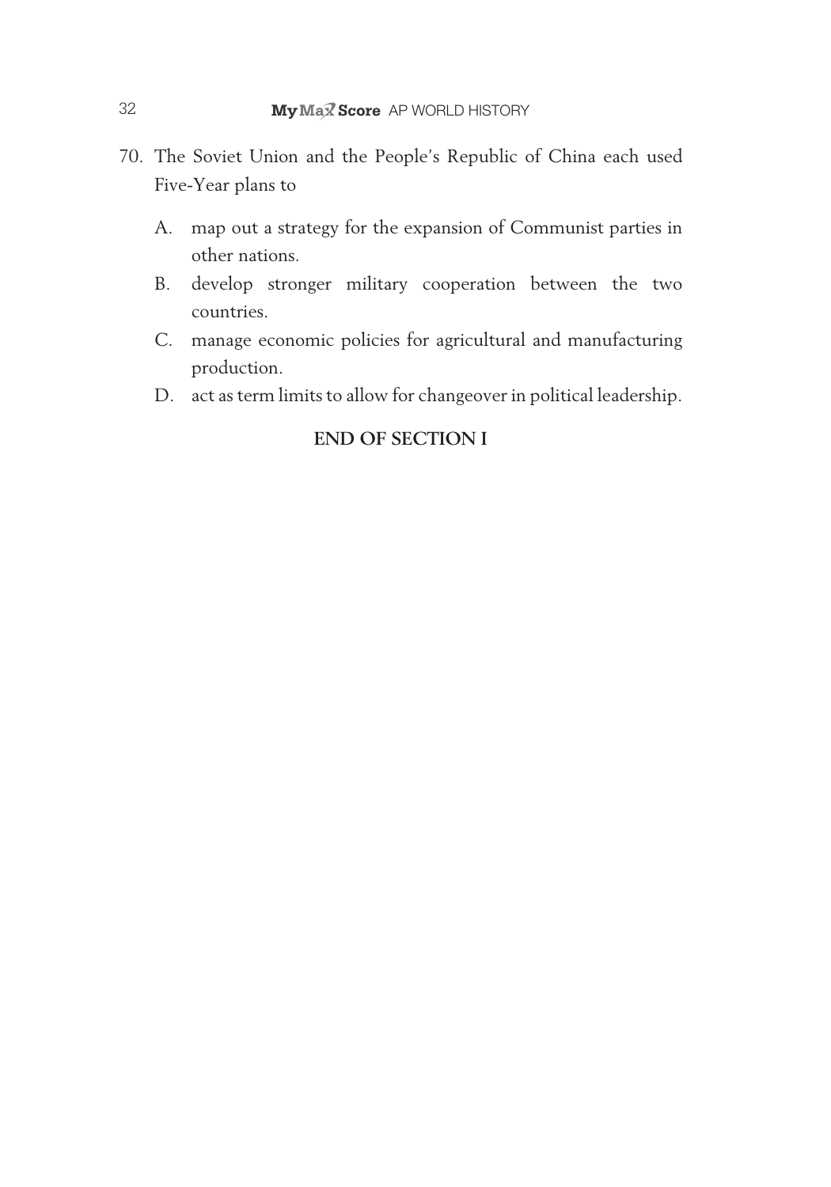70. The Soviet Union and the People's Republic of China each used Five-Year plans to

   A. map out a strategy for the expansion of Communist parties in other nations.
   B. develop stronger military cooperation between the two countries.
   C. manage economic policies for agricultural and manufacturing production.
   D. act as term limits to allow for changeover in political leadership.

**END OF SECTION I**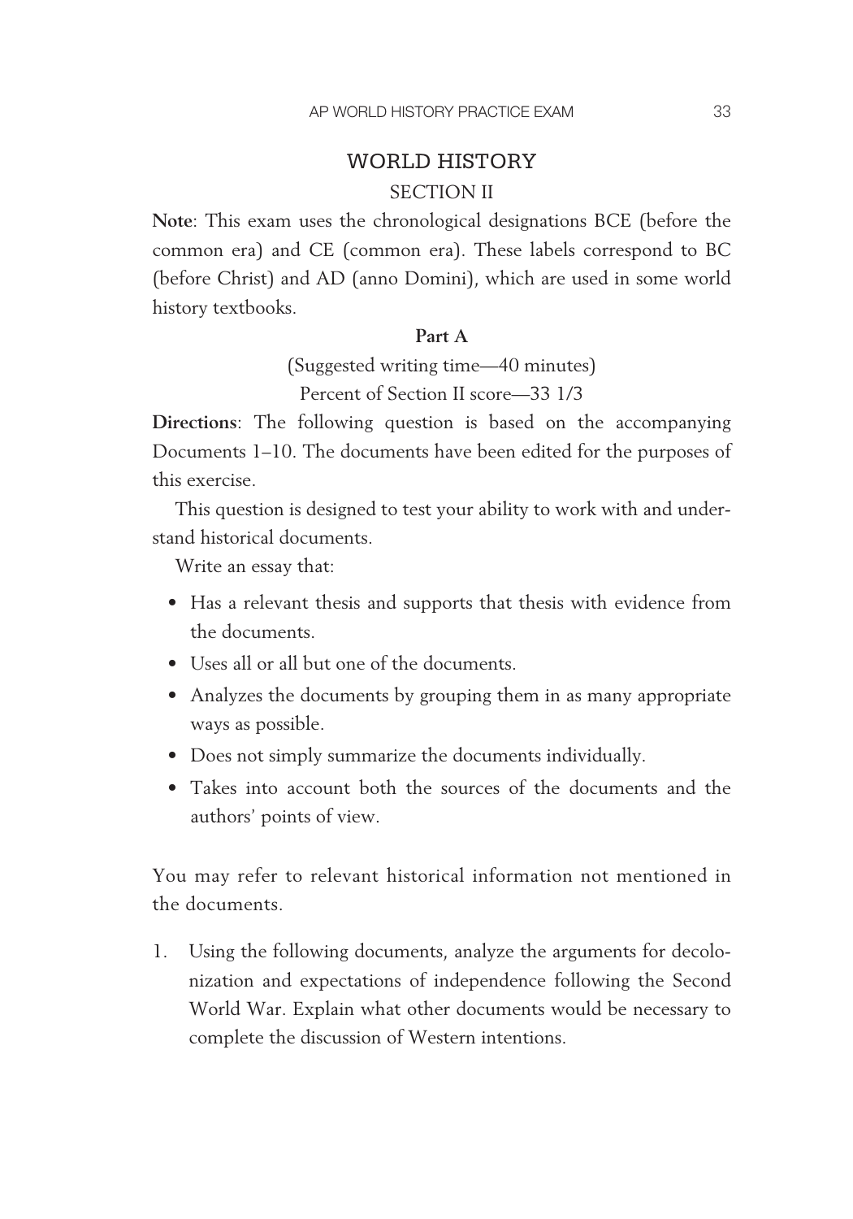## WORLD HISTORY

### SECTION II

**Note**: This exam uses the chronological designations BCE (before the common era) and CE (common era). These labels correspond to BC (before Christ) and AD (anno Domini), which are used in some world history textbooks.

**Part A**

(Suggested writing time—40 minutes)

Percent of Section II score—33 1/3

**Directions**: The following question is based on the accompanying Documents 1–10. The documents have been edited for the purposes of this exercise.

This question is designed to test your ability to work with and understand historical documents.

Write an essay that:

- Has a relevant thesis and supports that thesis with evidence from the documents.
- Uses all or all but one of the documents.
- Analyzes the documents by grouping them in as many appropriate ways as possible.
- Does not simply summarize the documents individually.
- Takes into account both the sources of the documents and the authors' points of view.

You may refer to relevant historical information not mentioned in the documents.

1. Using the following documents, analyze the arguments for decolonization and expectations of independence following the Second World War. Explain what other documents would be necessary to complete the discussion of Western intentions.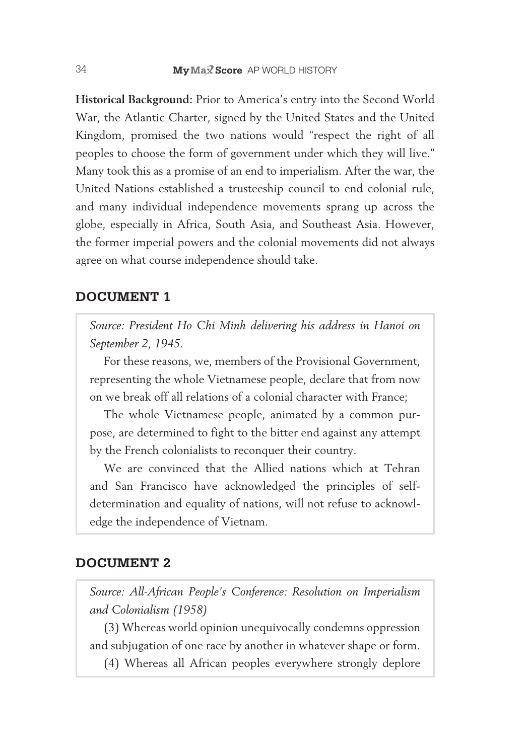**Historical Background:** Prior to America's entry into the Second World War, the Atlantic Charter, signed by the United States and the United Kingdom, promised the two nations would "respect the right of all peoples to choose the form of government under which they will live." Many took this as a promise of an end to imperialism. After the war, the United Nations established a trusteeship council to end colonial rule, and many individual independence movements sprang up across the globe, especially in Africa, South Asia, and Southeast Asia. However, the former imperial powers and the colonial movements did not always agree on what course independence should take.

## DOCUMENT 1

*Source: President Ho Chi Minh delivering his address in Hanoi on September 2, 1945.*

For these reasons, we, members of the Provisional Government, representing the whole Vietnamese people, declare that from now on we break off all relations of a colonial character with France;

The whole Vietnamese people, animated by a common purpose, are determined to fight to the bitter end against any attempt by the French colonialists to reconquer their country.

We are convinced that the Allied nations which at Tehran and San Francisco have acknowledged the principles of self-determination and equality of nations, will not refuse to acknowledge the independence of Vietnam.

## DOCUMENT 2

*Source: All-African People's Conference: Resolution on Imperialism and Colonialism (1958)*

(3) Whereas world opinion unequivocally condemns oppression and subjugation of one race by another in whatever shape or form.

(4) Whereas all African peoples everywhere strongly deplore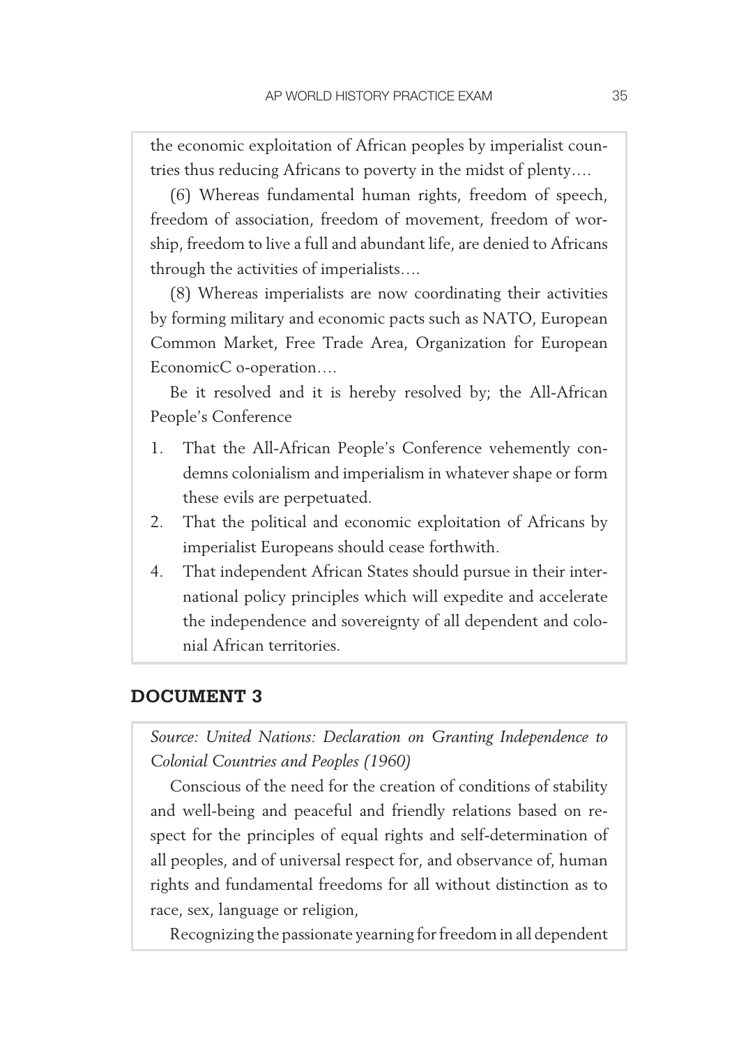the economic exploitation of African peoples by imperialist countries thus reducing Africans to poverty in the midst of plenty….

(6) Whereas fundamental human rights, freedom of speech, freedom of association, freedom of movement, freedom of worship, freedom to live a full and abundant life, are denied to Africans through the activities of imperialists….

(8) Whereas imperialists are now coordinating their activities by forming military and economic pacts such as NATO, European Common Market, Free Trade Area, Organization for European EconomicC o-operation….

Be it resolved and it is hereby resolved by; the All-African People's Conference

1. That the All-African People's Conference vehemently condemns colonialism and imperialism in whatever shape or form these evils are perpetuated.
2. That the political and economic exploitation of Africans by imperialist Europeans should cease forthwith.
4. That independent African States should pursue in their international policy principles which will expedite and accelerate the independence and sovereignty of all dependent and colonial African territories.

## DOCUMENT 3

*Source: United Nations: Declaration on Granting Independence to Colonial Countries and Peoples (1960)*

Conscious of the need for the creation of conditions of stability and well-being and peaceful and friendly relations based on respect for the principles of equal rights and self-determination of all peoples, and of universal respect for, and observance of, human rights and fundamental freedoms for all without distinction as to race, sex, language or religion,

Recognizing the passionate yearning for freedom in all dependent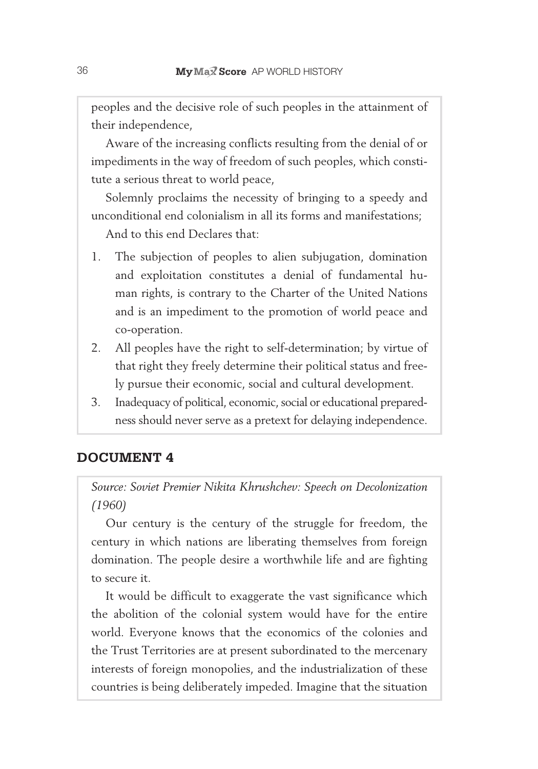peoples and the decisive role of such peoples in the attainment of their independence,

Aware of the increasing conflicts resulting from the denial of or impediments in the way of freedom of such peoples, which constitute a serious threat to world peace,

Solemnly proclaims the necessity of bringing to a speedy and unconditional end colonialism in all its forms and manifestations;

And to this end Declares that:

1. The subjection of peoples to alien subjugation, domination and exploitation constitutes a denial of fundamental human rights, is contrary to the Charter of the United Nations and is an impediment to the promotion of world peace and co-operation.
2. All peoples have the right to self-determination; by virtue of that right they freely determine their political status and freely pursue their economic, social and cultural development.
3. Inadequacy of political, economic, social or educational preparedness should never serve as a pretext for delaying independence.

## DOCUMENT 4

*Source: Soviet Premier Nikita Khrushchev: Speech on Decolonization (1960)*

Our century is the century of the struggle for freedom, the century in which nations are liberating themselves from foreign domination. The people desire a worthwhile life and are fighting to secure it.

It would be difficult to exaggerate the vast significance which the abolition of the colonial system would have for the entire world. Everyone knows that the economics of the colonies and the Trust Territories are at present subordinated to the mercenary interests of foreign monopolies, and the industrialization of these countries is being deliberately impeded. Imagine that the situation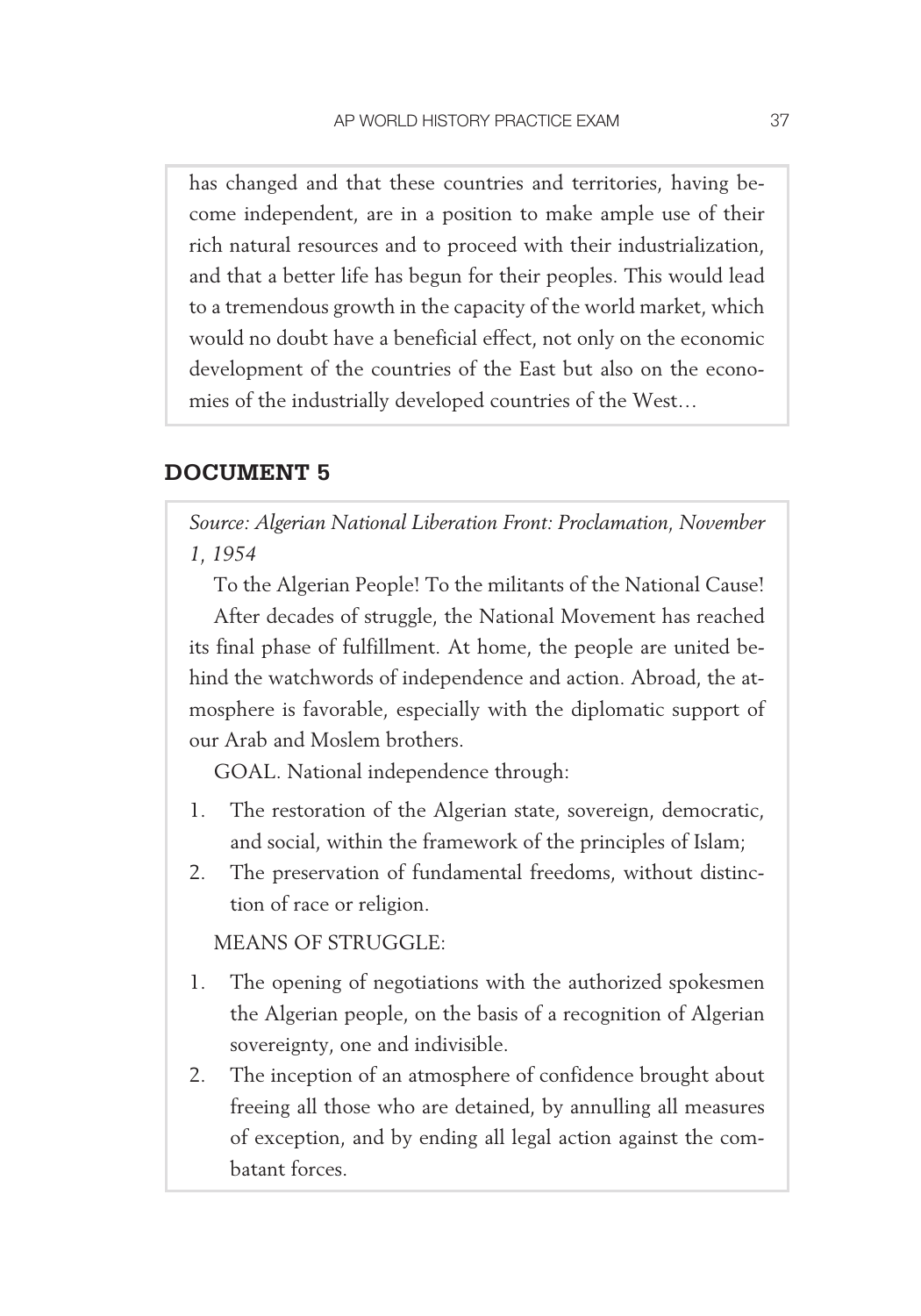has changed and that these countries and territories, having become independent, are in a position to make ample use of their rich natural resources and to proceed with their industrialization, and that a better life has begun for their peoples. This would lead to a tremendous growth in the capacity of the world market, which would no doubt have a beneficial effect, not only on the economic development of the countries of the East but also on the economies of the industrially developed countries of the West…

## DOCUMENT 5

*Source: Algerian National Liberation Front: Proclamation, November 1, 1954*

To the Algerian People! To the militants of the National Cause!

After decades of struggle, the National Movement has reached its final phase of fulfillment. At home, the people are united behind the watchwords of independence and action. Abroad, the atmosphere is favorable, especially with the diplomatic support of our Arab and Moslem brothers.

GOAL. National independence through:

1. The restoration of the Algerian state, sovereign, democratic, and social, within the framework of the principles of Islam;
2. The preservation of fundamental freedoms, without distinction of race or religion.

MEANS OF STRUGGLE:

1. The opening of negotiations with the authorized spokesmen the Algerian people, on the basis of a recognition of Algerian sovereignty, one and indivisible.
2. The inception of an atmosphere of confidence brought about freeing all those who are detained, by annulling all measures of exception, and by ending all legal action against the combatant forces.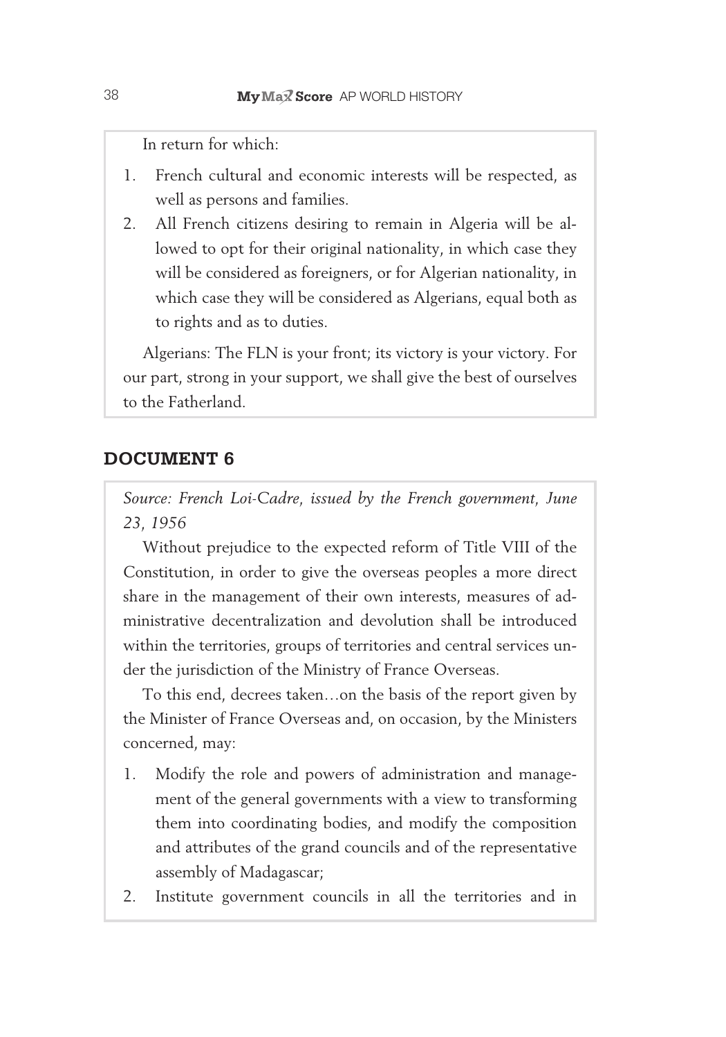In return for which:

1. French cultural and economic interests will be respected, as well as persons and families.
2. All French citizens desiring to remain in Algeria will be allowed to opt for their original nationality, in which case they will be considered as foreigners, or for Algerian nationality, in which case they will be considered as Algerians, equal both as to rights and as to duties.

Algerians: The FLN is your front; its victory is your victory. For our part, strong in your support, we shall give the best of ourselves to the Fatherland.

## DOCUMENT 6

*Source: French Loi-Cadre, issued by the French government, June 23, 1956*

Without prejudice to the expected reform of Title VIII of the Constitution, in order to give the overseas peoples a more direct share in the management of their own interests, measures of administrative decentralization and devolution shall be introduced within the territories, groups of territories and central services under the jurisdiction of the Ministry of France Overseas.

To this end, decrees taken…on the basis of the report given by the Minister of France Overseas and, on occasion, by the Ministers concerned, may:

1. Modify the role and powers of administration and management of the general governments with a view to transforming them into coordinating bodies, and modify the composition and attributes of the grand councils and of the representative assembly of Madagascar;
2. Institute government councils in all the territories and in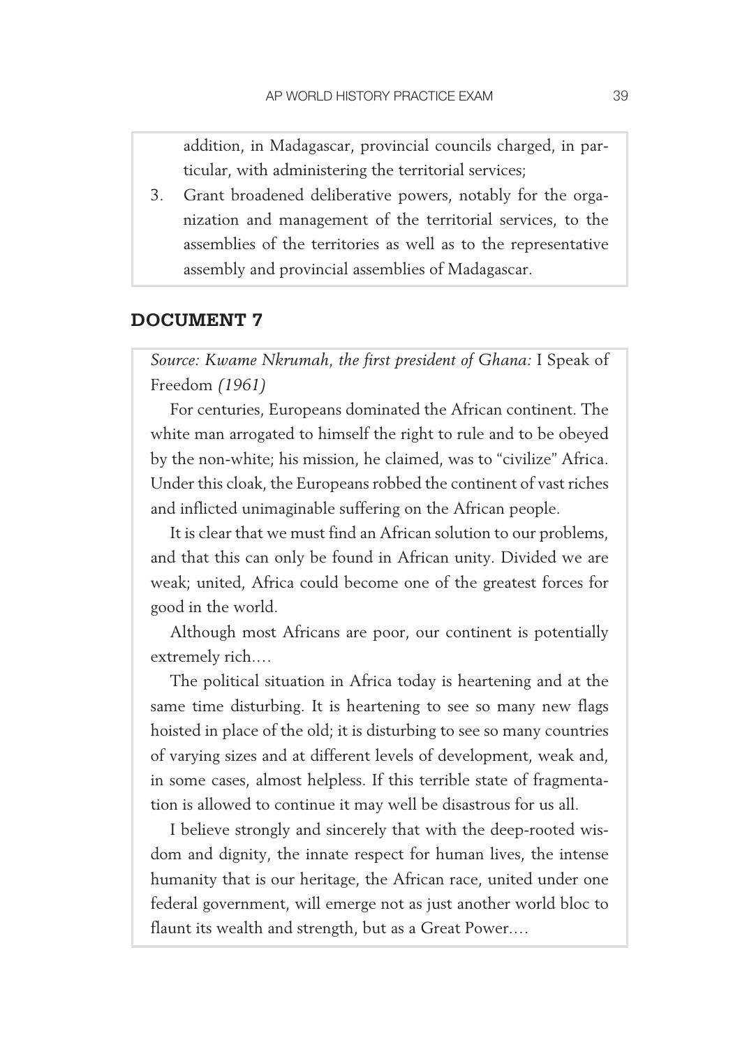addition, in Madagascar, provincial councils charged, in particular, with administering the territorial services;

3. Grant broadened deliberative powers, notably for the organization and management of the territorial services, to the assemblies of the territories as well as to the representative assembly and provincial assemblies of Madagascar.

## DOCUMENT 7

*Source: Kwame Nkrumah, the first president of Ghana:* I Speak of Freedom *(1961)*

For centuries, Europeans dominated the African continent. The white man arrogated to himself the right to rule and to be obeyed by the non-white; his mission, he claimed, was to "civilize" Africa. Under this cloak, the Europeans robbed the continent of vast riches and inflicted unimaginable suffering on the African people.

It is clear that we must find an African solution to our problems, and that this can only be found in African unity. Divided we are weak; united, Africa could become one of the greatest forces for good in the world.

Although most Africans are poor, our continent is potentially extremely rich....

The political situation in Africa today is heartening and at the same time disturbing. It is heartening to see so many new flags hoisted in place of the old; it is disturbing to see so many countries of varying sizes and at different levels of development, weak and, in some cases, almost helpless. If this terrible state of fragmentation is allowed to continue it may well be disastrous for us all.

I believe strongly and sincerely that with the deep-rooted wisdom and dignity, the innate respect for human lives, the intense humanity that is our heritage, the African race, united under one federal government, will emerge not as just another world bloc to flaunt its wealth and strength, but as a Great Power....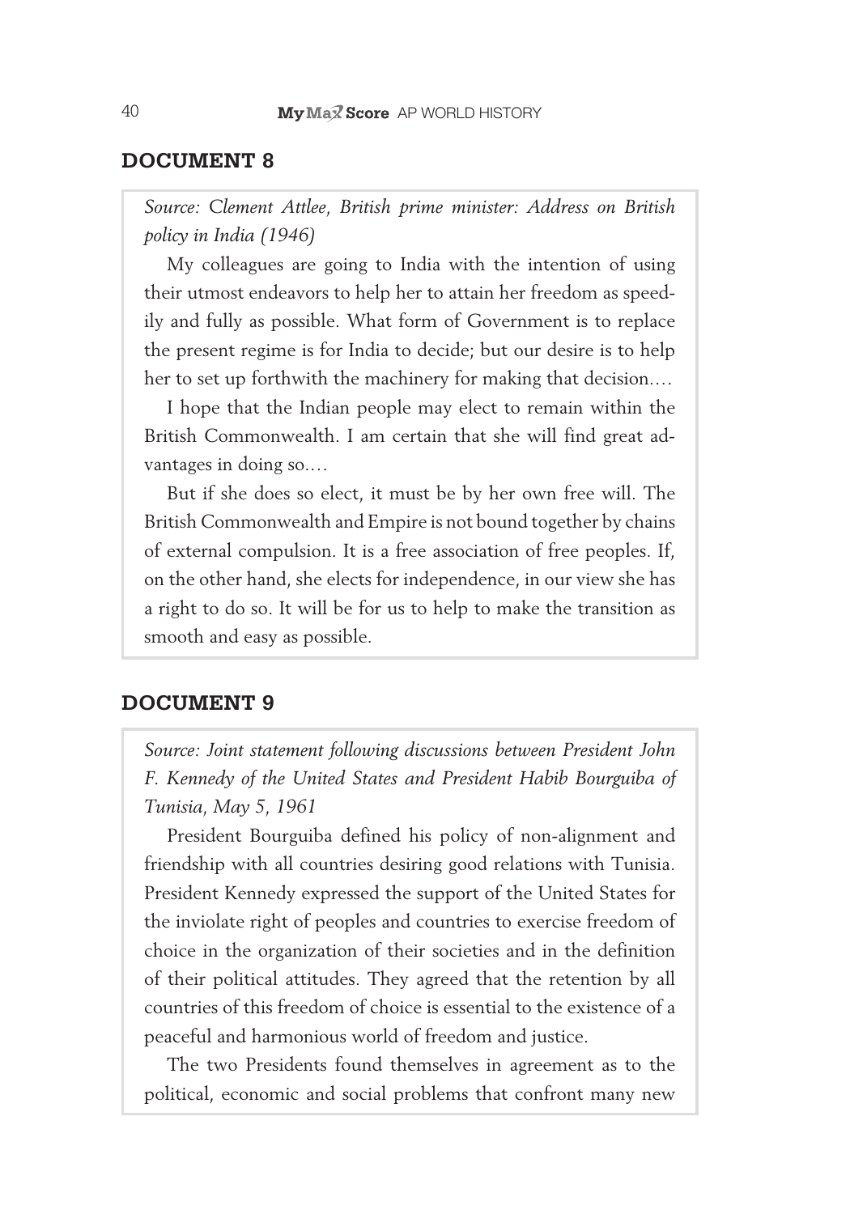## DOCUMENT 8

*Source: Clement Attlee, British prime minister: Address on British policy in India (1946)*

My colleagues are going to India with the intention of using their utmost endeavors to help her to attain her freedom as speedily and fully as possible. What form of Government is to replace the present regime is for India to decide; but our desire is to help her to set up forthwith the machinery for making that decision....

I hope that the Indian people may elect to remain within the British Commonwealth. I am certain that she will find great advantages in doing so....

But if she does so elect, it must be by her own free will. The British Commonwealth and Empire is not bound together by chains of external compulsion. It is a free association of free peoples. If, on the other hand, she elects for independence, in our view she has a right to do so. It will be for us to help to make the transition as smooth and easy as possible.

## DOCUMENT 9

*Source: Joint statement following discussions between President John F. Kennedy of the United States and President Habib Bourguiba of Tunisia, May 5, 1961*

President Bourguiba defined his policy of non-alignment and friendship with all countries desiring good relations with Tunisia. President Kennedy expressed the support of the United States for the inviolate right of peoples and countries to exercise freedom of choice in the organization of their societies and in the definition of their political attitudes. They agreed that the retention by all countries of this freedom of choice is essential to the existence of a peaceful and harmonious world of freedom and justice.

The two Presidents found themselves in agreement as to the political, economic and social problems that confront many new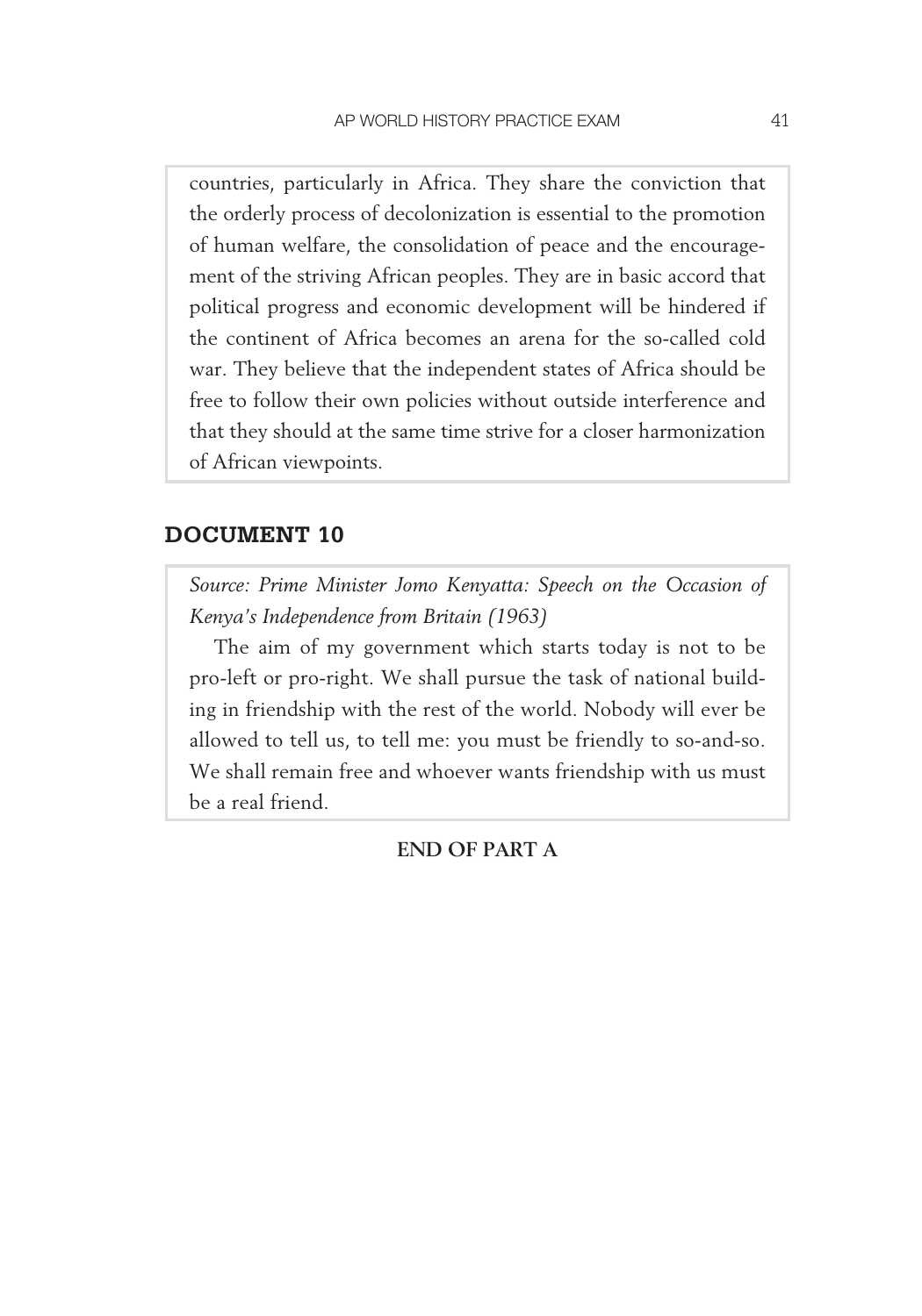countries, particularly in Africa. They share the conviction that the orderly process of decolonization is essential to the promotion of human welfare, the consolidation of peace and the encouragement of the striving African peoples. They are in basic accord that political progress and economic development will be hindered if the continent of Africa becomes an arena for the so-called cold war. They believe that the independent states of Africa should be free to follow their own policies without outside interference and that they should at the same time strive for a closer harmonization of African viewpoints.

## DOCUMENT 10

*Source: Prime Minister Jomo Kenyatta: Speech on the Occasion of Kenya's Independence from Britain (1963)*

The aim of my government which starts today is not to be pro-left or pro-right. We shall pursue the task of national building in friendship with the rest of the world. Nobody will ever be allowed to tell us, to tell me: you must be friendly to so-and-so. We shall remain free and whoever wants friendship with us must be a real friend.

**END OF PART A**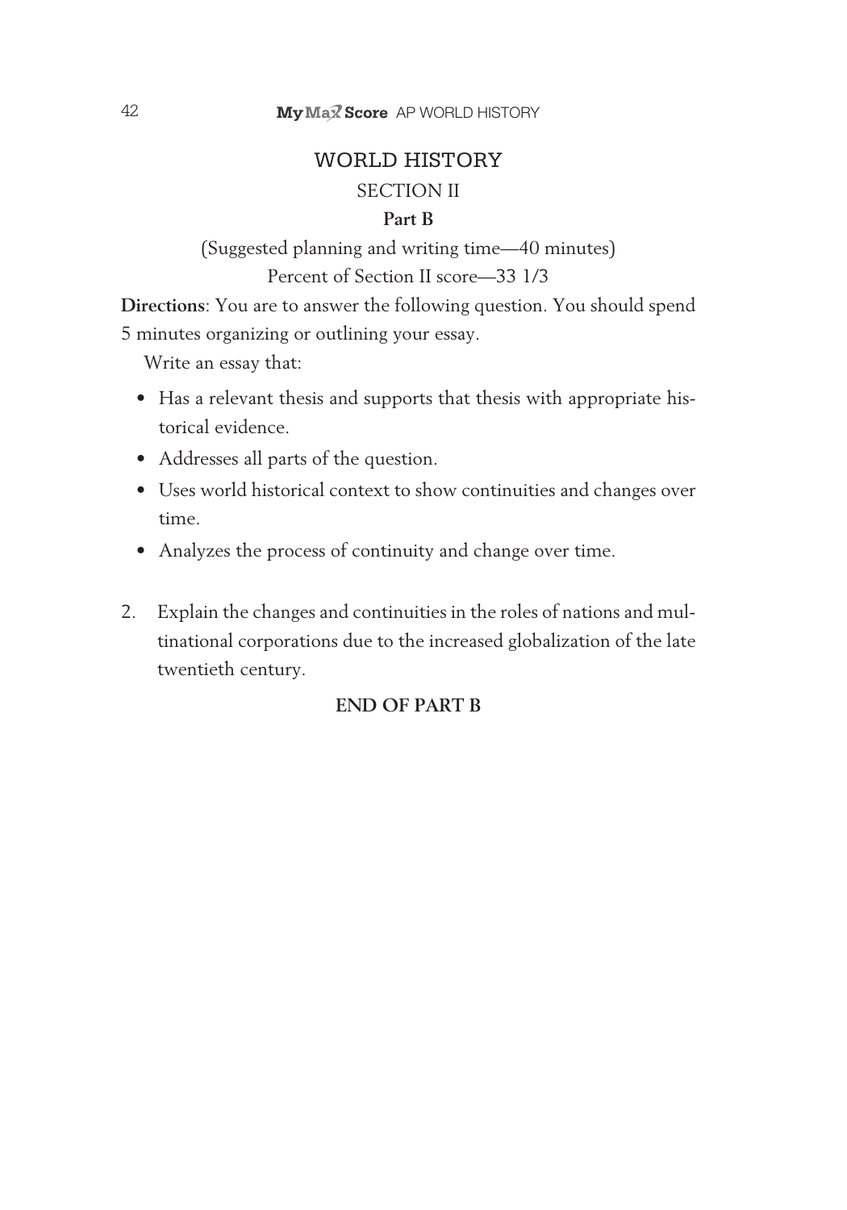# WORLD HISTORY

## SECTION II

### Part B

(Suggested planning and writing time—40 minutes)

Percent of Section II score—33 1/3

**Directions**: You are to answer the following question. You should spend 5 minutes organizing or outlining your essay.

Write an essay that:

- Has a relevant thesis and supports that thesis with appropriate historical evidence.
- Addresses all parts of the question.
- Uses world historical context to show continuities and changes over time.
- Analyzes the process of continuity and change over time.

2. Explain the changes and continuities in the roles of nations and multinational corporations due to the increased globalization of the late twentieth century.

**END OF PART B**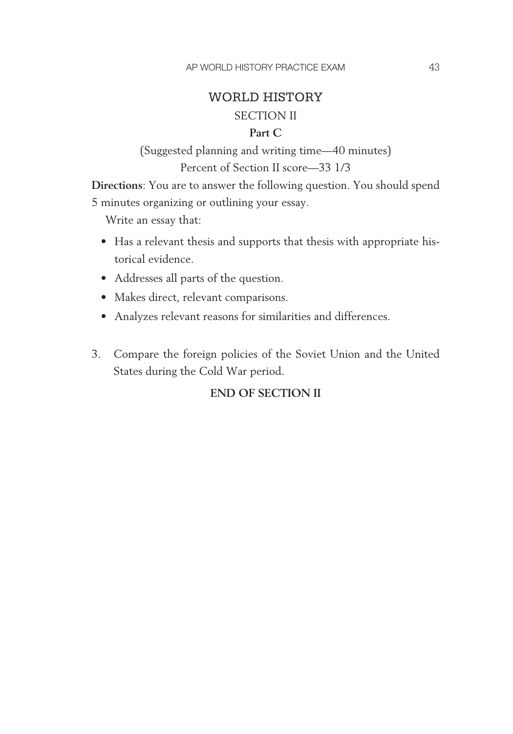# WORLD HISTORY

## SECTION II

### Part C

(Suggested planning and writing time—40 minutes)

Percent of Section II score—33 1/3

**Directions**: You are to answer the following question. You should spend 5 minutes organizing or outlining your essay.

Write an essay that:

- Has a relevant thesis and supports that thesis with appropriate historical evidence.
- Addresses all parts of the question.
- Makes direct, relevant comparisons.
- Analyzes relevant reasons for similarities and differences.

3. Compare the foreign policies of the Soviet Union and the United States during the Cold War period.

**END OF SECTION II**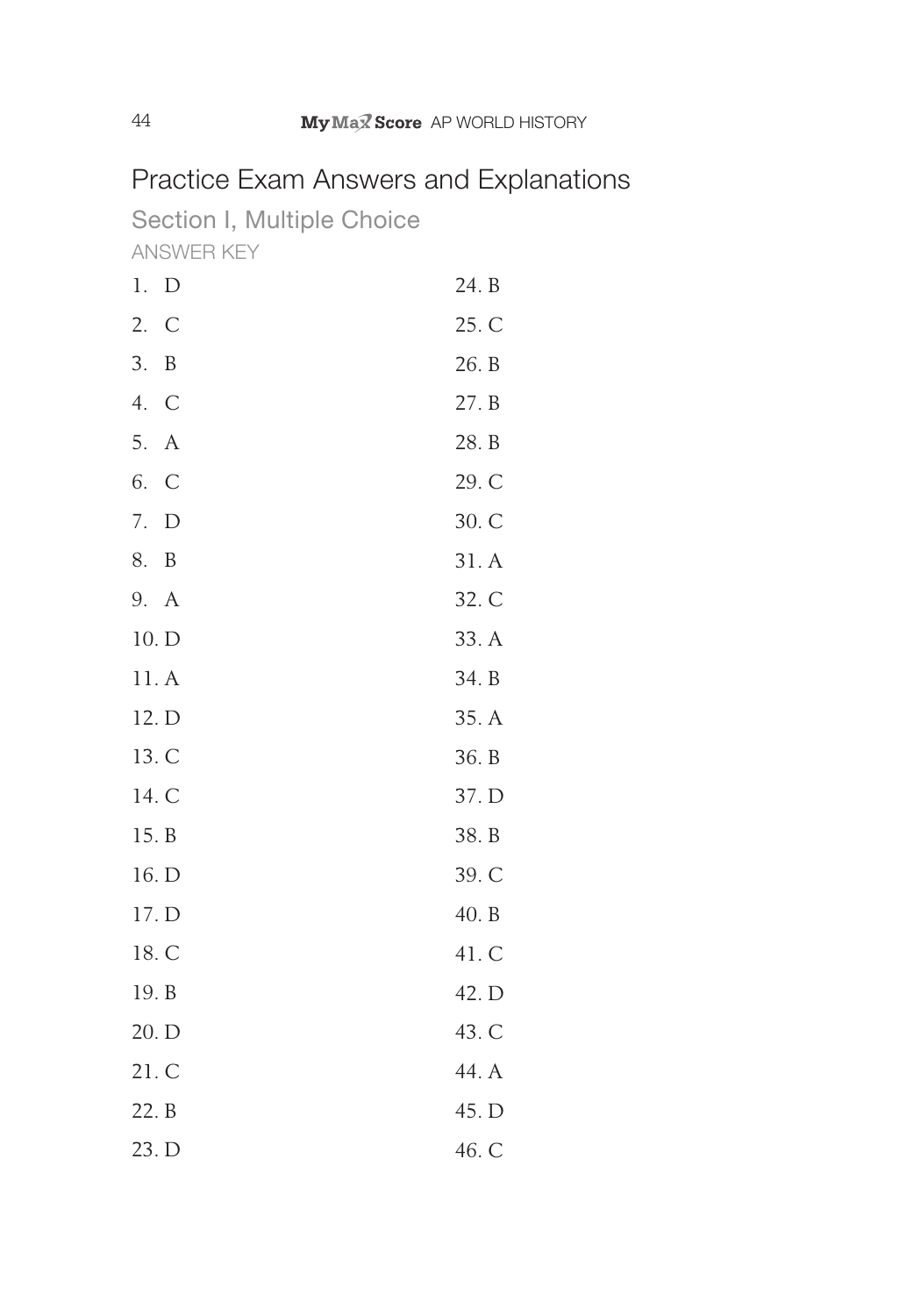# Practice Exam Answers and Explanations

## Section I, Multiple Choice

### ANSWER KEY

1. D
2. C
3. B
4. C
5. A
6. C
7. D
8. B
9. A
10. D
11. A
12. D
13. C
14. C
15. B
16. D
17. D
18. C
19. B
20. D
21. C
22. B
23. D
24. B
25. C
26. B
27. B
28. B
29. C
30. C
31. A
32. C
33. A
34. B
35. A
36. B
37. D
38. B
39. C
40. B
41. C
42. D
43. C
44. A
45. D
46. C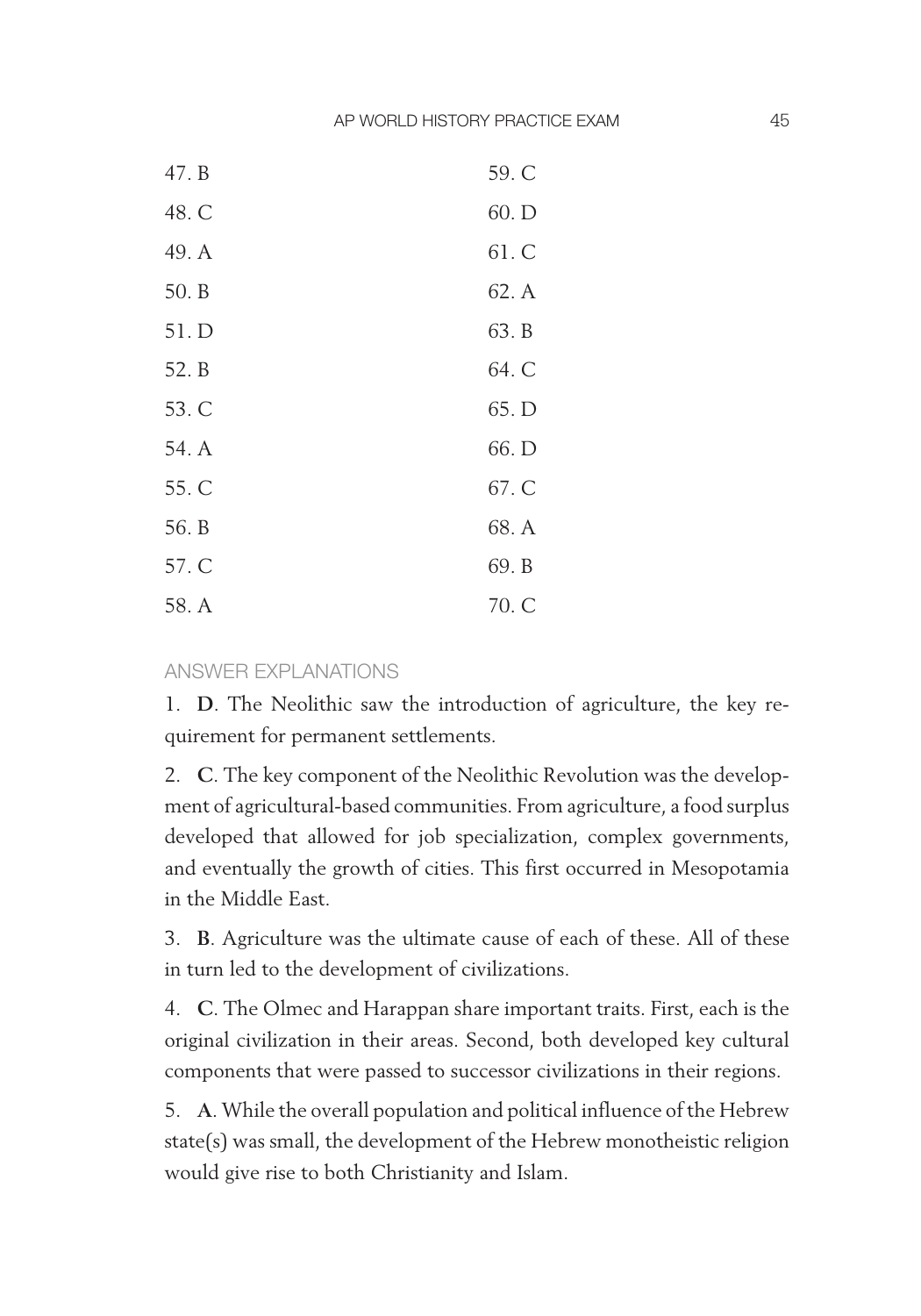47. B
48. C
49. A
50. B
51. D
52. B
53. C
54. A
55. C
56. B
57. C
58. A
59. C
60. D
61. C
62. A
63. B
64. C
65. D
66. D
67. C
68. A
69. B
70. C

## ANSWER EXPLANATIONS

1. **D**. The Neolithic saw the introduction of agriculture, the key requirement for permanent settlements.

2. **C**. The key component of the Neolithic Revolution was the development of agricultural-based communities. From agriculture, a food surplus developed that allowed for job specialization, complex governments, and eventually the growth of cities. This first occurred in Mesopotamia in the Middle East.

3. **B**. Agriculture was the ultimate cause of each of these. All of these in turn led to the development of civilizations.

4. **C**. The Olmec and Harappan share important traits. First, each is the original civilization in their areas. Second, both developed key cultural components that were passed to successor civilizations in their regions.

5. **A**. While the overall population and political influence of the Hebrew state(s) was small, the development of the Hebrew monotheistic religion would give rise to both Christianity and Islam.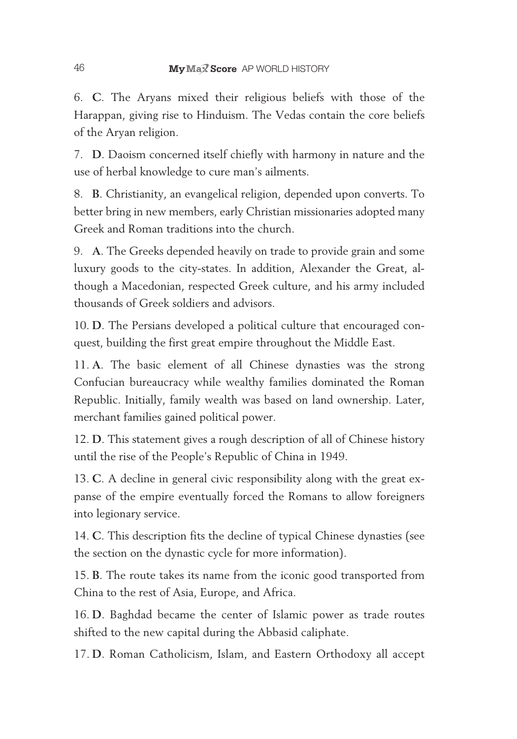6. **C**. The Aryans mixed their religious beliefs with those of the Harappan, giving rise to Hinduism. The Vedas contain the core beliefs of the Aryan religion.

7. **D**. Daoism concerned itself chiefly with harmony in nature and the use of herbal knowledge to cure man's ailments.

8. **B**. Christianity, an evangelical religion, depended upon converts. To better bring in new members, early Christian missionaries adopted many Greek and Roman traditions into the church.

9. **A**. The Greeks depended heavily on trade to provide grain and some luxury goods to the city-states. In addition, Alexander the Great, although a Macedonian, respected Greek culture, and his army included thousands of Greek soldiers and advisors.

10. **D**. The Persians developed a political culture that encouraged conquest, building the first great empire throughout the Middle East.

11. **A**. The basic element of all Chinese dynasties was the strong Confucian bureaucracy while wealthy families dominated the Roman Republic. Initially, family wealth was based on land ownership. Later, merchant families gained political power.

12. **D**. This statement gives a rough description of all of Chinese history until the rise of the People's Republic of China in 1949.

13. **C**. A decline in general civic responsibility along with the great expanse of the empire eventually forced the Romans to allow foreigners into legionary service.

14. **C**. This description fits the decline of typical Chinese dynasties (see the section on the dynastic cycle for more information).

15. **B**. The route takes its name from the iconic good transported from China to the rest of Asia, Europe, and Africa.

16. **D**. Baghdad became the center of Islamic power as trade routes shifted to the new capital during the Abbasid caliphate.

17. **D**. Roman Catholicism, Islam, and Eastern Orthodoxy all accept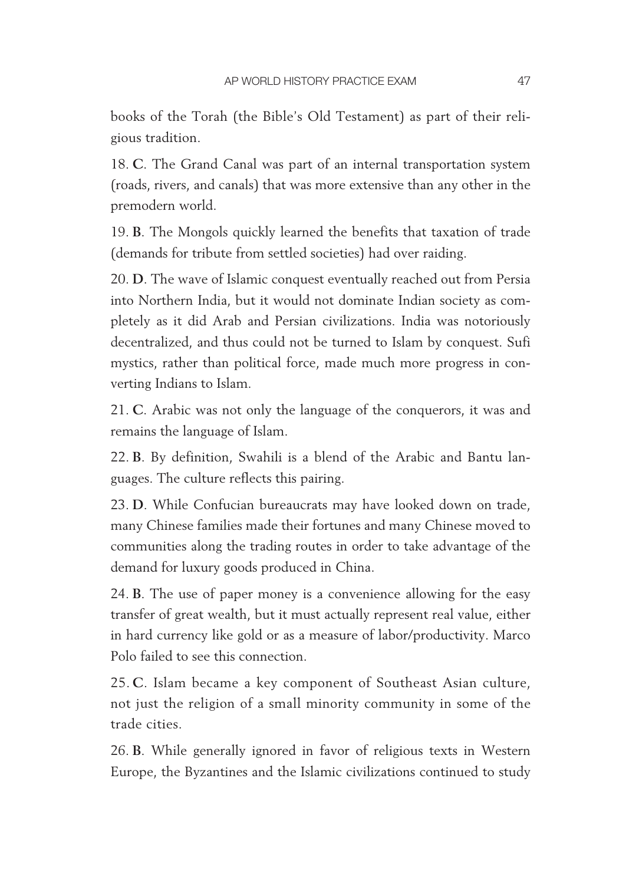books of the Torah (the Bible's Old Testament) as part of their religious tradition.

18. **C**. The Grand Canal was part of an internal transportation system (roads, rivers, and canals) that was more extensive than any other in the premodern world.

19. **B**. The Mongols quickly learned the benefits that taxation of trade (demands for tribute from settled societies) had over raiding.

20. **D**. The wave of Islamic conquest eventually reached out from Persia into Northern India, but it would not dominate Indian society as completely as it did Arab and Persian civilizations. India was notoriously decentralized, and thus could not be turned to Islam by conquest. Sufi mystics, rather than political force, made much more progress in converting Indians to Islam.

21. **C**. Arabic was not only the language of the conquerors, it was and remains the language of Islam.

22. **B**. By definition, Swahili is a blend of the Arabic and Bantu languages. The culture reflects this pairing.

23. **D**. While Confucian bureaucrats may have looked down on trade, many Chinese families made their fortunes and many Chinese moved to communities along the trading routes in order to take advantage of the demand for luxury goods produced in China.

24. **B**. The use of paper money is a convenience allowing for the easy transfer of great wealth, but it must actually represent real value, either in hard currency like gold or as a measure of labor/productivity. Marco Polo failed to see this connection.

25. **C**. Islam became a key component of Southeast Asian culture, not just the religion of a small minority community in some of the trade cities.

26. **B**. While generally ignored in favor of religious texts in Western Europe, the Byzantines and the Islamic civilizations continued to study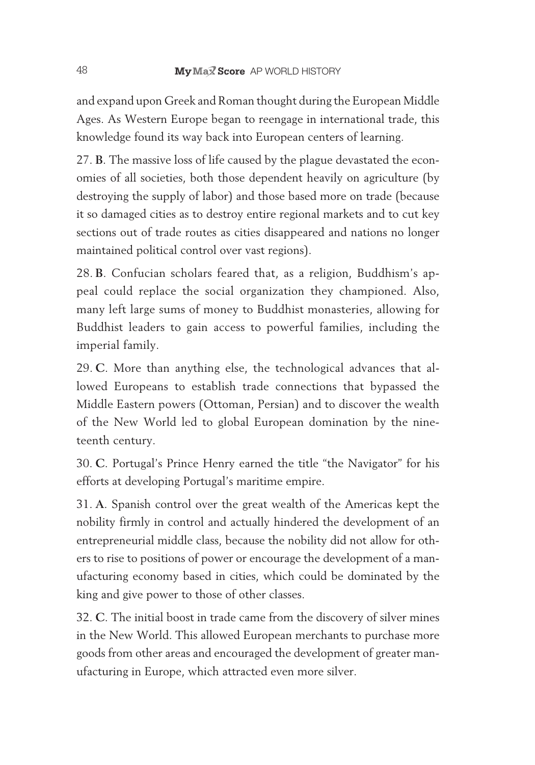and expand upon Greek and Roman thought during the European Middle Ages. As Western Europe began to reengage in international trade, this knowledge found its way back into European centers of learning.

27. **B**. The massive loss of life caused by the plague devastated the economies of all societies, both those dependent heavily on agriculture (by destroying the supply of labor) and those based more on trade (because it so damaged cities as to destroy entire regional markets and to cut key sections out of trade routes as cities disappeared and nations no longer maintained political control over vast regions).

28. **B**. Confucian scholars feared that, as a religion, Buddhism's appeal could replace the social organization they championed. Also, many left large sums of money to Buddhist monasteries, allowing for Buddhist leaders to gain access to powerful families, including the imperial family.

29. **C**. More than anything else, the technological advances that allowed Europeans to establish trade connections that bypassed the Middle Eastern powers (Ottoman, Persian) and to discover the wealth of the New World led to global European domination by the nineteenth century.

30. **C**. Portugal's Prince Henry earned the title "the Navigator" for his efforts at developing Portugal's maritime empire.

31. **A**. Spanish control over the great wealth of the Americas kept the nobility firmly in control and actually hindered the development of an entrepreneurial middle class, because the nobility did not allow for others to rise to positions of power or encourage the development of a manufacturing economy based in cities, which could be dominated by the king and give power to those of other classes.

32. **C**. The initial boost in trade came from the discovery of silver mines in the New World. This allowed European merchants to purchase more goods from other areas and encouraged the development of greater manufacturing in Europe, which attracted even more silver.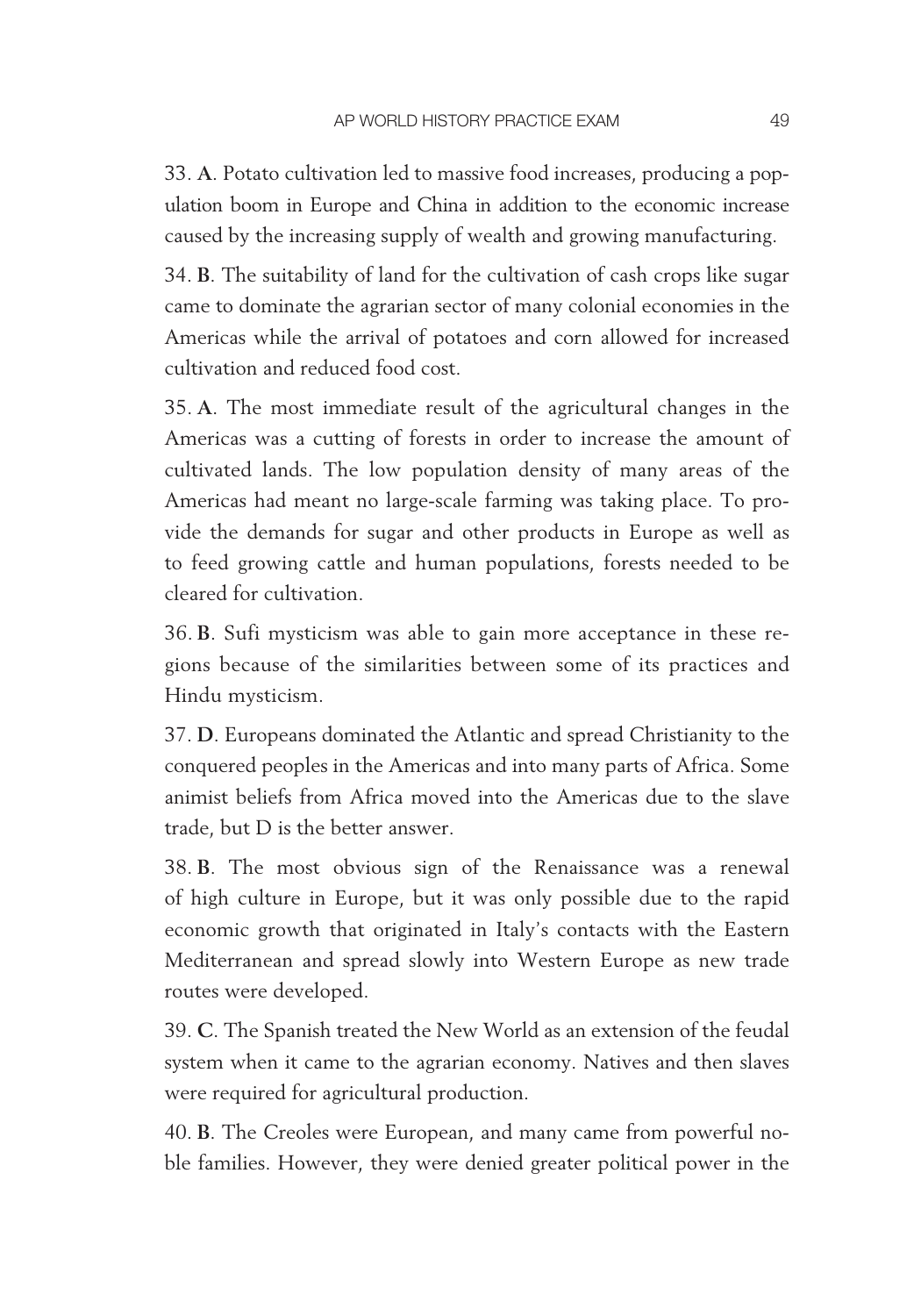33. **A**. Potato cultivation led to massive food increases, producing a population boom in Europe and China in addition to the economic increase caused by the increasing supply of wealth and growing manufacturing.

34. **B**. The suitability of land for the cultivation of cash crops like sugar came to dominate the agrarian sector of many colonial economies in the Americas while the arrival of potatoes and corn allowed for increased cultivation and reduced food cost.

35. **A**. The most immediate result of the agricultural changes in the Americas was a cutting of forests in order to increase the amount of cultivated lands. The low population density of many areas of the Americas had meant no large-scale farming was taking place. To provide the demands for sugar and other products in Europe as well as to feed growing cattle and human populations, forests needed to be cleared for cultivation.

36. **B**. Sufi mysticism was able to gain more acceptance in these regions because of the similarities between some of its practices and Hindu mysticism.

37. **D**. Europeans dominated the Atlantic and spread Christianity to the conquered peoples in the Americas and into many parts of Africa. Some animist beliefs from Africa moved into the Americas due to the slave trade, but D is the better answer.

38. **B**. The most obvious sign of the Renaissance was a renewal of high culture in Europe, but it was only possible due to the rapid economic growth that originated in Italy's contacts with the Eastern Mediterranean and spread slowly into Western Europe as new trade routes were developed.

39. **C**. The Spanish treated the New World as an extension of the feudal system when it came to the agrarian economy. Natives and then slaves were required for agricultural production.

40. **B**. The Creoles were European, and many came from powerful noble families. However, they were denied greater political power in the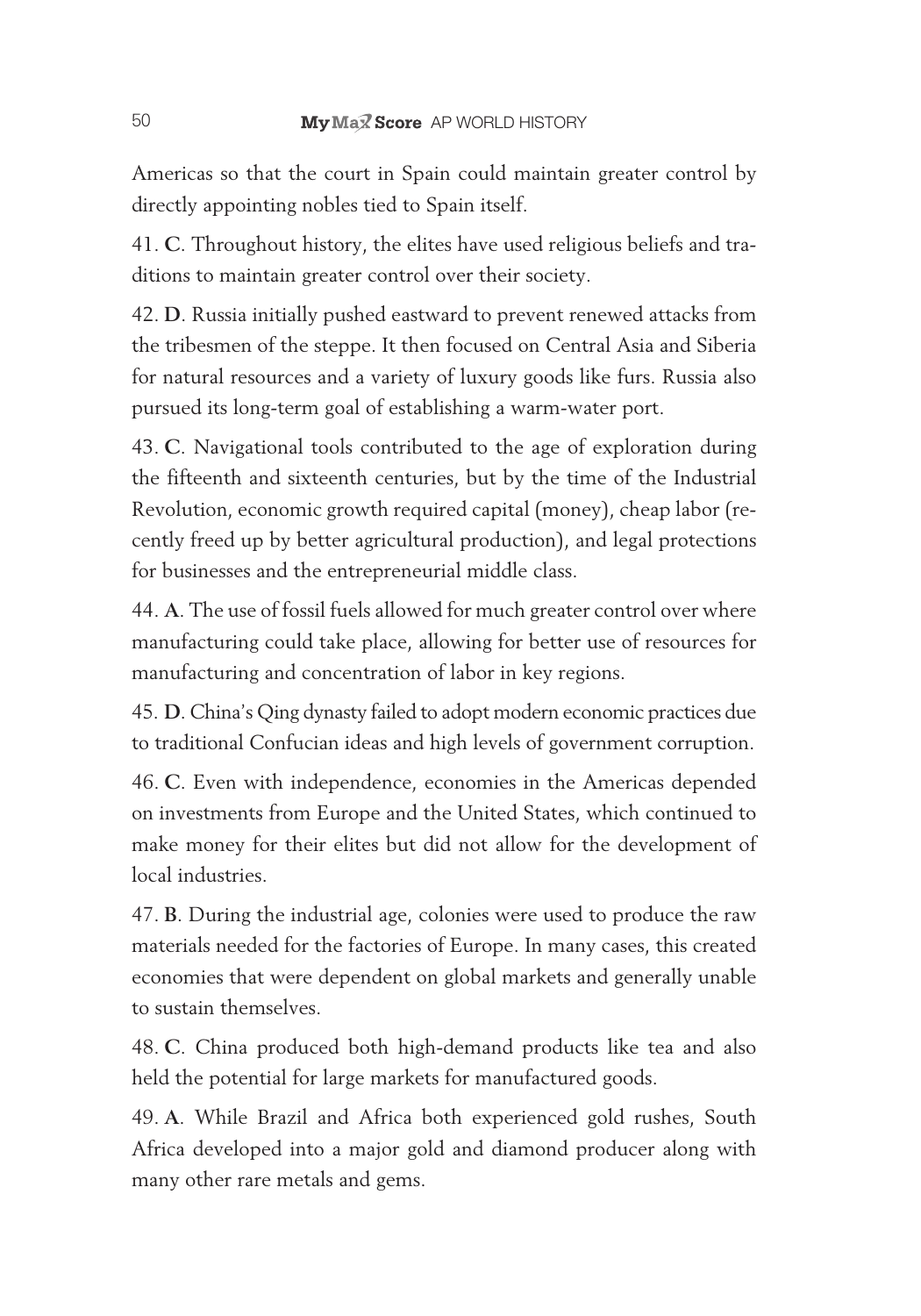Americas so that the court in Spain could maintain greater control by directly appointing nobles tied to Spain itself.

41. **C**. Throughout history, the elites have used religious beliefs and traditions to maintain greater control over their society.

42. **D**. Russia initially pushed eastward to prevent renewed attacks from the tribesmen of the steppe. It then focused on Central Asia and Siberia for natural resources and a variety of luxury goods like furs. Russia also pursued its long-term goal of establishing a warm-water port.

43. **C**. Navigational tools contributed to the age of exploration during the fifteenth and sixteenth centuries, but by the time of the Industrial Revolution, economic growth required capital (money), cheap labor (recently freed up by better agricultural production), and legal protections for businesses and the entrepreneurial middle class.

44. **A**. The use of fossil fuels allowed for much greater control over where manufacturing could take place, allowing for better use of resources for manufacturing and concentration of labor in key regions.

45. **D**. China's Qing dynasty failed to adopt modern economic practices due to traditional Confucian ideas and high levels of government corruption.

46. **C**. Even with independence, economies in the Americas depended on investments from Europe and the United States, which continued to make money for their elites but did not allow for the development of local industries.

47. **B**. During the industrial age, colonies were used to produce the raw materials needed for the factories of Europe. In many cases, this created economies that were dependent on global markets and generally unable to sustain themselves.

48. **C**. China produced both high-demand products like tea and also held the potential for large markets for manufactured goods.

49. **A**. While Brazil and Africa both experienced gold rushes, South Africa developed into a major gold and diamond producer along with many other rare metals and gems.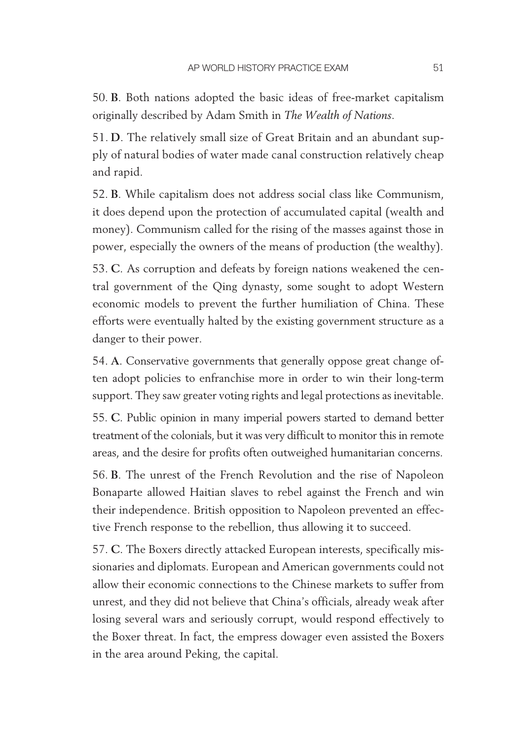50. **B**. Both nations adopted the basic ideas of free-market capitalism originally described by Adam Smith in *The Wealth of Nations*.

51. **D**. The relatively small size of Great Britain and an abundant supply of natural bodies of water made canal construction relatively cheap and rapid.

52. **B**. While capitalism does not address social class like Communism, it does depend upon the protection of accumulated capital (wealth and money). Communism called for the rising of the masses against those in power, especially the owners of the means of production (the wealthy).

53. **C**. As corruption and defeats by foreign nations weakened the central government of the Qing dynasty, some sought to adopt Western economic models to prevent the further humiliation of China. These efforts were eventually halted by the existing government structure as a danger to their power.

54. **A**. Conservative governments that generally oppose great change often adopt policies to enfranchise more in order to win their long-term support. They saw greater voting rights and legal protections as inevitable.

55. **C**. Public opinion in many imperial powers started to demand better treatment of the colonials, but it was very difficult to monitor this in remote areas, and the desire for profits often outweighed humanitarian concerns.

56. **B**. The unrest of the French Revolution and the rise of Napoleon Bonaparte allowed Haitian slaves to rebel against the French and win their independence. British opposition to Napoleon prevented an effective French response to the rebellion, thus allowing it to succeed.

57. **C**. The Boxers directly attacked European interests, specifically missionaries and diplomats. European and American governments could not allow their economic connections to the Chinese markets to suffer from unrest, and they did not believe that China's officials, already weak after losing several wars and seriously corrupt, would respond effectively to the Boxer threat. In fact, the empress dowager even assisted the Boxers in the area around Peking, the capital.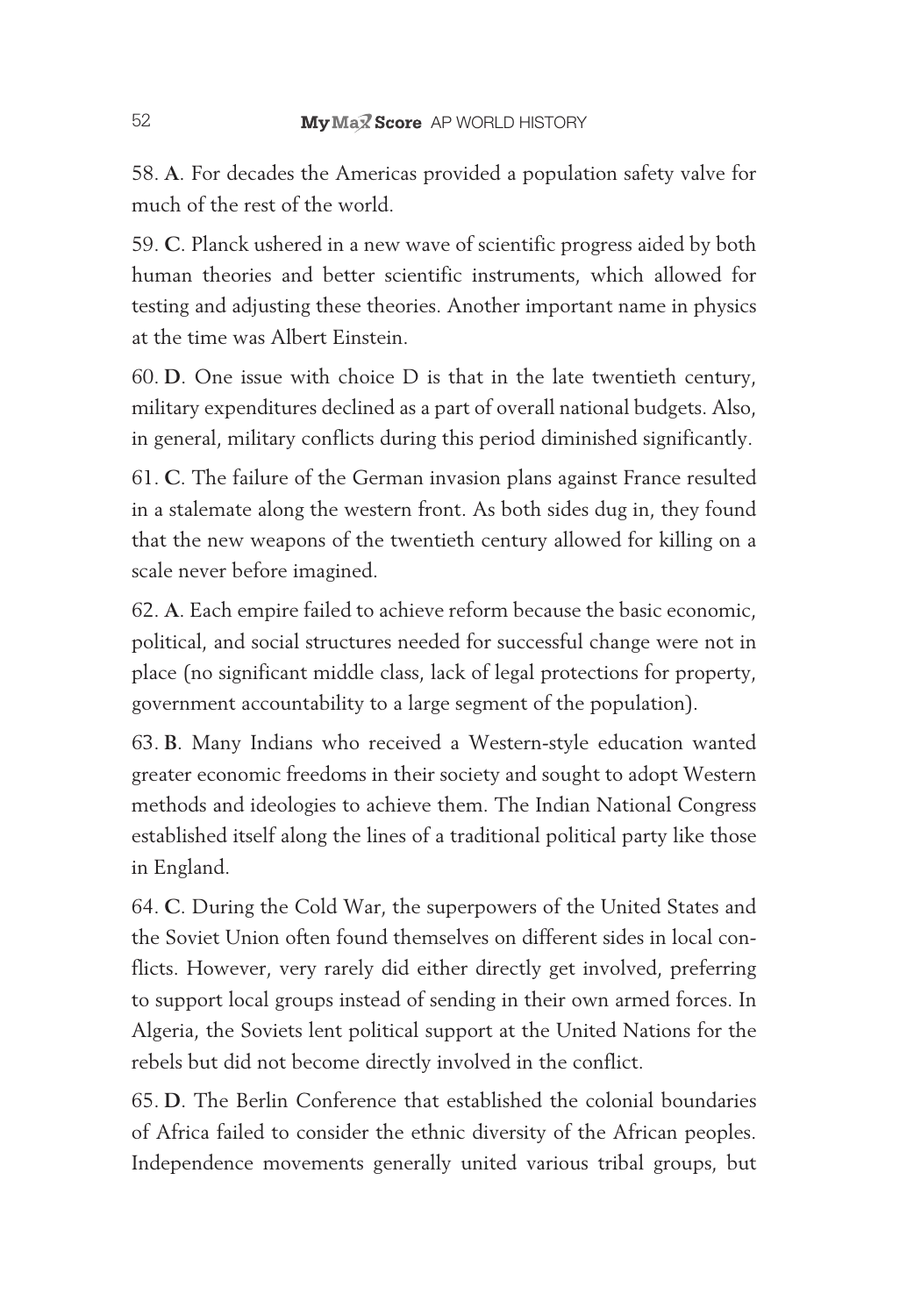58. **A**. For decades the Americas provided a population safety valve for much of the rest of the world.

59. **C**. Planck ushered in a new wave of scientific progress aided by both human theories and better scientific instruments, which allowed for testing and adjusting these theories. Another important name in physics at the time was Albert Einstein.

60. **D**. One issue with choice D is that in the late twentieth century, military expenditures declined as a part of overall national budgets. Also, in general, military conflicts during this period diminished significantly.

61. **C**. The failure of the German invasion plans against France resulted in a stalemate along the western front. As both sides dug in, they found that the new weapons of the twentieth century allowed for killing on a scale never before imagined.

62. **A**. Each empire failed to achieve reform because the basic economic, political, and social structures needed for successful change were not in place (no significant middle class, lack of legal protections for property, government accountability to a large segment of the population).

63. **B**. Many Indians who received a Western-style education wanted greater economic freedoms in their society and sought to adopt Western methods and ideologies to achieve them. The Indian National Congress established itself along the lines of a traditional political party like those in England.

64. **C**. During the Cold War, the superpowers of the United States and the Soviet Union often found themselves on different sides in local conflicts. However, very rarely did either directly get involved, preferring to support local groups instead of sending in their own armed forces. In Algeria, the Soviets lent political support at the United Nations for the rebels but did not become directly involved in the conflict.

65. **D**. The Berlin Conference that established the colonial boundaries of Africa failed to consider the ethnic diversity of the African peoples. Independence movements generally united various tribal groups, but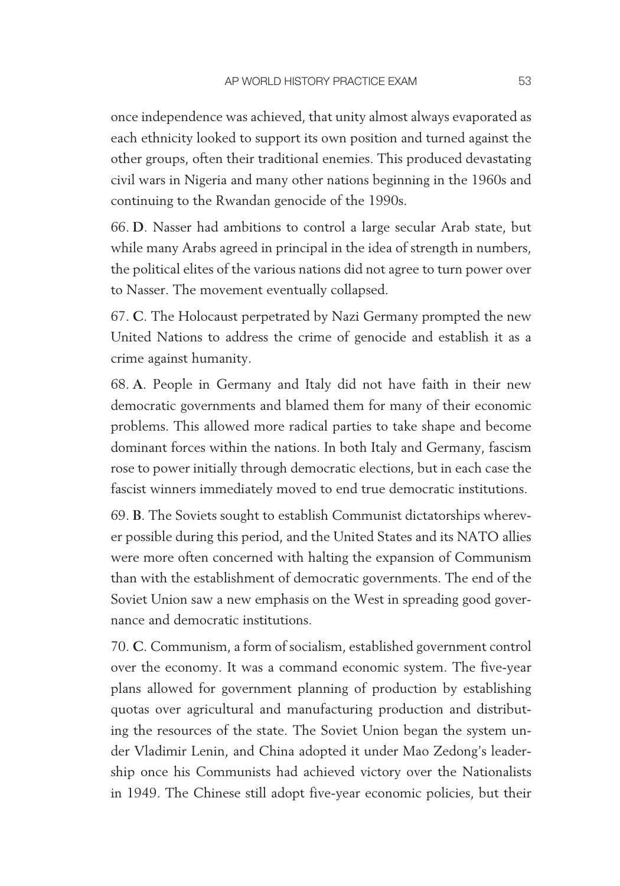once independence was achieved, that unity almost always evaporated as each ethnicity looked to support its own position and turned against the other groups, often their traditional enemies. This produced devastating civil wars in Nigeria and many other nations beginning in the 1960s and continuing to the Rwandan genocide of the 1990s.

66. **D**. Nasser had ambitions to control a large secular Arab state, but while many Arabs agreed in principal in the idea of strength in numbers, the political elites of the various nations did not agree to turn power over to Nasser. The movement eventually collapsed.

67. **C**. The Holocaust perpetrated by Nazi Germany prompted the new United Nations to address the crime of genocide and establish it as a crime against humanity.

68. **A**. People in Germany and Italy did not have faith in their new democratic governments and blamed them for many of their economic problems. This allowed more radical parties to take shape and become dominant forces within the nations. In both Italy and Germany, fascism rose to power initially through democratic elections, but in each case the fascist winners immediately moved to end true democratic institutions.

69. **B**. The Soviets sought to establish Communist dictatorships wherever possible during this period, and the United States and its NATO allies were more often concerned with halting the expansion of Communism than with the establishment of democratic governments. The end of the Soviet Union saw a new emphasis on the West in spreading good governance and democratic institutions.

70. **C**. Communism, a form of socialism, established government control over the economy. It was a command economic system. The five-year plans allowed for government planning of production by establishing quotas over agricultural and manufacturing production and distributing the resources of the state. The Soviet Union began the system under Vladimir Lenin, and China adopted it under Mao Zedong's leadership once his Communists had achieved victory over the Nationalists in 1949. The Chinese still adopt five-year economic policies, but their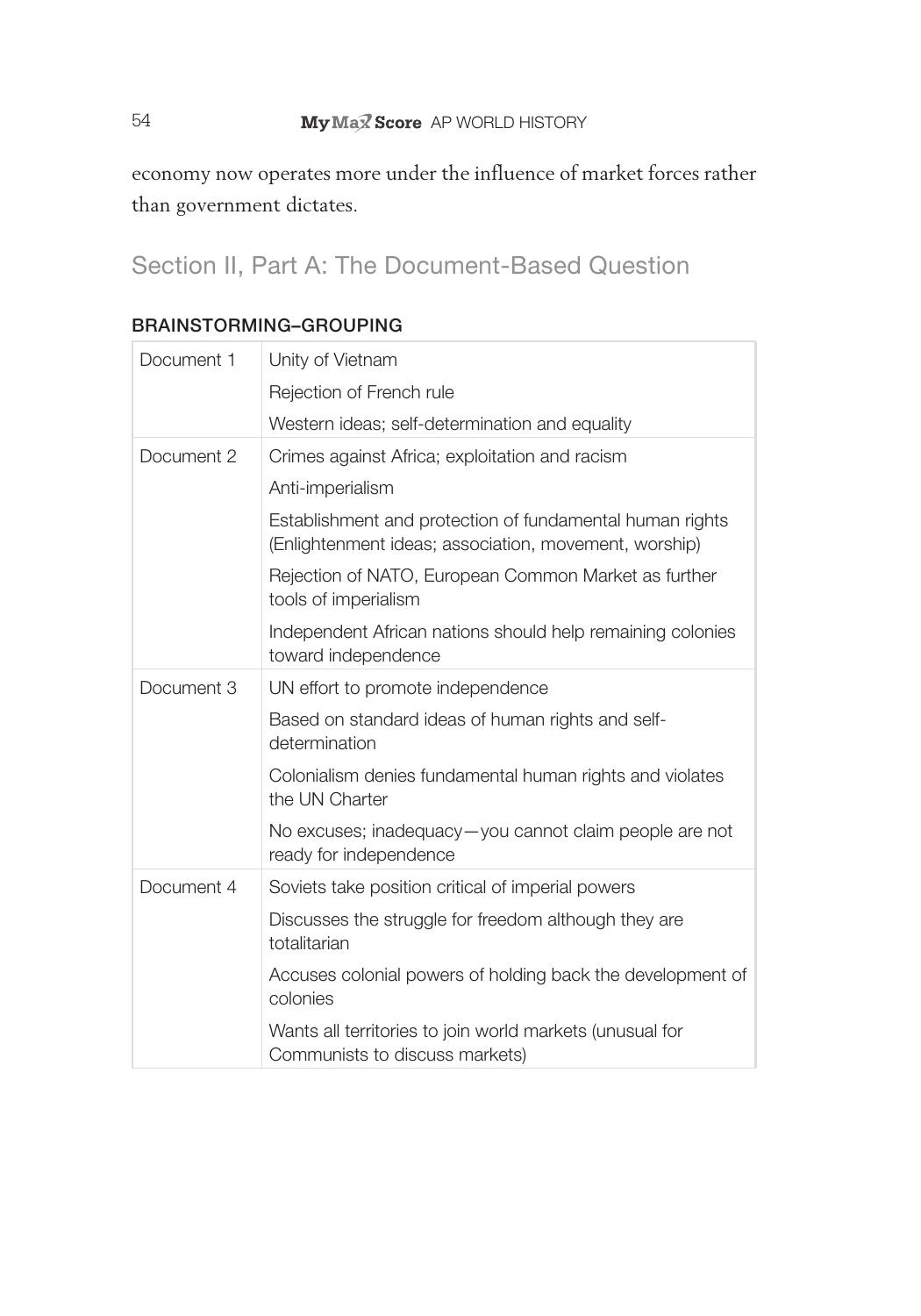economy now operates more under the influence of market forces rather than government dictates.

## Section II, Part A: The Document-Based Question

### BRAINSTORMING–GROUPING

| | |
|---|---|
| Document 1 | Unity of Vietnam |
| | Rejection of French rule |
| | Western ideas; self-determination and equality |
| Document 2 | Crimes against Africa; exploitation and racism |
| | Anti-imperialism |
| | Establishment and protection of fundamental human rights (Enlightenment ideas; association, movement, worship) |
| | Rejection of NATO, European Common Market as further tools of imperialism |
| | Independent African nations should help remaining colonies toward independence |
| Document 3 | UN effort to promote independence |
| | Based on standard ideas of human rights and self-determination |
| | Colonialism denies fundamental human rights and violates the UN Charter |
| | No excuses; inadequacy—you cannot claim people are not ready for independence |
| Document 4 | Soviets take position critical of imperial powers |
| | Discusses the struggle for freedom although they are totalitarian |
| | Accuses colonial powers of holding back the development of colonies |
| | Wants all territories to join world markets (unusual for Communists to discuss markets) |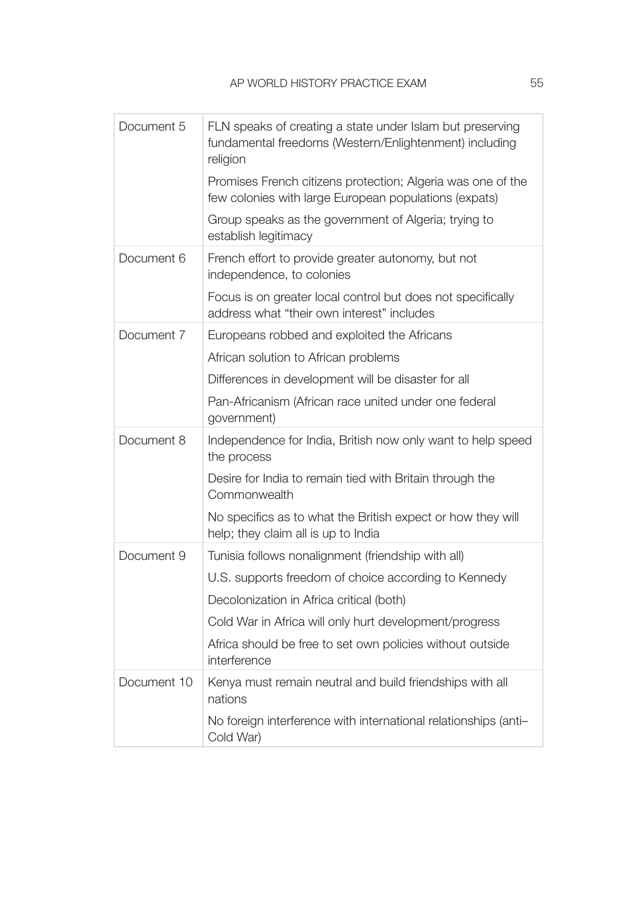| | |
|---|---|
| Document 5 | FLN speaks of creating a state under Islam but preserving fundamental freedoms (Western/Enlightenment) including religion |
| | Promises French citizens protection; Algeria was one of the few colonies with large European populations (expats) |
| | Group speaks as the government of Algeria; trying to establish legitimacy |
| Document 6 | French effort to provide greater autonomy, but not independence, to colonies |
| | Focus is on greater local control but does not specifically address what "their own interest" includes |
| Document 7 | Europeans robbed and exploited the Africans |
| | African solution to African problems |
| | Differences in development will be disaster for all |
| | Pan-Africanism (African race united under one federal government) |
| Document 8 | Independence for India, British now only want to help speed the process |
| | Desire for India to remain tied with Britain through the Commonwealth |
| | No specifics as to what the British expect or how they will help; they claim all is up to India |
| Document 9 | Tunisia follows nonalignment (friendship with all) |
| | U.S. supports freedom of choice according to Kennedy |
| | Decolonization in Africa critical (both) |
| | Cold War in Africa will only hurt development/progress |
| | Africa should be free to set own policies without outside interference |
| Document 10 | Kenya must remain neutral and build friendships with all nations |
| | No foreign interference with international relationships (anti–Cold War) |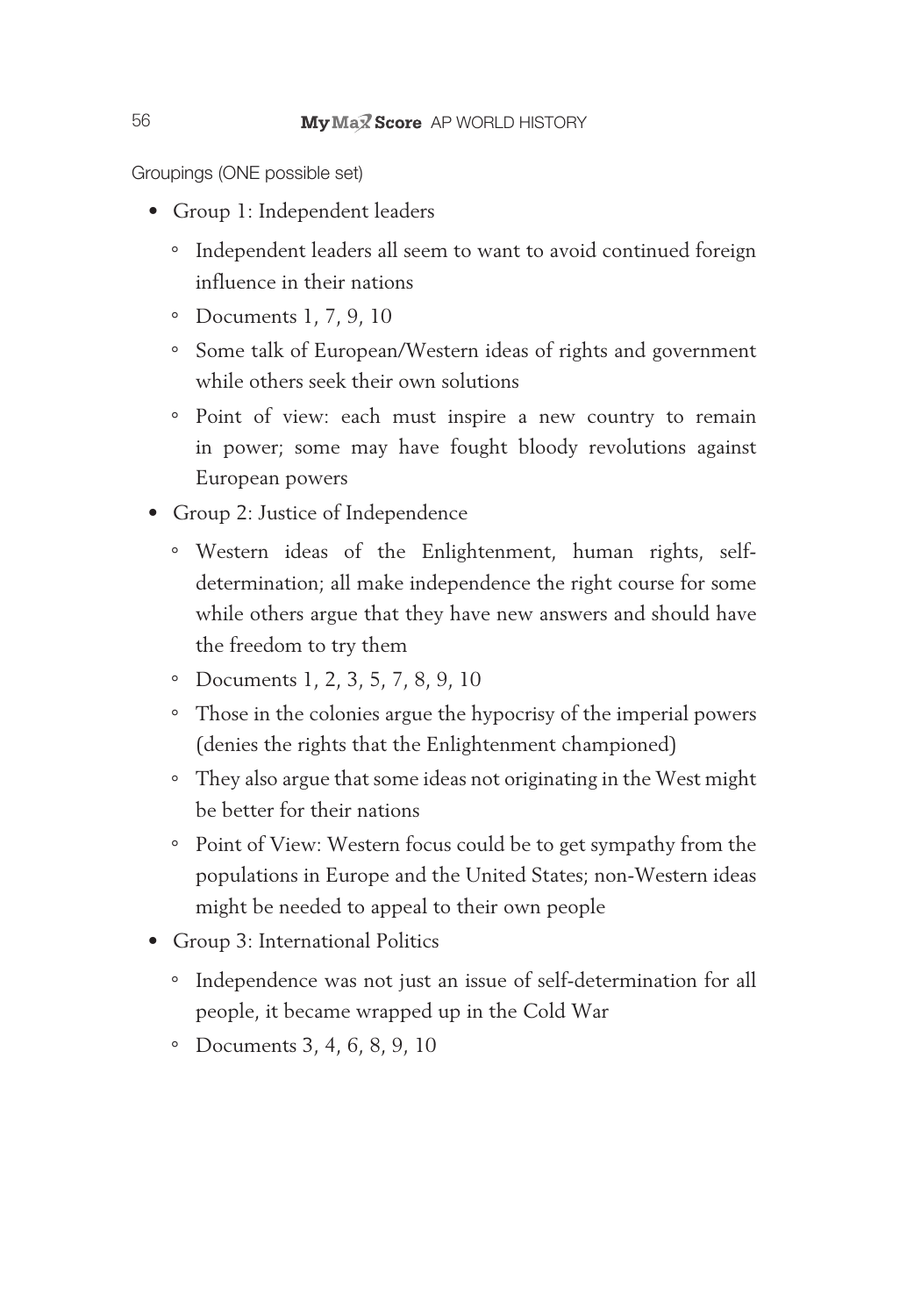Groupings (ONE possible set)

- Group 1: Independent leaders
  - Independent leaders all seem to want to avoid continued foreign influence in their nations
  - Documents 1, 7, 9, 10
  - Some talk of European/Western ideas of rights and government while others seek their own solutions
  - Point of view: each must inspire a new country to remain in power; some may have fought bloody revolutions against European powers
- Group 2: Justice of Independence
  - Western ideas of the Enlightenment, human rights, self-determination; all make independence the right course for some while others argue that they have new answers and should have the freedom to try them
  - Documents 1, 2, 3, 5, 7, 8, 9, 10
  - Those in the colonies argue the hypocrisy of the imperial powers (denies the rights that the Enlightenment championed)
  - They also argue that some ideas not originating in the West might be better for their nations
  - Point of View: Western focus could be to get sympathy from the populations in Europe and the United States; non-Western ideas might be needed to appeal to their own people
- Group 3: International Politics
  - Independence was not just an issue of self-determination for all people, it became wrapped up in the Cold War
  - Documents 3, 4, 6, 8, 9, 10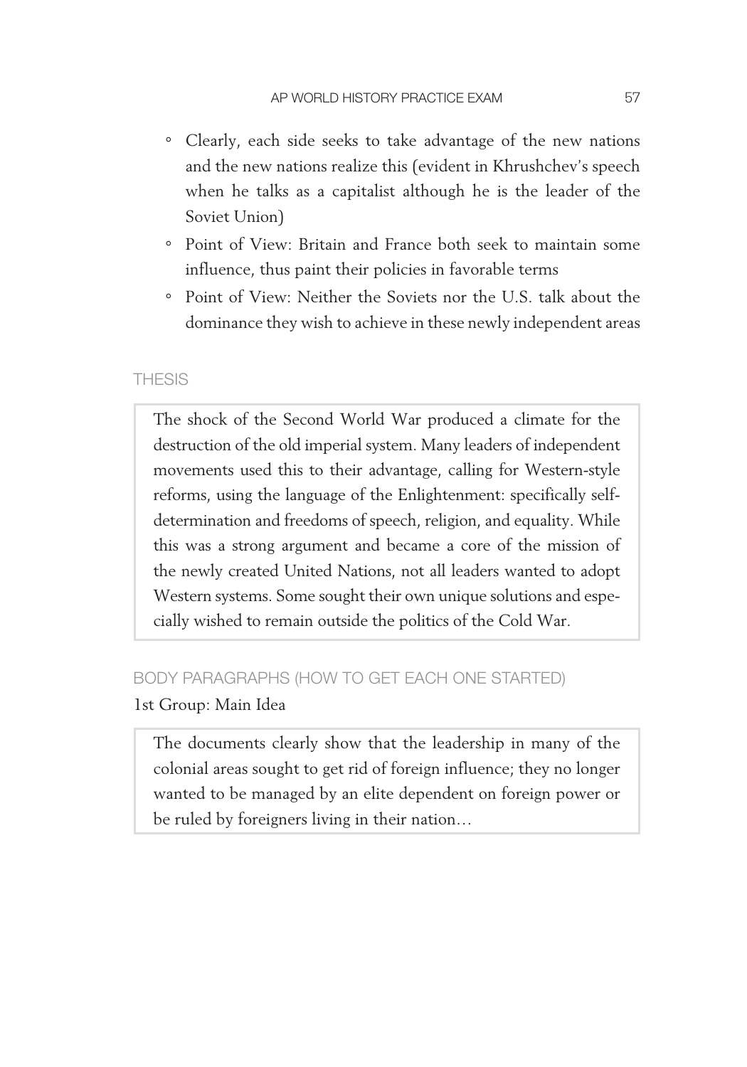- Clearly, each side seeks to take advantage of the new nations and the new nations realize this (evident in Khrushchev's speech when he talks as a capitalist although he is the leader of the Soviet Union)
- Point of View: Britain and France both seek to maintain some influence, thus paint their policies in favorable terms
- Point of View: Neither the Soviets nor the U.S. talk about the dominance they wish to achieve in these newly independent areas

## THESIS

> The shock of the Second World War produced a climate for the destruction of the old imperial system. Many leaders of independent movements used this to their advantage, calling for Western-style reforms, using the language of the Enlightenment: specifically self-determination and freedoms of speech, religion, and equality. While this was a strong argument and became a core of the mission of the newly created United Nations, not all leaders wanted to adopt Western systems. Some sought their own unique solutions and especially wished to remain outside the politics of the Cold War.

## BODY PARAGRAPHS (HOW TO GET EACH ONE STARTED)

1st Group: Main Idea

> The documents clearly show that the leadership in many of the colonial areas sought to get rid of foreign influence; they no longer wanted to be managed by an elite dependent on foreign power or be ruled by foreigners living in their nation…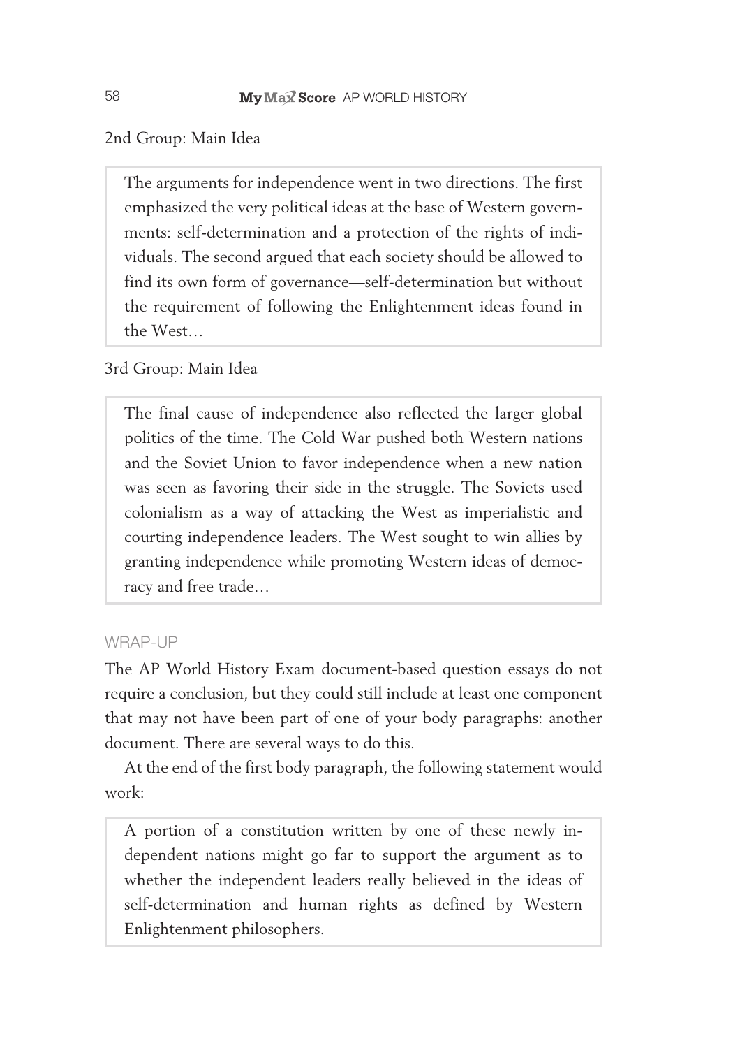2nd Group: Main Idea

> The arguments for independence went in two directions. The first emphasized the very political ideas at the base of Western governments: self-determination and a protection of the rights of individuals. The second argued that each society should be allowed to find its own form of governance—self-determination but without the requirement of following the Enlightenment ideas found in the West…

3rd Group: Main Idea

> The final cause of independence also reflected the larger global politics of the time. The Cold War pushed both Western nations and the Soviet Union to favor independence when a new nation was seen as favoring their side in the struggle. The Soviets used colonialism as a way of attacking the West as imperialistic and courting independence leaders. The West sought to win allies by granting independence while promoting Western ideas of democracy and free trade…

## WRAP-UP

The AP World History Exam document-based question essays do not require a conclusion, but they could still include at least one component that may not have been part of one of your body paragraphs: another document. There are several ways to do this.

At the end of the first body paragraph, the following statement would work:

> A portion of a constitution written by one of these newly independent nations might go far to support the argument as to whether the independent leaders really believed in the ideas of self-determination and human rights as defined by Western Enlightenment philosophers.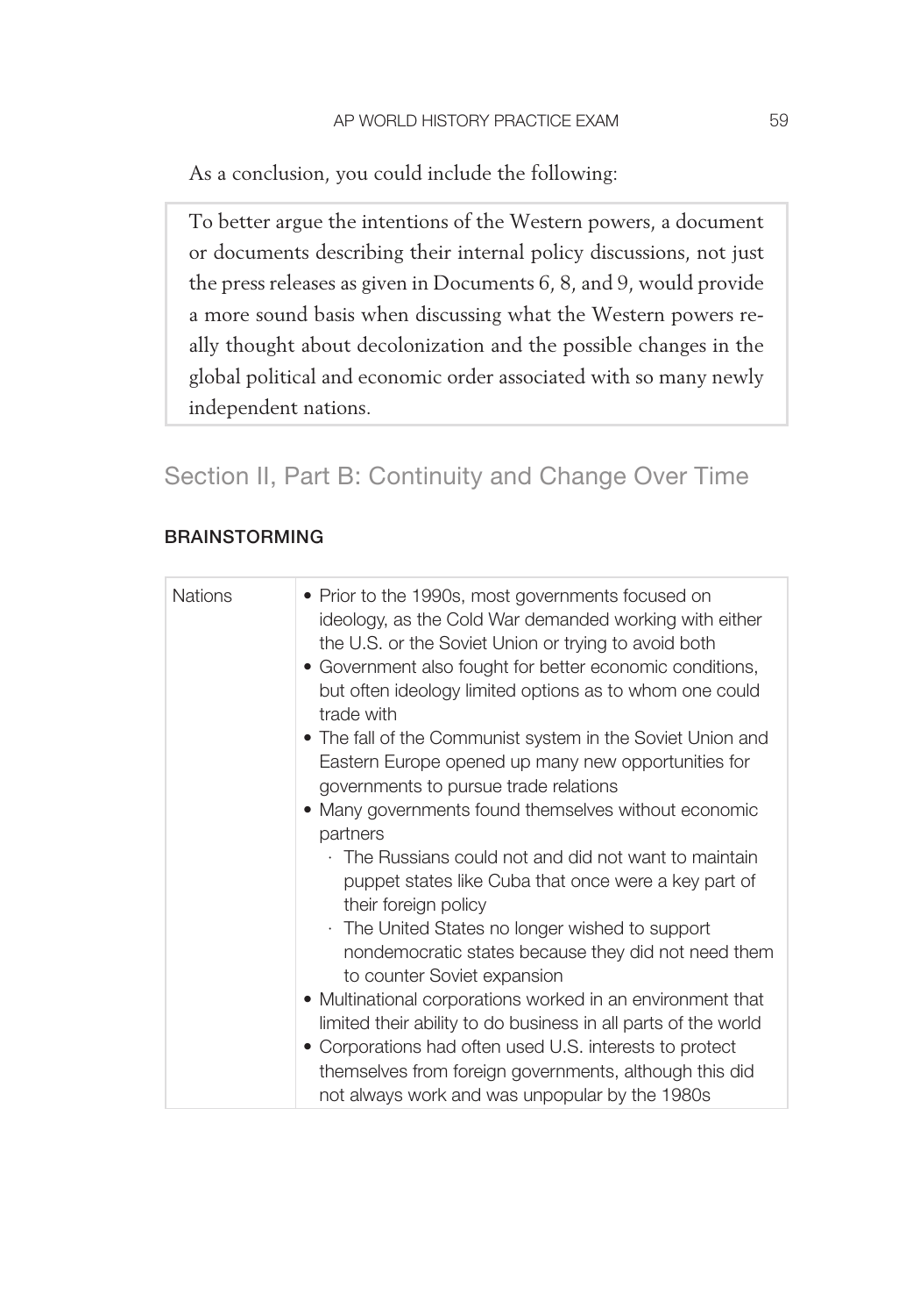As a conclusion, you could include the following:

> To better argue the intentions of the Western powers, a document or documents describing their internal policy discussions, not just the press releases as given in Documents 6, 8, and 9, would provide a more sound basis when discussing what the Western powers really thought about decolonization and the possible changes in the global political and economic order associated with so many newly independent nations.

## Section II, Part B: Continuity and Change Over Time

### BRAINSTORMING

| | |
|---|---|
| Nations | • Prior to the 1990s, most governments focused on ideology, as the Cold War demanded working with either the U.S. or the Soviet Union or trying to avoid both<br>• Government also fought for better economic conditions, but often ideology limited options as to whom one could trade with<br>• The fall of the Communist system in the Soviet Union and Eastern Europe opened up many new opportunities for governments to pursue trade relations<br>• Many governments found themselves without economic partners<br>  · The Russians could not and did not want to maintain puppet states like Cuba that once were a key part of their foreign policy<br>  · The United States no longer wished to support nondemocratic states because they did not need them to counter Soviet expansion<br>• Multinational corporations worked in an environment that limited their ability to do business in all parts of the world<br>• Corporations had often used U.S. interests to protect themselves from foreign governments, although this did not always work and was unpopular by the 1980s |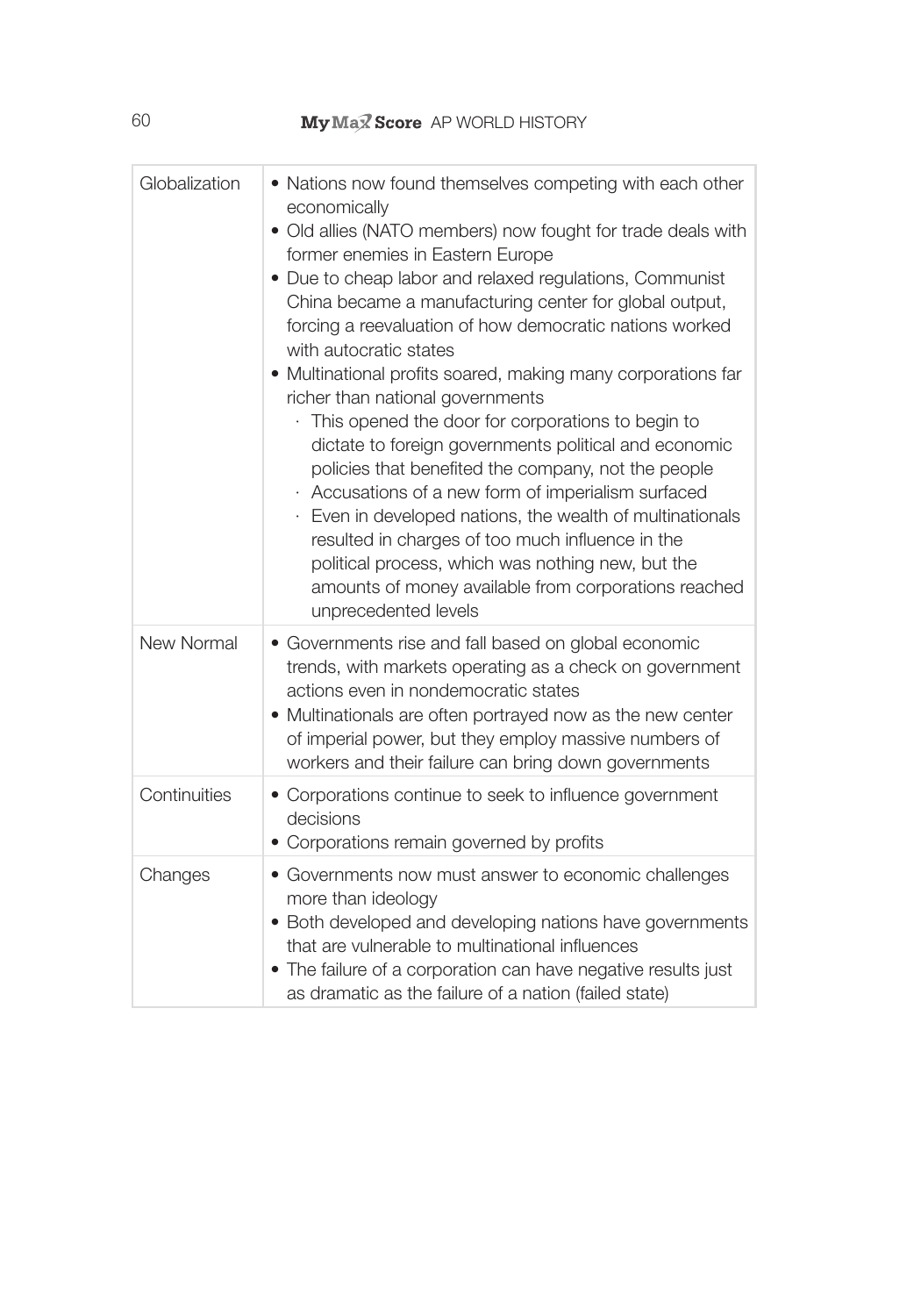| | |
|---|---|
| Globalization | • Nations now found themselves competing with each other economically<br>• Old allies (NATO members) now fought for trade deals with former enemies in Eastern Europe<br>• Due to cheap labor and relaxed regulations, Communist China became a manufacturing center for global output, forcing a reevaluation of how democratic nations worked with autocratic states<br>• Multinational profits soared, making many corporations far richer than national governments<br>  · This opened the door for corporations to begin to dictate to foreign governments political and economic policies that benefited the company, not the people<br>  · Accusations of a new form of imperialism surfaced<br>  · Even in developed nations, the wealth of multinationals resulted in charges of too much influence in the political process, which was nothing new, but the amounts of money available from corporations reached unprecedented levels |
| New Normal | • Governments rise and fall based on global economic trends, with markets operating as a check on government actions even in nondemocratic states<br>• Multinationals are often portrayed now as the new center of imperial power, but they employ massive numbers of workers and their failure can bring down governments |
| Continuities | • Corporations continue to seek to influence government decisions<br>• Corporations remain governed by profits |
| Changes | • Governments now must answer to economic challenges more than ideology<br>• Both developed and developing nations have governments that are vulnerable to multinational influences<br>• The failure of a corporation can have negative results just as dramatic as the failure of a nation (failed state) |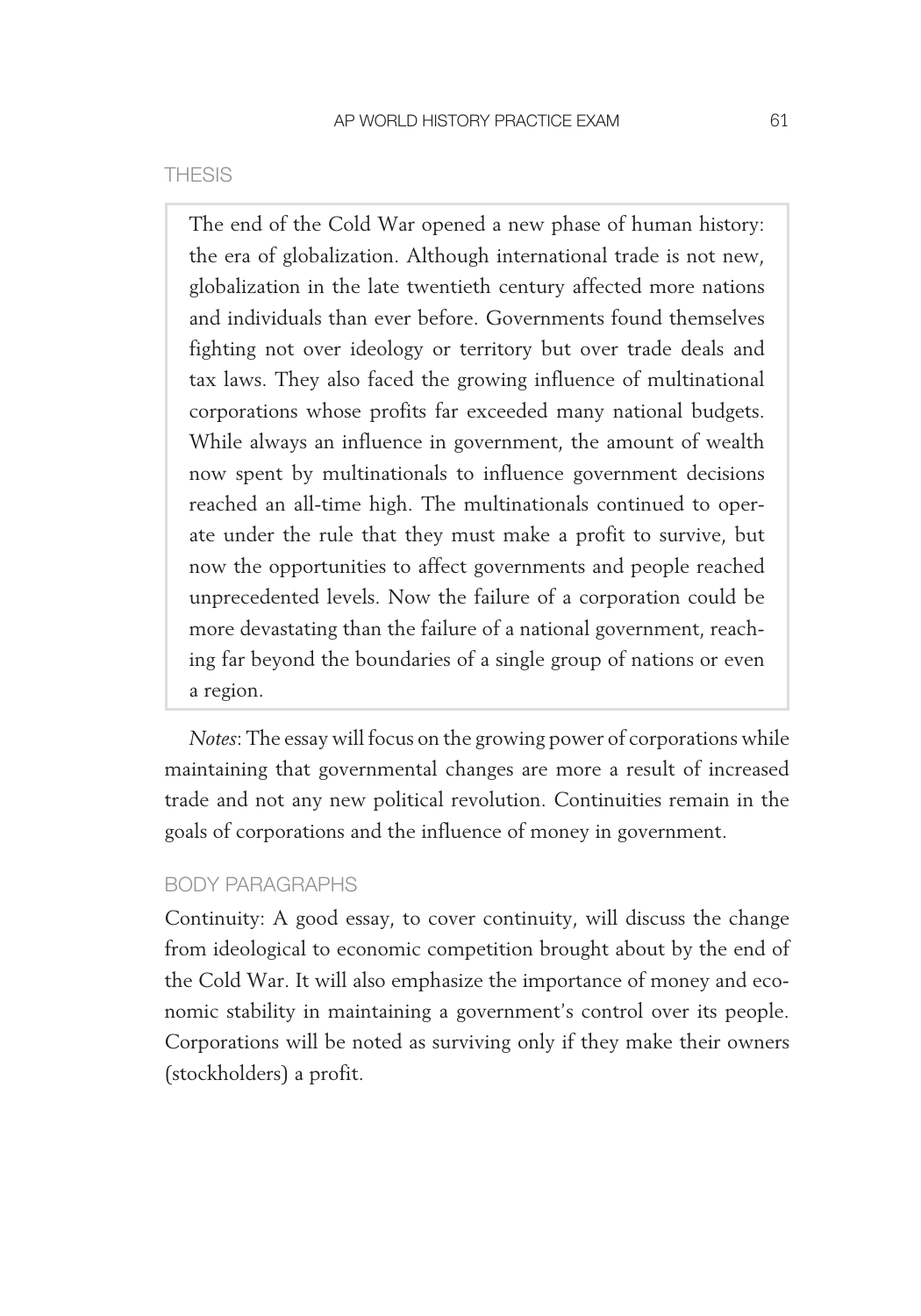## THESIS

> The end of the Cold War opened a new phase of human history: the era of globalization. Although international trade is not new, globalization in the late twentieth century affected more nations and individuals than ever before. Governments found themselves fighting not over ideology or territory but over trade deals and tax laws. They also faced the growing influence of multinational corporations whose profits far exceeded many national budgets. While always an influence in government, the amount of wealth now spent by multinationals to influence government decisions reached an all-time high. The multinationals continued to operate under the rule that they must make a profit to survive, but now the opportunities to affect governments and people reached unprecedented levels. Now the failure of a corporation could be more devastating than the failure of a national government, reaching far beyond the boundaries of a single group of nations or even a region.

*Notes*: The essay will focus on the growing power of corporations while maintaining that governmental changes are more a result of increased trade and not any new political revolution. Continuities remain in the goals of corporations and the influence of money in government.

## BODY PARAGRAPHS

Continuity: A good essay, to cover continuity, will discuss the change from ideological to economic competition brought about by the end of the Cold War. It will also emphasize the importance of money and economic stability in maintaining a government's control over its people. Corporations will be noted as surviving only if they make their owners (stockholders) a profit.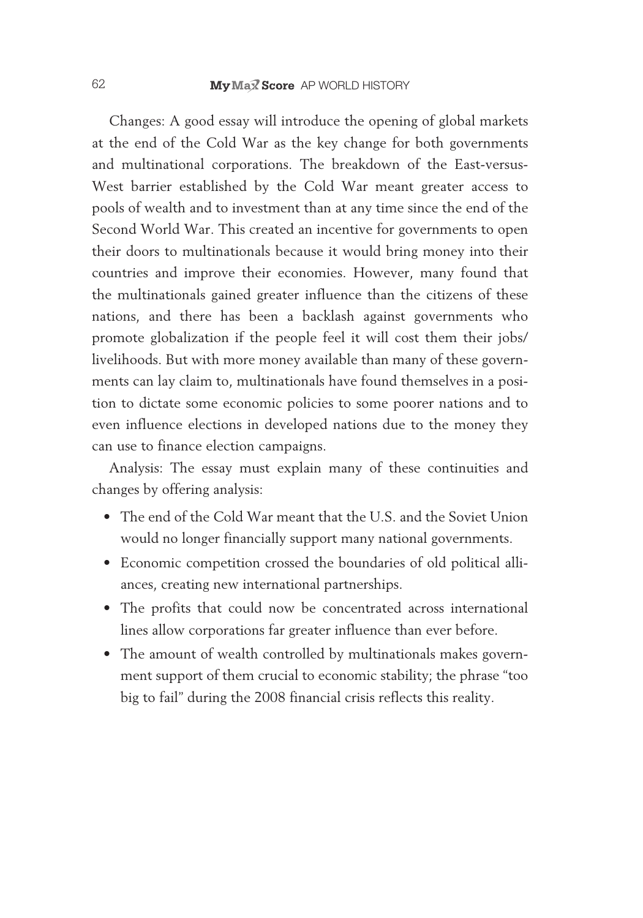Changes: A good essay will introduce the opening of global markets at the end of the Cold War as the key change for both governments and multinational corporations. The breakdown of the East-versus-West barrier established by the Cold War meant greater access to pools of wealth and to investment than at any time since the end of the Second World War. This created an incentive for governments to open their doors to multinationals because it would bring money into their countries and improve their economies. However, many found that the multinationals gained greater influence than the citizens of these nations, and there has been a backlash against governments who promote globalization if the people feel it will cost them their jobs/livelihoods. But with more money available than many of these governments can lay claim to, multinationals have found themselves in a position to dictate some economic policies to some poorer nations and to even influence elections in developed nations due to the money they can use to finance election campaigns.

Analysis: The essay must explain many of these continuities and changes by offering analysis:

- The end of the Cold War meant that the U.S. and the Soviet Union would no longer financially support many national governments.
- Economic competition crossed the boundaries of old political alliances, creating new international partnerships.
- The profits that could now be concentrated across international lines allow corporations far greater influence than ever before.
- The amount of wealth controlled by multinationals makes government support of them crucial to economic stability; the phrase "too big to fail" during the 2008 financial crisis reflects this reality.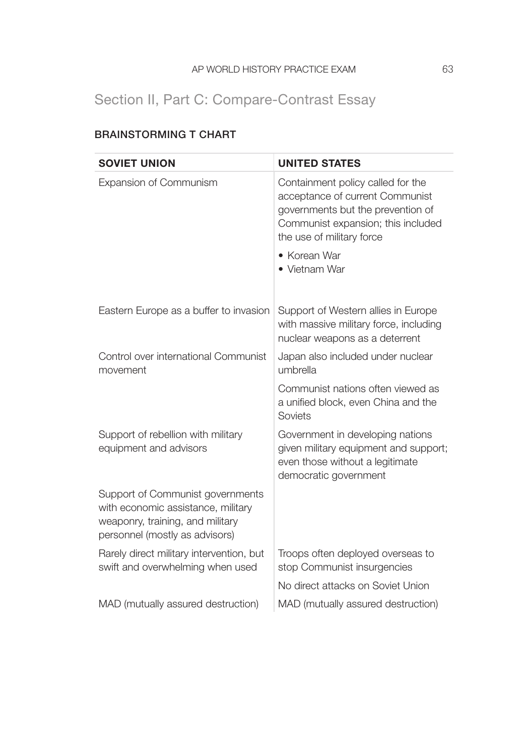## Section II, Part C: Compare-Contrast Essay

### BRAINSTORMING T CHART

| SOVIET UNION | UNITED STATES |
| --- | --- |
| Expansion of Communism | Containment policy called for the acceptance of current Communist governments but the prevention of Communist expansion; this included the use of military force<br>• Korean War<br>• Vietnam War |
| Eastern Europe as a buffer to invasion | Support of Western allies in Europe with massive military force, including nuclear weapons as a deterrent |
| Control over international Communist movement | Japan also included under nuclear umbrella |
| | Communist nations often viewed as a unified block, even China and the Soviets |
| Support of rebellion with military equipment and advisors | Government in developing nations given military equipment and support; even those without a legitimate democratic government |
| Support of Communist governments with economic assistance, military weaponry, training, and military personnel (mostly as advisors) | |
| Rarely direct military intervention, but swift and overwhelming when used | Troops often deployed overseas to stop Communist insurgencies |
| | No direct attacks on Soviet Union |
| MAD (mutually assured destruction) | MAD (mutually assured destruction) |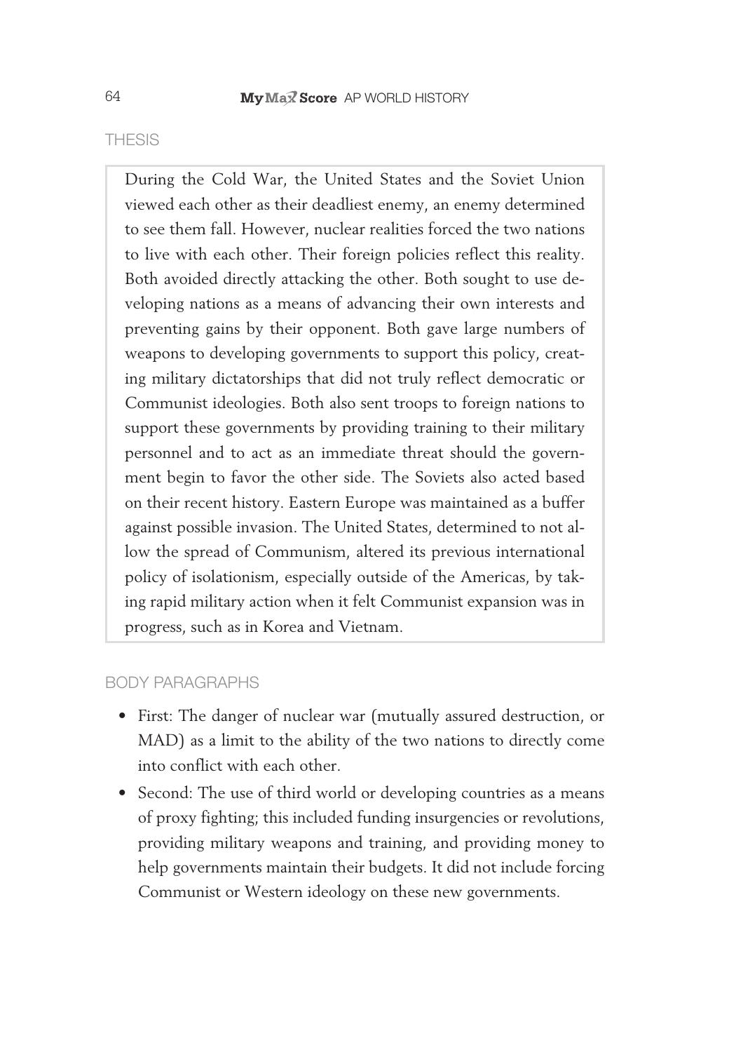## THESIS

> During the Cold War, the United States and the Soviet Union viewed each other as their deadliest enemy, an enemy determined to see them fall. However, nuclear realities forced the two nations to live with each other. Their foreign policies reflect this reality. Both avoided directly attacking the other. Both sought to use developing nations as a means of advancing their own interests and preventing gains by their opponent. Both gave large numbers of weapons to developing governments to support this policy, creating military dictatorships that did not truly reflect democratic or Communist ideologies. Both also sent troops to foreign nations to support these governments by providing training to their military personnel and to act as an immediate threat should the government begin to favor the other side. The Soviets also acted based on their recent history. Eastern Europe was maintained as a buffer against possible invasion. The United States, determined to not allow the spread of Communism, altered its previous international policy of isolationism, especially outside of the Americas, by taking rapid military action when it felt Communist expansion was in progress, such as in Korea and Vietnam.

## BODY PARAGRAPHS

- First: The danger of nuclear war (mutually assured destruction, or MAD) as a limit to the ability of the two nations to directly come into conflict with each other.
- Second: The use of third world or developing countries as a means of proxy fighting; this included funding insurgencies or revolutions, providing military weapons and training, and providing money to help governments maintain their budgets. It did not include forcing Communist or Western ideology on these new governments.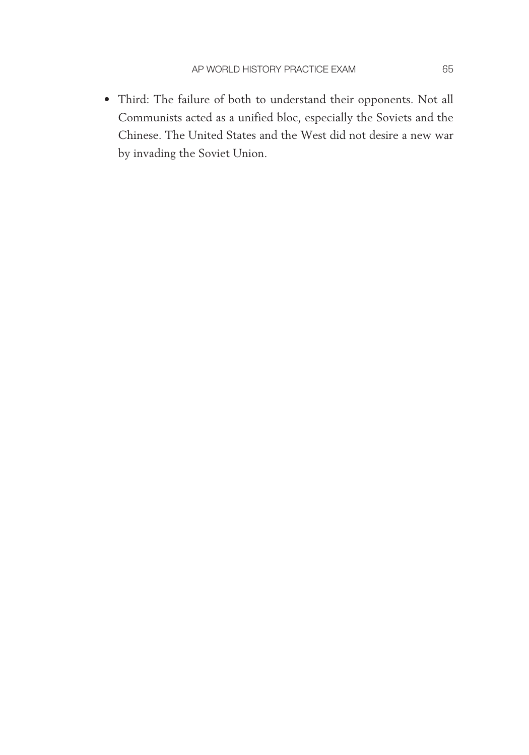- Third: The failure of both to understand their opponents. Not all Communists acted as a unified bloc, especially the Soviets and the Chinese. The United States and the West did not desire a new war by invading the Soviet Union.